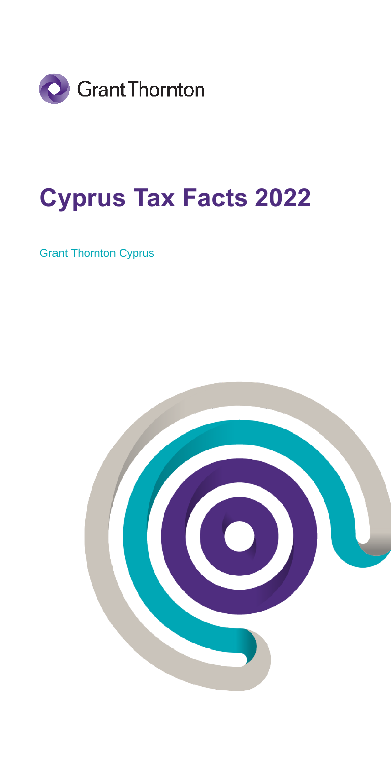Grant Thornton

# Cyprus Tax Facts 2022

Grant Thornton Cyprus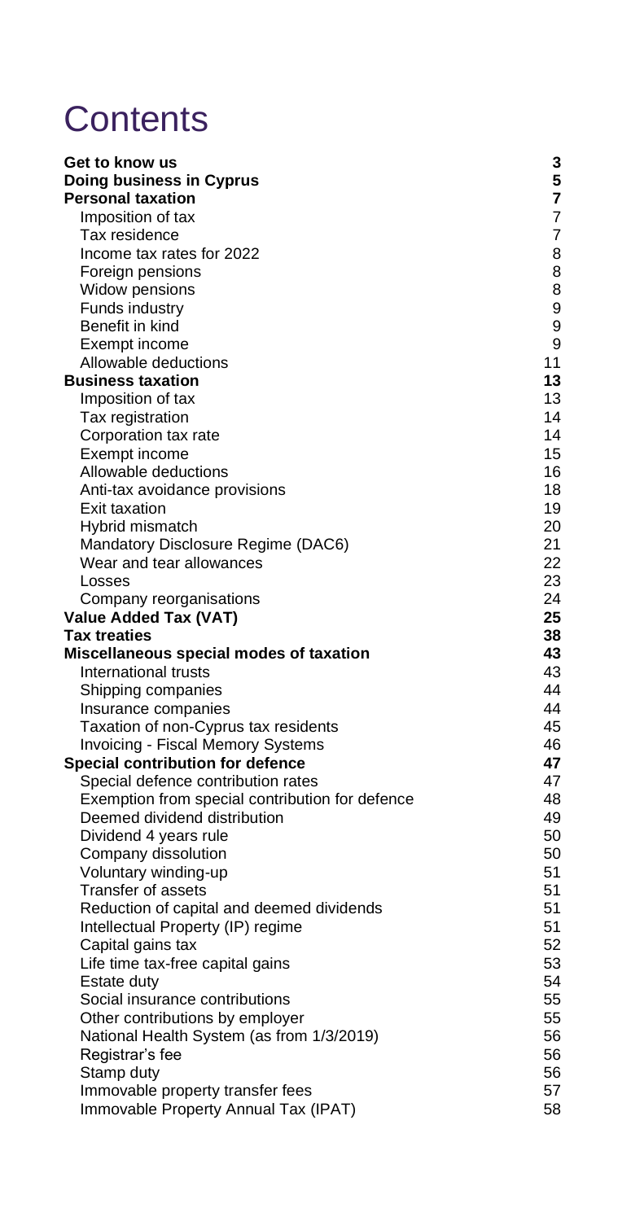# Contents

| | |
|---|---|
| **Get to know us** | **3** |
| **Doing business in Cyprus** | **5** |
| **Personal taxation** | **7** |
| Imposition of tax | 7 |
| Tax residence | 7 |
| Income tax rates for 2022 | 8 |
| Foreign pensions | 8 |
| Widow pensions | 8 |
| Funds industry | 9 |
| Benefit in kind | 9 |
| Exempt income | 9 |
| Allowable deductions | 11 |
| **Business taxation** | **13** |
| Imposition of tax | 13 |
| Tax registration | 14 |
| Corporation tax rate | 14 |
| Exempt income | 15 |
| Allowable deductions | 16 |
| Anti-tax avoidance provisions | 18 |
| Exit taxation | 19 |
| Hybrid mismatch | 20 |
| Mandatory Disclosure Regime (DAC6) | 21 |
| Wear and tear allowances | 22 |
| Losses | 23 |
| Company reorganisations | 24 |
| **Value Added Tax (VAT)** | **25** |
| **Tax treaties** | **38** |
| **Miscellaneous special modes of taxation** | **43** |
| International trusts | 43 |
| Shipping companies | 44 |
| Insurance companies | 44 |
| Taxation of non-Cyprus tax residents | 45 |
| Invoicing - Fiscal Memory Systems | 46 |
| **Special contribution for defence** | **47** |
| Special defence contribution rates | 47 |
| Exemption from special contribution for defence | 48 |
| Deemed dividend distribution | 49 |
| Dividend 4 years rule | 50 |
| Company dissolution | 50 |
| Voluntary winding-up | 51 |
| Transfer of assets | 51 |
| Reduction of capital and deemed dividends | 51 |
| Intellectual Property (IP) regime | 51 |
| Capital gains tax | 52 |
| Life time tax-free capital gains | 53 |
| Estate duty | 54 |
| Social insurance contributions | 55 |
| Other contributions by employer | 55 |
| National Health System (as from 1/3/2019) | 56 |
| Registrar's fee | 56 |
| Stamp duty | 56 |
| Immovable property transfer fees | 57 |
| Immovable Property Annual Tax (IPAT) | 58 |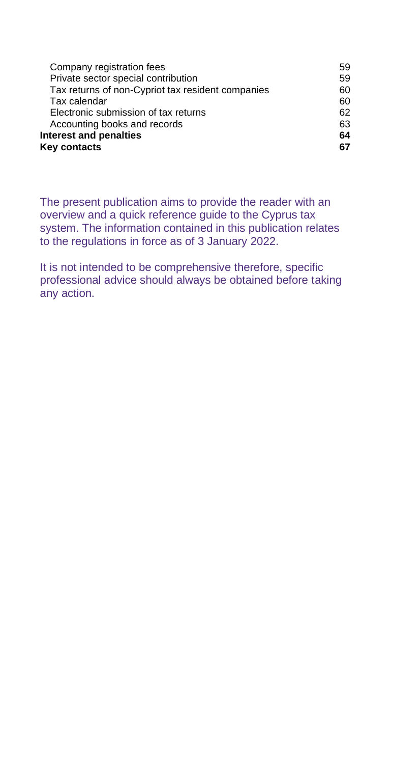| | |
|---|---|
| Company registration fees | 59 |
| Private sector special contribution | 59 |
| Tax returns of non-Cypriot tax resident companies | 60 |
| Tax calendar | 60 |
| Electronic submission of tax returns | 62 |
| Accounting books and records | 63 |
| **Interest and penalties** | **64** |
| **Key contacts** | **67** |

The present publication aims to provide the reader with an overview and a quick reference guide to the Cyprus tax system. The information contained in this publication relates to the regulations in force as of 3 January 2022.

It is not intended to be comprehensive therefore, specific professional advice should always be obtained before taking any action.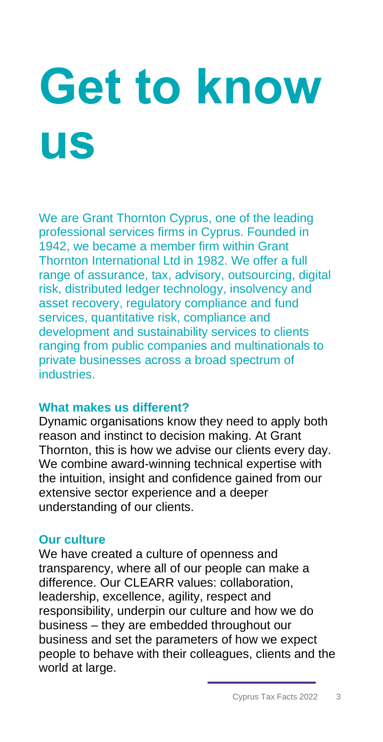# Get to know us

We are Grant Thornton Cyprus, one of the leading professional services firms in Cyprus. Founded in 1942, we became a member firm within Grant Thornton International Ltd in 1982. We offer a full range of assurance, tax, advisory, outsourcing, digital risk, distributed ledger technology, insolvency and asset recovery, regulatory compliance and fund services, quantitative risk, compliance and development and sustainability services to clients ranging from public companies and multinationals to private businesses across a broad spectrum of industries.

**What makes us different?**

Dynamic organisations know they need to apply both reason and instinct to decision making. At Grant Thornton, this is how we advise our clients every day. We combine award-winning technical expertise with the intuition, insight and confidence gained from our extensive sector experience and a deeper understanding of our clients.

**Our culture**

We have created a culture of openness and transparency, where all of our people can make a difference. Our CLEARR values: collaboration, leadership, excellence, agility, respect and responsibility, underpin our culture and how we do business – they are embedded throughout our business and set the parameters of how we expect people to behave with their colleagues, clients and the world at large.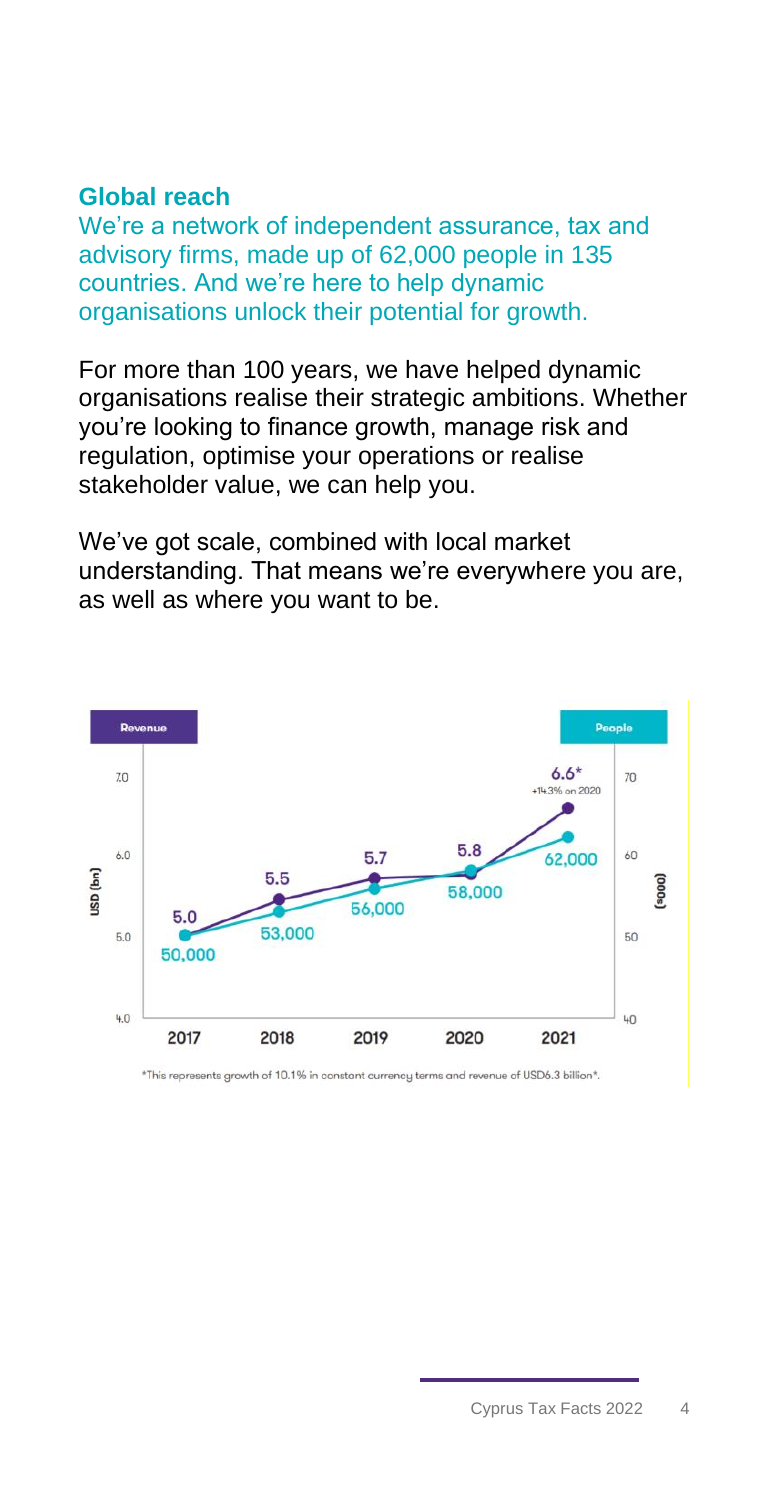## Global reach

We're a network of independent assurance, tax and advisory firms, made up of 62,000 people in 135 countries. And we're here to help dynamic organisations unlock their potential for growth.

For more than 100 years, we have helped dynamic organisations realise their strategic ambitions. Whether you're looking to finance growth, manage risk and regulation, optimise your operations or realise stakeholder value, we can help you.

We've got scale, combined with local market understanding. That means we're everywhere you are, as well as where you want to be.

| | 2017 | 2018 | 2019 | 2020 | 2021 |
|---|---|---|---|---|---|
| Revenue USD (bn) | 5.0 | 5.5 | 5.7 | 5.8 | 6.6* (+14.3% on 2020) |
| People | 50,000 | 53,000 | 56,000 | 58,000 | 62,000 |

*This represents growth of 10.1% in constant currency terms and revenue of USD6.3 billion*.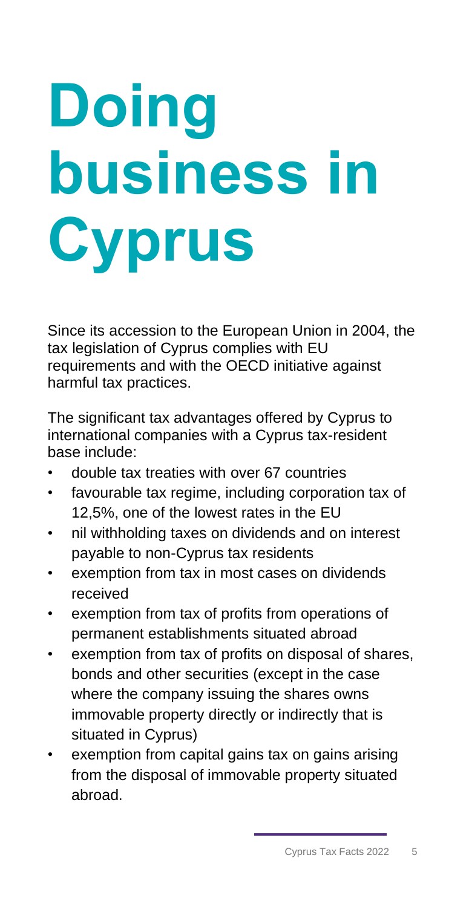# Doing business in Cyprus

Since its accession to the European Union in 2004, the tax legislation of Cyprus complies with EU requirements and with the OECD initiative against harmful tax practices.

The significant tax advantages offered by Cyprus to international companies with a Cyprus tax-resident base include:

- double tax treaties with over 67 countries
- favourable tax regime, including corporation tax of 12,5%, one of the lowest rates in the EU
- nil withholding taxes on dividends and on interest payable to non-Cyprus tax residents
- exemption from tax in most cases on dividends received
- exemption from tax of profits from operations of permanent establishments situated abroad
- exemption from tax of profits on disposal of shares, bonds and other securities (except in the case where the company issuing the shares owns immovable property directly or indirectly that is situated in Cyprus)
- exemption from capital gains tax on gains arising from the disposal of immovable property situated abroad.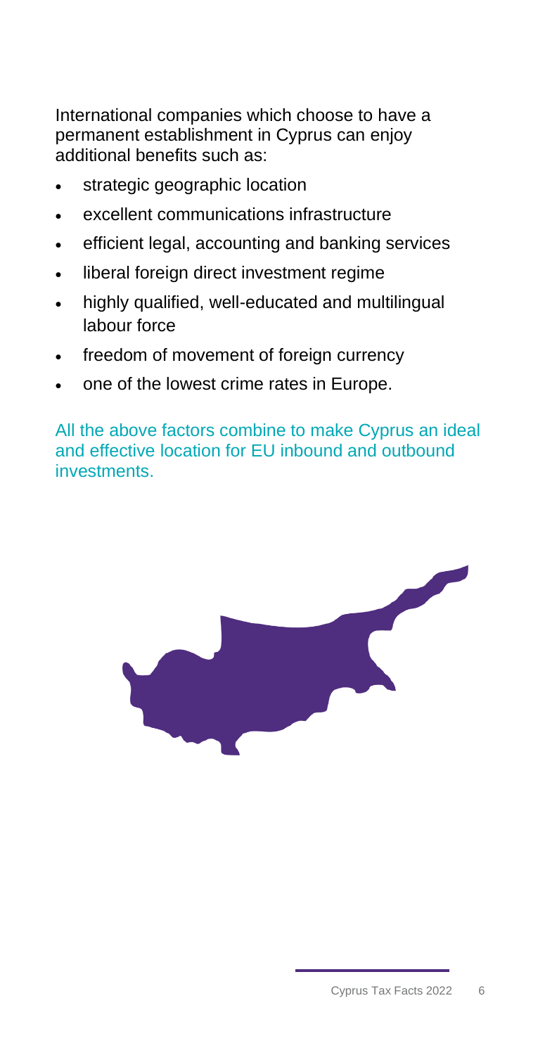International companies which choose to have a permanent establishment in Cyprus can enjoy additional benefits such as:

- strategic geographic location
- excellent communications infrastructure
- efficient legal, accounting and banking services
- liberal foreign direct investment regime
- highly qualified, well-educated and multilingual labour force
- freedom of movement of foreign currency
- one of the lowest crime rates in Europe.

All the above factors combine to make Cyprus an ideal and effective location for EU inbound and outbound investments.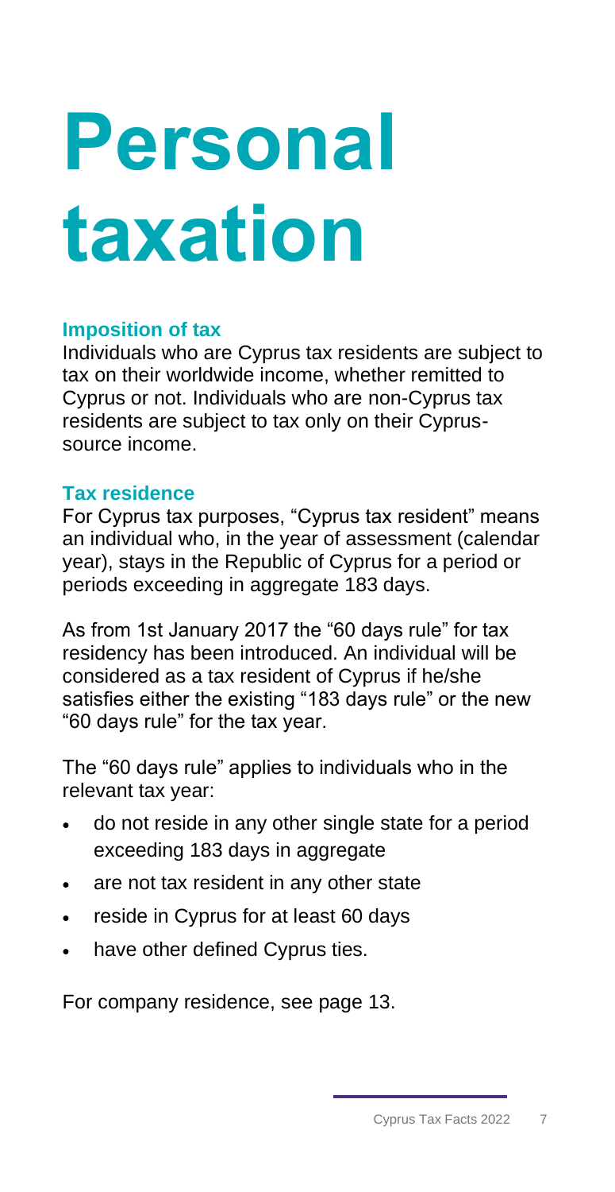# Personal taxation

## Imposition of tax

Individuals who are Cyprus tax residents are subject to tax on their worldwide income, whether remitted to Cyprus or not. Individuals who are non-Cyprus tax residents are subject to tax only on their Cyprus-source income.

## Tax residence

For Cyprus tax purposes, "Cyprus tax resident" means an individual who, in the year of assessment (calendar year), stays in the Republic of Cyprus for a period or periods exceeding in aggregate 183 days.

As from 1st January 2017 the "60 days rule" for tax residency has been introduced. An individual will be considered as a tax resident of Cyprus if he/she satisfies either the existing "183 days rule" or the new "60 days rule" for the tax year.

The "60 days rule" applies to individuals who in the relevant tax year:

- do not reside in any other single state for a period exceeding 183 days in aggregate
- are not tax resident in any other state
- reside in Cyprus for at least 60 days
- have other defined Cyprus ties.

For company residence, see page 13.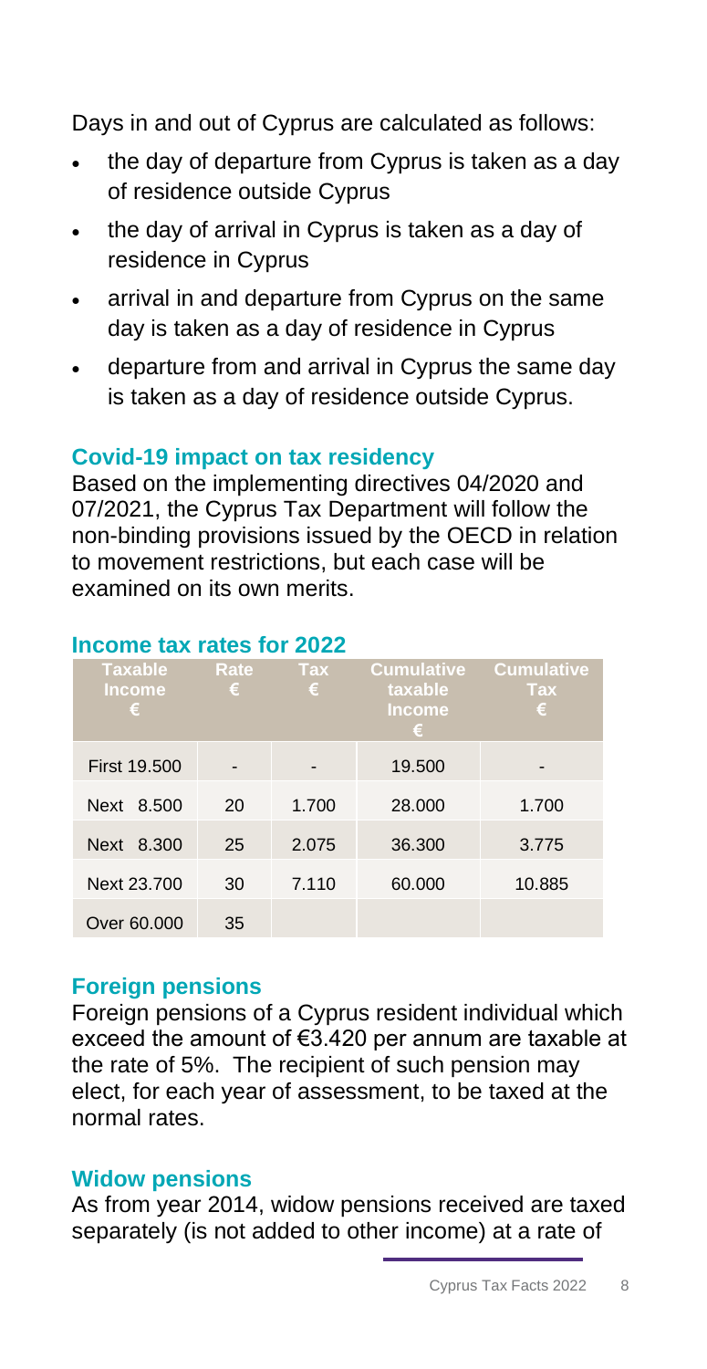Days in and out of Cyprus are calculated as follows:

- the day of departure from Cyprus is taken as a day of residence outside Cyprus
- the day of arrival in Cyprus is taken as a day of residence in Cyprus
- arrival in and departure from Cyprus on the same day is taken as a day of residence in Cyprus
- departure from and arrival in Cyprus the same day is taken as a day of residence outside Cyprus.

### Covid-19 impact on tax residency

Based on the implementing directives 04/2020 and 07/2021, the Cyprus Tax Department will follow the non-binding provisions issued by the OECD in relation to movement restrictions, but each case will be examined on its own merits.

### Income tax rates for 2022

| Taxable Income € | Rate € | Tax € | Cumulative taxable Income € | Cumulative Tax € |
|---|---|---|---|---|
| First 19.500 | - | - | 19.500 | - |
| Next 8.500 | 20 | 1.700 | 28.000 | 1.700 |
| Next 8.300 | 25 | 2.075 | 36.300 | 3.775 |
| Next 23.700 | 30 | 7.110 | 60.000 | 10.885 |
| Over 60.000 | 35 | | | |

### Foreign pensions

Foreign pensions of a Cyprus resident individual which exceed the amount of €3.420 per annum are taxable at the rate of 5%. The recipient of such pension may elect, for each year of assessment, to be taxed at the normal rates.

### Widow pensions

As from year 2014, widow pensions received are taxed separately (is not added to other income) at a rate of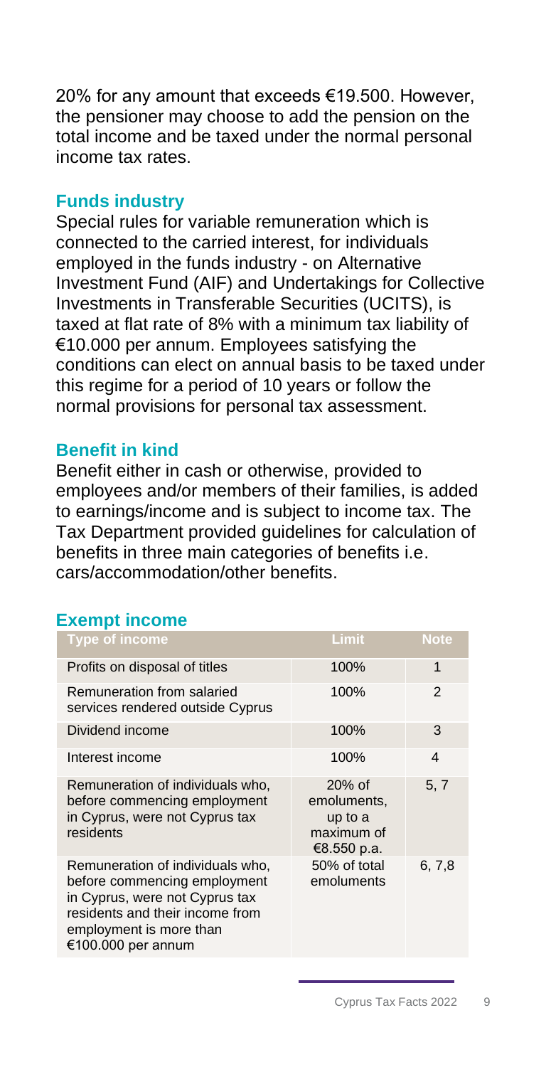20% for any amount that exceeds €19.500. However, the pensioner may choose to add the pension on the total income and be taxed under the normal personal income tax rates.

## Funds industry

Special rules for variable remuneration which is connected to the carried interest, for individuals employed in the funds industry - on Alternative Investment Fund (AIF) and Undertakings for Collective Investments in Transferable Securities (UCITS), is taxed at flat rate of 8% with a minimum tax liability of €10.000 per annum. Employees satisfying the conditions can elect on annual basis to be taxed under this regime for a period of 10 years or follow the normal provisions for personal tax assessment.

## Benefit in kind

Benefit either in cash or otherwise, provided to employees and/or members of their families, is added to earnings/income and is subject to income tax. The Tax Department provided guidelines for calculation of benefits in three main categories of benefits i.e. cars/accommodation/other benefits.

## Exempt income

| Type of income | Limit | Note |
|---|---|---|
| Profits on disposal of titles | 100% | 1 |
| Remuneration from salaried services rendered outside Cyprus | 100% | 2 |
| Dividend income | 100% | 3 |
| Interest income | 100% | 4 |
| Remuneration of individuals who, before commencing employment in Cyprus, were not Cyprus tax residents | 20% of emoluments, up to a maximum of €8.550 p.a. | 5, 7 |
| Remuneration of individuals who, before commencing employment in Cyprus, were not Cyprus tax residents and their income from employment is more than €100.000 per annum | 50% of total emoluments | 6, 7,8 |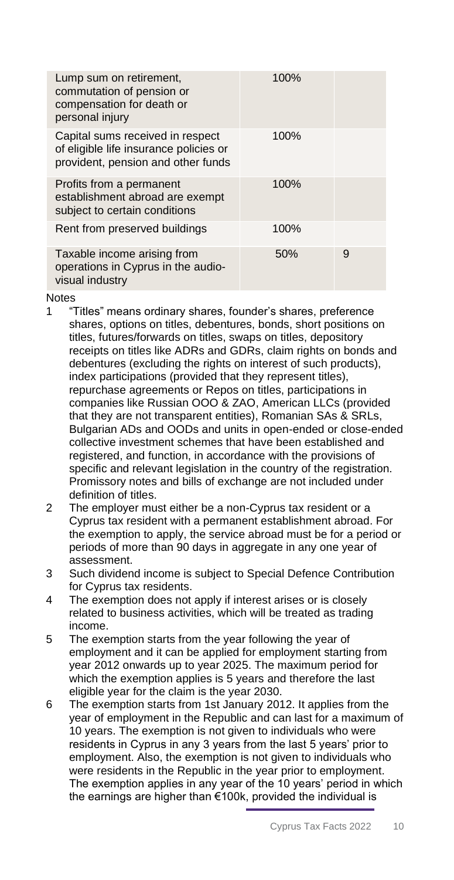| | | |
|---|---|---|
| Lump sum on retirement, commutation of pension or compensation for death or personal injury | 100% | |
| Capital sums received in respect of eligible life insurance policies or provident, pension and other funds | 100% | |
| Profits from a permanent establishment abroad are exempt subject to certain conditions | 100% | |
| Rent from preserved buildings | 100% | |
| Taxable income arising from operations in Cyprus in the audio-visual industry | 50% | 9 |

Notes

1. "Titles" means ordinary shares, founder's shares, preference shares, options on titles, debentures, bonds, short positions on titles, futures/forwards on titles, swaps on titles, depository receipts on titles like ADRs and GDRs, claim rights on bonds and debentures (excluding the rights on interest of such products), index participations (provided that they represent titles), repurchase agreements or Repos on titles, participations in companies like Russian OOO & ZAO, American LLCs (provided that they are not transparent entities), Romanian SAs & SRLs, Bulgarian ADs and OODs and units in open-ended or close-ended collective investment schemes that have been established and registered, and function, in accordance with the provisions of specific and relevant legislation in the country of the registration. Promissory notes and bills of exchange are not included under definition of titles.
2. The employer must either be a non-Cyprus tax resident or a Cyprus tax resident with a permanent establishment abroad. For the exemption to apply, the service abroad must be for a period or periods of more than 90 days in aggregate in any one year of assessment.
3. Such dividend income is subject to Special Defence Contribution for Cyprus tax residents.
4. The exemption does not apply if interest arises or is closely related to business activities, which will be treated as trading income.
5. The exemption starts from the year following the year of employment and it can be applied for employment starting from year 2012 onwards up to year 2025. The maximum period for which the exemption applies is 5 years and therefore the last eligible year for the claim is the year 2030.
6. The exemption starts from 1st January 2012. It applies from the year of employment in the Republic and can last for a maximum of 10 years. The exemption is not given to individuals who were residents in Cyprus in any 3 years from the last 5 years' prior to employment. Also, the exemption is not given to individuals who were residents in the Republic in the year prior to employment. The exemption applies in any year of the 10 years' period in which the earnings are higher than €100k, provided the individual is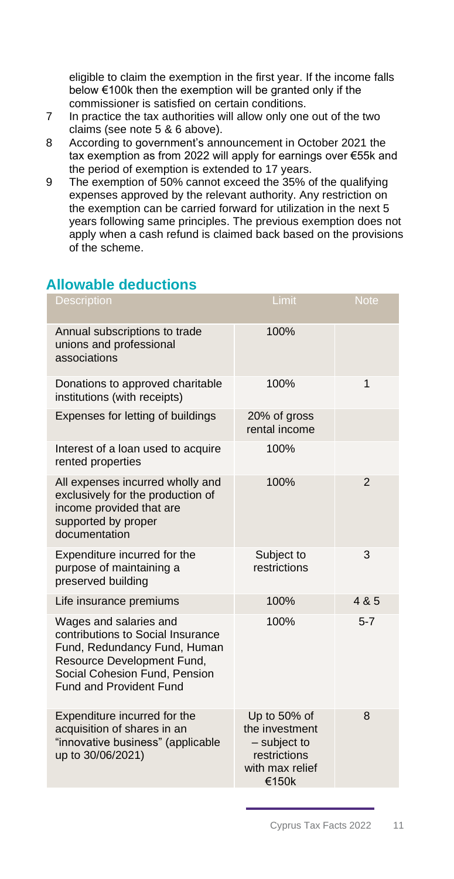eligible to claim the exemption in the first year. If the income falls below €100k then the exemption will be granted only if the commissioner is satisfied on certain conditions.

7 In practice the tax authorities will allow only one out of the two claims (see note 5 & 6 above).

8 According to government's announcement in October 2021 the tax exemption as from 2022 will apply for earnings over €55k and the period of exemption is extended to 17 years.

9 The exemption of 50% cannot exceed the 35% of the qualifying expenses approved by the relevant authority. Any restriction on the exemption can be carried forward for utilization in the next 5 years following same principles. The previous exemption does not apply when a cash refund is claimed back based on the provisions of the scheme.

## Allowable deductions

| Description | Limit | Note |
|---|---|---|
| Annual subscriptions to trade unions and professional associations | 100% | |
| Donations to approved charitable institutions (with receipts) | 100% | 1 |
| Expenses for letting of buildings | 20% of gross rental income | |
| Interest of a loan used to acquire rented properties | 100% | |
| All expenses incurred wholly and exclusively for the production of income provided that are supported by proper documentation | 100% | 2 |
| Expenditure incurred for the purpose of maintaining a preserved building | Subject to restrictions | 3 |
| Life insurance premiums | 100% | 4 & 5 |
| Wages and salaries and contributions to Social Insurance Fund, Redundancy Fund, Human Resource Development Fund, Social Cohesion Fund, Pension Fund and Provident Fund | 100% | 5-7 |
| Expenditure incurred for the acquisition of shares in an "innovative business" (applicable up to 30/06/2021) | Up to 50% of the investment – subject to restrictions with max relief €150k | 8 |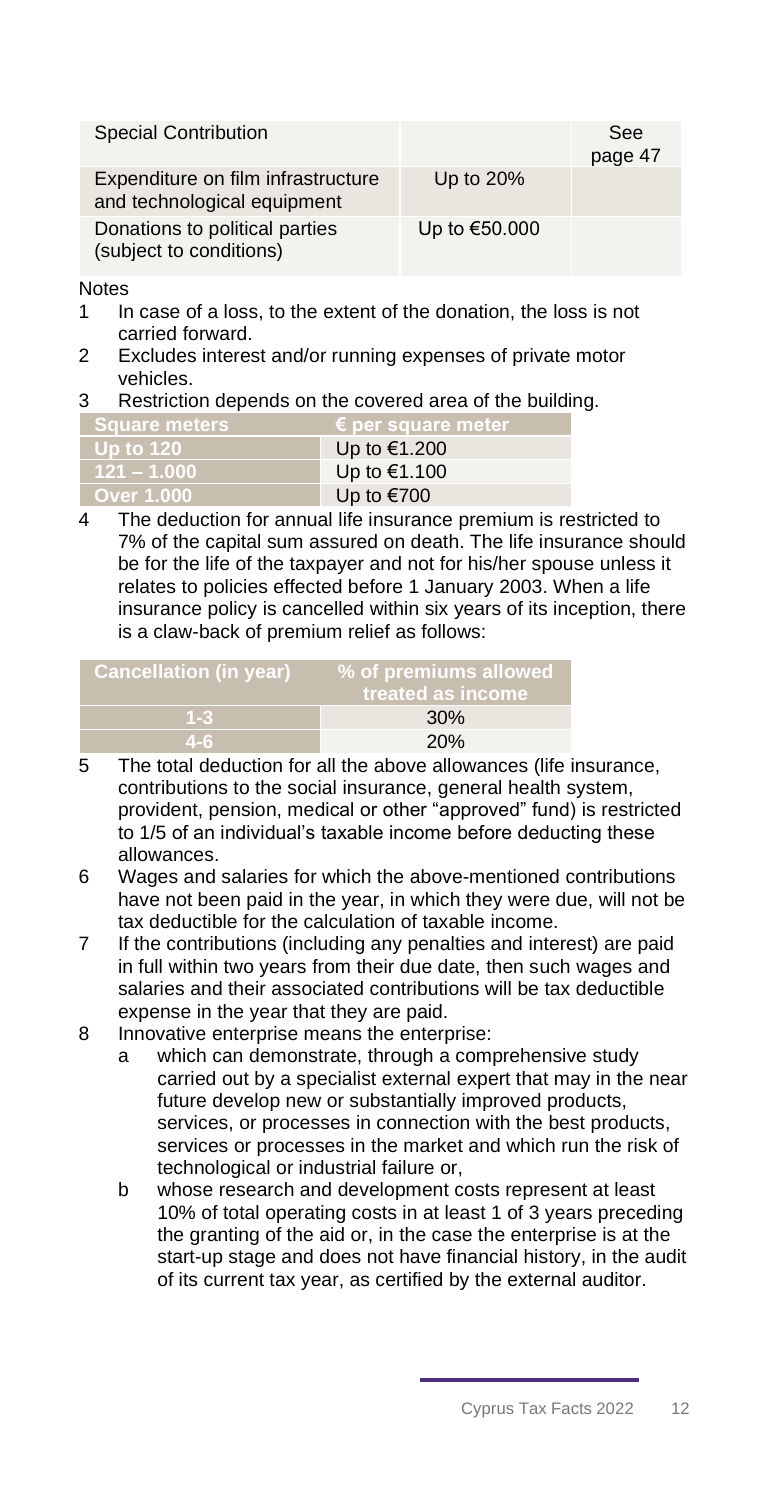| Special Contribution | | See page 47 |
|---|---|---|
| Expenditure on film infrastructure and technological equipment | Up to 20% | |
| Donations to political parties (subject to conditions) | Up to €50.000 | |

Notes

1. In case of a loss, to the extent of the donation, the loss is not carried forward.
2. Excludes interest and/or running expenses of private motor vehicles.
3. Restriction depends on the covered area of the building.

| Square meters | € per square meter |
|---|---|
| Up to 120 | Up to €1.200 |
| 121 – 1.000 | Up to €1.100 |
| Over 1.000 | Up to €700 |

4. The deduction for annual life insurance premium is restricted to 7% of the capital sum assured on death. The life insurance should be for the life of the taxpayer and not for his/her spouse unless it relates to policies effected before 1 January 2003. When a life insurance policy is cancelled within six years of its inception, there is a claw-back of premium relief as follows:

| Cancellation (in year) | % of premiums allowed treated as income |
|---|---|
| 1-3 | 30% |
| 4-6 | 20% |

5. The total deduction for all the above allowances (life insurance, contributions to the social insurance, general health system, provident, pension, medical or other "approved" fund) is restricted to 1/5 of an individual's taxable income before deducting these allowances.
6. Wages and salaries for which the above-mentioned contributions have not been paid in the year, in which they were due, will not be tax deductible for the calculation of taxable income.
7. If the contributions (including any penalties and interest) are paid in full within two years from their due date, then such wages and salaries and their associated contributions will be tax deductible expense in the year that they are paid.
8. Innovative enterprise means the enterprise:
   a. which can demonstrate, through a comprehensive study carried out by a specialist external expert that may in the near future develop new or substantially improved products, services, or processes in connection with the best products, services or processes in the market and which run the risk of technological or industrial failure or,
   b. whose research and development costs represent at least 10% of total operating costs in at least 1 of 3 years preceding the granting of the aid or, in the case the enterprise is at the start-up stage and does not have financial history, in the audit of its current tax year, as certified by the external auditor.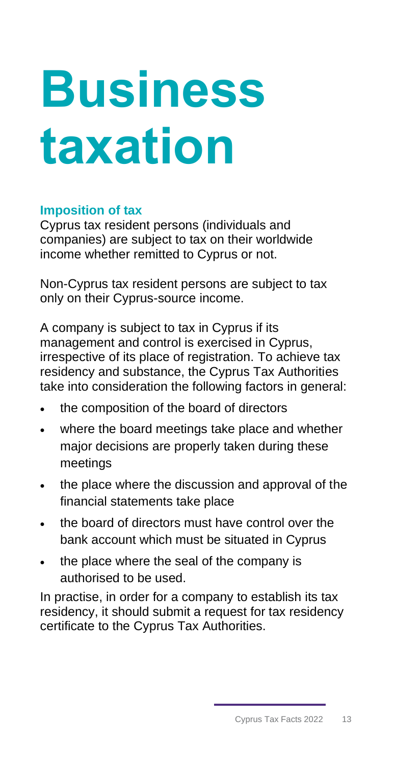# Business taxation

### Imposition of tax

Cyprus tax resident persons (individuals and companies) are subject to tax on their worldwide income whether remitted to Cyprus or not.

Non-Cyprus tax resident persons are subject to tax only on their Cyprus-source income.

A company is subject to tax in Cyprus if its management and control is exercised in Cyprus, irrespective of its place of registration. To achieve tax residency and substance, the Cyprus Tax Authorities take into consideration the following factors in general:

- the composition of the board of directors
- where the board meetings take place and whether major decisions are properly taken during these meetings
- the place where the discussion and approval of the financial statements take place
- the board of directors must have control over the bank account which must be situated in Cyprus
- the place where the seal of the company is authorised to be used.

In practise, in order for a company to establish its tax residency, it should submit a request for tax residency certificate to the Cyprus Tax Authorities.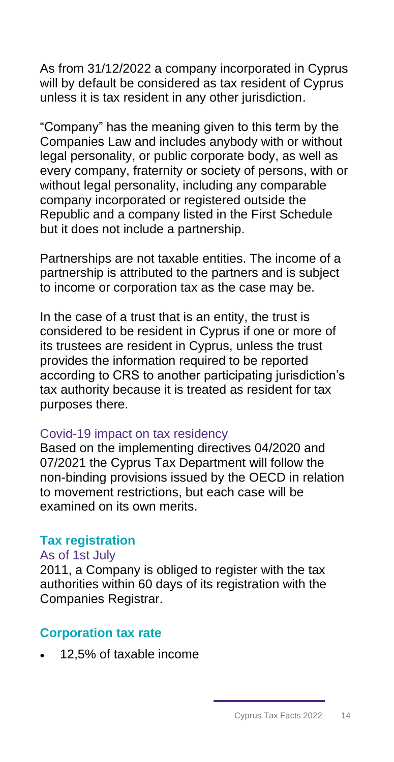As from 31/12/2022 a company incorporated in Cyprus will by default be considered as tax resident of Cyprus unless it is tax resident in any other jurisdiction.

"Company" has the meaning given to this term by the Companies Law and includes anybody with or without legal personality, or public corporate body, as well as every company, fraternity or society of persons, with or without legal personality, including any comparable company incorporated or registered outside the Republic and a company listed in the First Schedule but it does not include a partnership.

Partnerships are not taxable entities. The income of a partnership is attributed to the partners and is subject to income or corporation tax as the case may be.

In the case of a trust that is an entity, the trust is considered to be resident in Cyprus if one or more of its trustees are resident in Cyprus, unless the trust provides the information required to be reported according to CRS to another participating jurisdiction's tax authority because it is treated as resident for tax purposes there.

### Covid-19 impact on tax residency

Based on the implementing directives 04/2020 and 07/2021 the Cyprus Tax Department will follow the non-binding provisions issued by the OECD in relation to movement restrictions, but each case will be examined on its own merits.

## Tax registration

As of 1st July 2011, a Company is obliged to register with the tax authorities within 60 days of its registration with the Companies Registrar.

## Corporation tax rate

- 12,5% of taxable income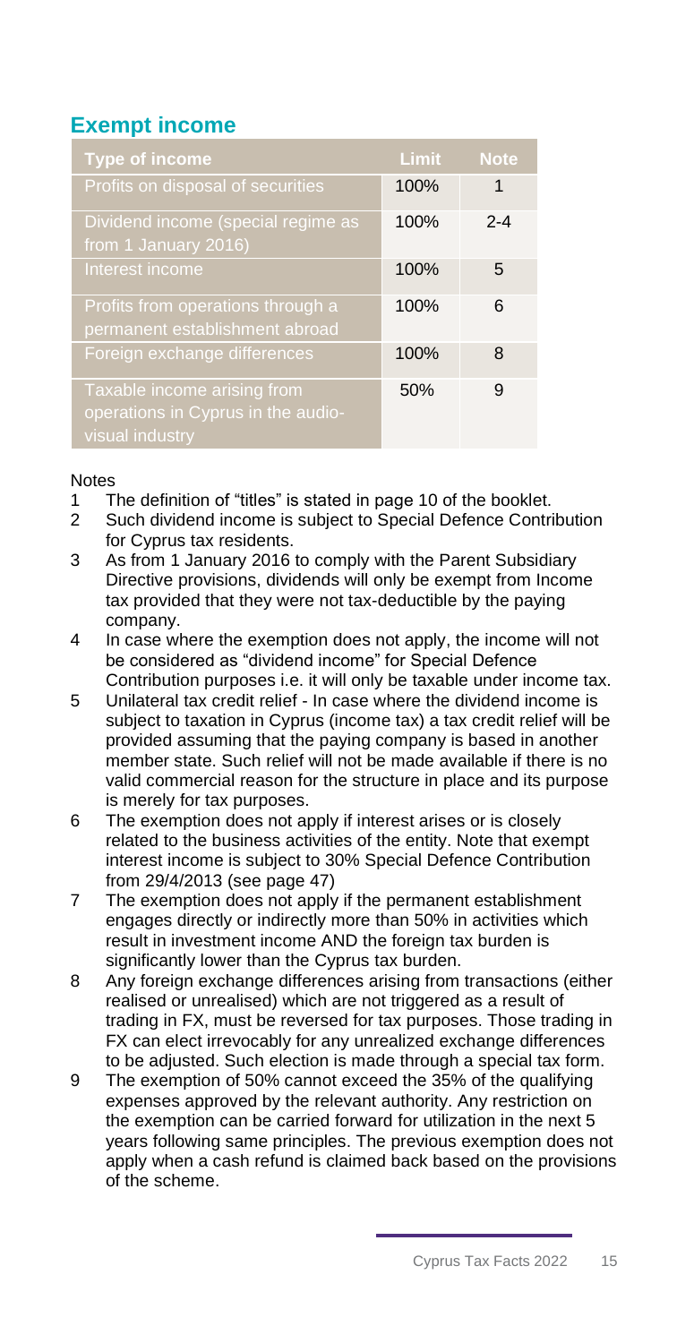## Exempt income

| Type of income | Limit | Note |
| --- | --- | --- |
| Profits on disposal of securities | 100% | 1 |
| Dividend income (special regime as from 1 January 2016) | 100% | 2-4 |
| Interest income | 100% | 5 |
| Profits from operations through a permanent establishment abroad | 100% | 6 |
| Foreign exchange differences | 100% | 8 |
| Taxable income arising from operations in Cyprus in the audio-visual industry | 50% | 9 |

Notes

1. The definition of "titles" is stated in page 10 of the booklet.
2. Such dividend income is subject to Special Defence Contribution for Cyprus tax residents.
3. As from 1 January 2016 to comply with the Parent Subsidiary Directive provisions, dividends will only be exempt from Income tax provided that they were not tax-deductible by the paying company.
4. In case where the exemption does not apply, the income will not be considered as "dividend income" for Special Defence Contribution purposes i.e. it will only be taxable under income tax.
5. Unilateral tax credit relief - In case where the dividend income is subject to taxation in Cyprus (income tax) a tax credit relief will be provided assuming that the paying company is based in another member state. Such relief will not be made available if there is no valid commercial reason for the structure in place and its purpose is merely for tax purposes.
6. The exemption does not apply if interest arises or is closely related to the business activities of the entity. Note that exempt interest income is subject to 30% Special Defence Contribution from 29/4/2013 (see page 47)
7. The exemption does not apply if the permanent establishment engages directly or indirectly more than 50% in activities which result in investment income AND the foreign tax burden is significantly lower than the Cyprus tax burden.
8. Any foreign exchange differences arising from transactions (either realised or unrealised) which are not triggered as a result of trading in FX, must be reversed for tax purposes. Those trading in FX can elect irrevocably for any unrealized exchange differences to be adjusted. Such election is made through a special tax form.
9. The exemption of 50% cannot exceed the 35% of the qualifying expenses approved by the relevant authority. Any restriction on the exemption can be carried forward for utilization in the next 5 years following same principles. The previous exemption does not apply when a cash refund is claimed back based on the provisions of the scheme.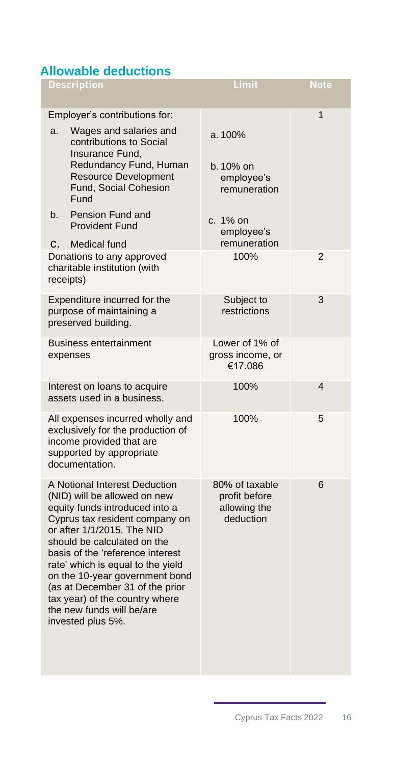## Allowable deductions

| Description | Limit | Note |
|---|---|---|
| Employer's contributions for:<br>a. Wages and salaries and contributions to Social Insurance Fund, Redundancy Fund, Human Resource Development Fund, Social Cohesion Fund<br>b. Pension Fund and Provident Fund<br>c. Medical fund | a. 100%<br>b. 10% on employee's remuneration<br>c. 1% on employee's remuneration | 1 |
| Donations to any approved charitable institution (with receipts) | 100% | 2 |
| Expenditure incurred for the purpose of maintaining a preserved building. | Subject to restrictions | 3 |
| Business entertainment expenses | Lower of 1% of gross income, or €17.086 | |
| Interest on loans to acquire assets used in a business. | 100% | 4 |
| All expenses incurred wholly and exclusively for the production of income provided that are supported by appropriate documentation. | 100% | 5 |
| A Notional Interest Deduction (NID) will be allowed on new equity funds introduced into a Cyprus tax resident company on or after 1/1/2015. The NID should be calculated on the basis of the 'reference interest rate' which is equal to the yield on the 10-year government bond (as at December 31 of the prior tax year) of the country where the new funds will be/are invested plus 5%. | 80% of taxable profit before allowing the deduction | 6 |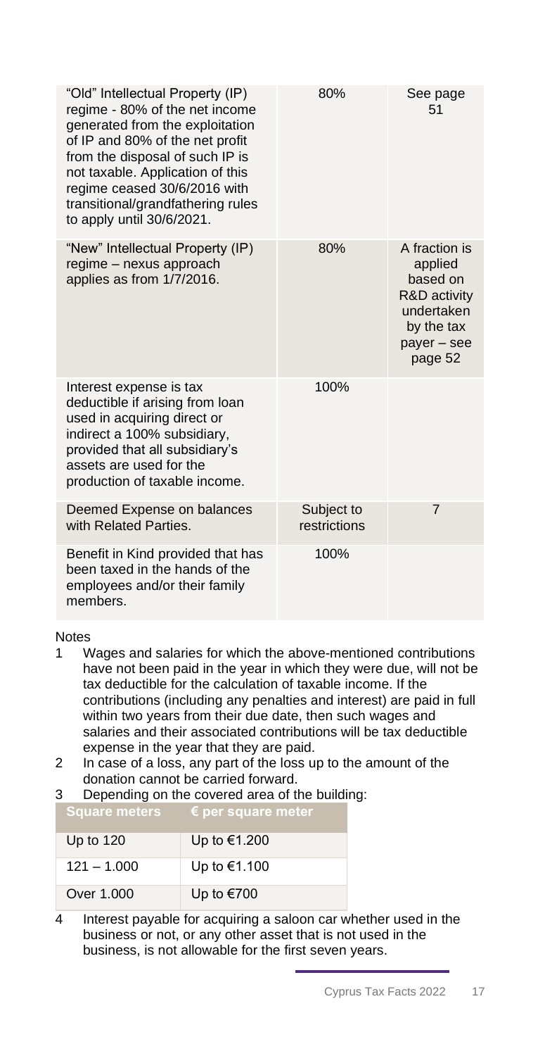| | | |
|---|---|---|
| "Old" Intellectual Property (IP) regime - 80% of the net income generated from the exploitation of IP and 80% of the net profit from the disposal of such IP is not taxable. Application of this regime ceased 30/6/2016 with transitional/grandfathering rules to apply until 30/6/2021. | 80% | See page 51 |
| "New" Intellectual Property (IP) regime – nexus approach applies as from 1/7/2016. | 80% | A fraction is applied based on R&D activity undertaken by the tax payer – see page 52 |
| Interest expense is tax deductible if arising from loan used in acquiring direct or indirect a 100% subsidiary, provided that all subsidiary's assets are used for the production of taxable income. | 100% | |
| Deemed Expense on balances with Related Parties. | Subject to restrictions | 7 |
| Benefit in Kind provided that has been taxed in the hands of the employees and/or their family members. | 100% | |

Notes

1. Wages and salaries for which the above-mentioned contributions have not been paid in the year in which they were due, will not be tax deductible for the calculation of taxable income. If the contributions (including any penalties and interest) are paid in full within two years from their due date, then such wages and salaries and their associated contributions will be tax deductible expense in the year that they are paid.
2. In case of a loss, any part of the loss up to the amount of the donation cannot be carried forward.
3. Depending on the covered area of the building:

| Square meters | € per square meter |
|---|---|
| Up to 120 | Up to €1.200 |
| 121 – 1.000 | Up to €1.100 |
| Over 1.000 | Up to €700 |

4. Interest payable for acquiring a saloon car whether used in the business or not, or any other asset that is not used in the business, is not allowable for the first seven years.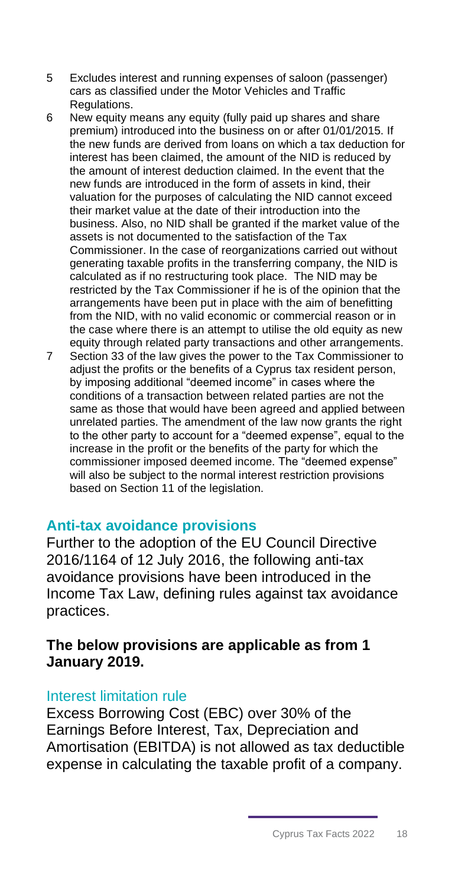5 Excludes interest and running expenses of saloon (passenger) cars as classified under the Motor Vehicles and Traffic Regulations.

6 New equity means any equity (fully paid up shares and share premium) introduced into the business on or after 01/01/2015. If the new funds are derived from loans on which a tax deduction for interest has been claimed, the amount of the NID is reduced by the amount of interest deduction claimed. In the event that the new funds are introduced in the form of assets in kind, their valuation for the purposes of calculating the NID cannot exceed their market value at the date of their introduction into the business. Also, no NID shall be granted if the market value of the assets is not documented to the satisfaction of the Tax Commissioner. In the case of reorganizations carried out without generating taxable profits in the transferring company, the NID is calculated as if no restructuring took place. The NID may be restricted by the Tax Commissioner if he is of the opinion that the arrangements have been put in place with the aim of benefitting from the NID, with no valid economic or commercial reason or in the case where there is an attempt to utilise the old equity as new equity through related party transactions and other arrangements.

7 Section 33 of the law gives the power to the Tax Commissioner to adjust the profits or the benefits of a Cyprus tax resident person, by imposing additional "deemed income" in cases where the conditions of a transaction between related parties are not the same as those that would have been agreed and applied between unrelated parties. The amendment of the law now grants the right to the other party to account for a "deemed expense", equal to the increase in the profit or the benefits of the party for which the commissioner imposed deemed income. The "deemed expense" will also be subject to the normal interest restriction provisions based on Section 11 of the legislation.

## Anti-tax avoidance provisions

Further to the adoption of the EU Council Directive 2016/1164 of 12 July 2016, the following anti-tax avoidance provisions have been introduced in the Income Tax Law, defining rules against tax avoidance practices.

**The below provisions are applicable as from 1 January 2019.**

### Interest limitation rule

Excess Borrowing Cost (EBC) over 30% of the Earnings Before Interest, Tax, Depreciation and Amortisation (EBITDA) is not allowed as tax deductible expense in calculating the taxable profit of a company.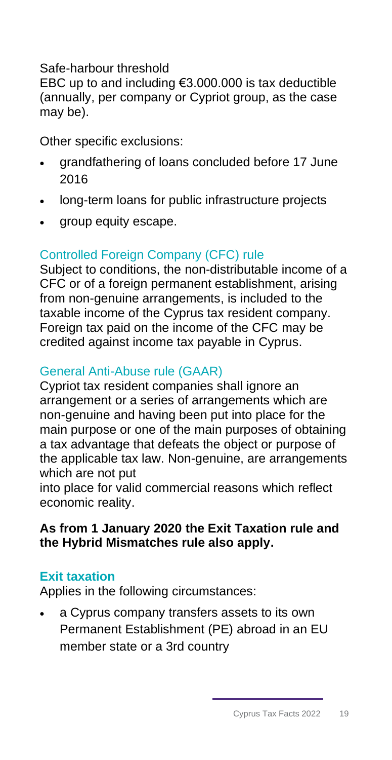Safe-harbour threshold

EBC up to and including €3.000.000 is tax deductible (annually, per company or Cypriot group, as the case may be).

Other specific exclusions:

- grandfathering of loans concluded before 17 June 2016
- long-term loans for public infrastructure projects
- group equity escape.

### Controlled Foreign Company (CFC) rule

Subject to conditions, the non-distributable income of a CFC or of a foreign permanent establishment, arising from non-genuine arrangements, is included to the taxable income of the Cyprus tax resident company. Foreign tax paid on the income of the CFC may be credited against income tax payable in Cyprus.

### General Anti-Abuse rule (GAAR)

Cypriot tax resident companies shall ignore an arrangement or a series of arrangements which are non-genuine and having been put into place for the main purpose or one of the main purposes of obtaining a tax advantage that defeats the object or purpose of the applicable tax law. Non-genuine, are arrangements which are not put into place for valid commercial reasons which reflect economic reality.

**As from 1 January 2020 the Exit Taxation rule and the Hybrid Mismatches rule also apply.**

### Exit taxation

Applies in the following circumstances:

- a Cyprus company transfers assets to its own Permanent Establishment (PE) abroad in an EU member state or a 3rd country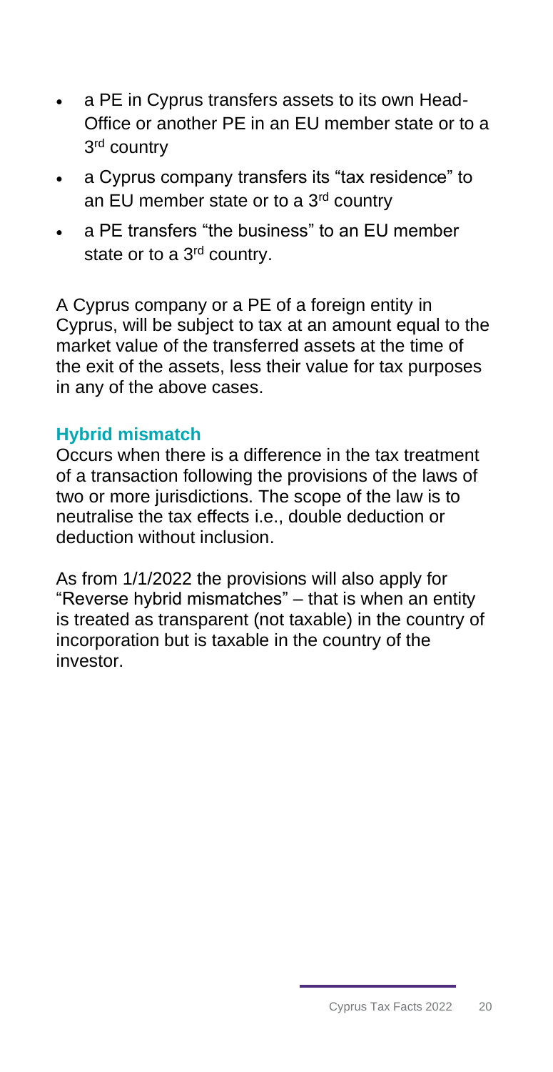- a PE in Cyprus transfers assets to its own Head-Office or another PE in an EU member state or to a 3rd country
- a Cyprus company transfers its "tax residence" to an EU member state or to a 3rd country
- a PE transfers "the business" to an EU member state or to a 3rd country.

A Cyprus company or a PE of a foreign entity in Cyprus, will be subject to tax at an amount equal to the market value of the transferred assets at the time of the exit of the assets, less their value for tax purposes in any of the above cases.

### Hybrid mismatch

Occurs when there is a difference in the tax treatment of a transaction following the provisions of the laws of two or more jurisdictions. The scope of the law is to neutralise the tax effects i.e., double deduction or deduction without inclusion.

As from 1/1/2022 the provisions will also apply for "Reverse hybrid mismatches" – that is when an entity is treated as transparent (not taxable) in the country of incorporation but is taxable in the country of the investor.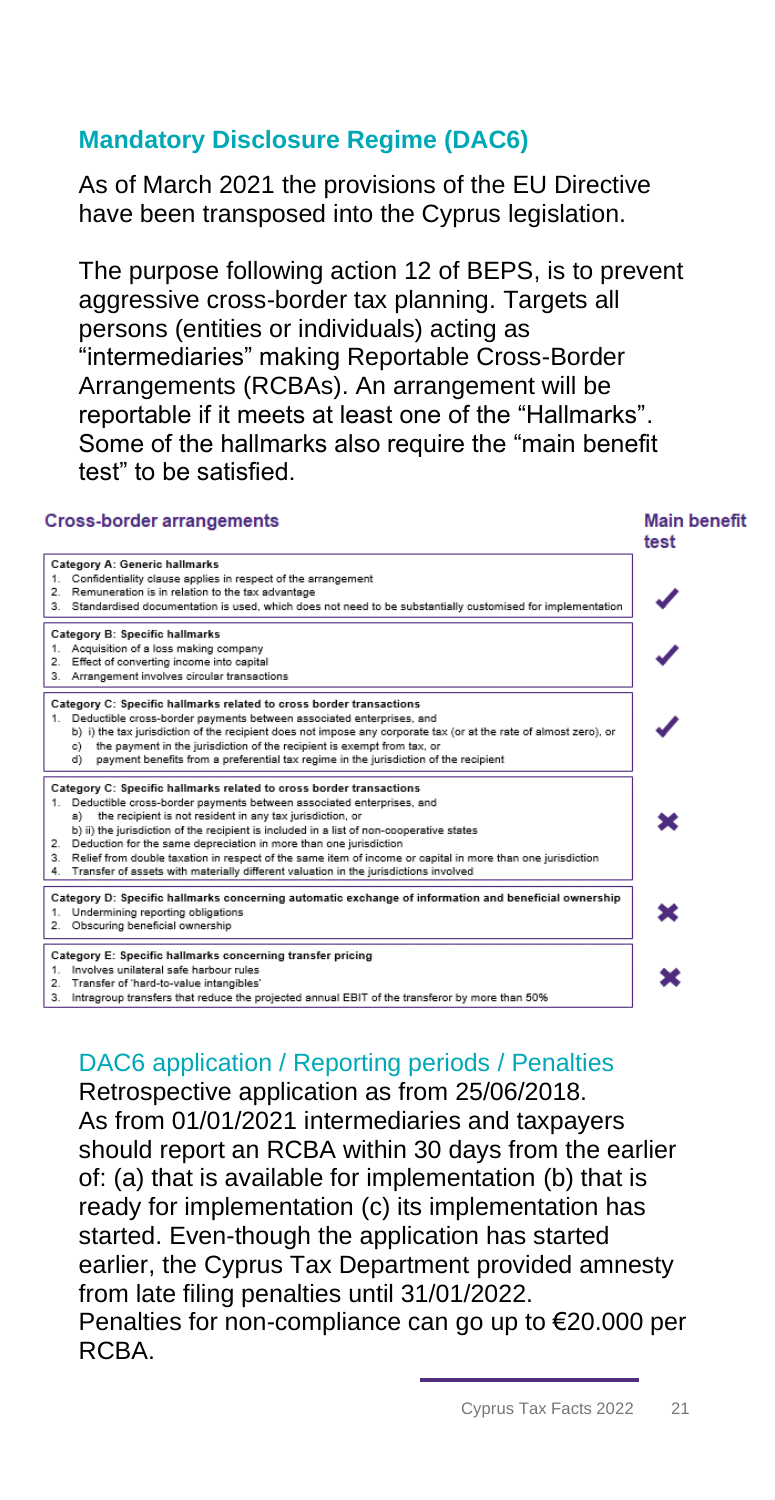## Mandatory Disclosure Regime (DAC6)

As of March 2021 the provisions of the EU Directive have been transposed into the Cyprus legislation.

The purpose following action 12 of BEPS, is to prevent aggressive cross-border tax planning. Targets all persons (entities or individuals) acting as "intermediaries" making Reportable Cross-Border Arrangements (RCBAs). An arrangement will be reportable if it meets at least one of the "Hallmarks". Some of the hallmarks also require the "main benefit test" to be satisfied.

| Cross-border arrangements | Main benefit test |
|---|---|
| **Category A: Generic hallmarks**<br>1. Confidentiality clause applies in respect of the arrangement<br>2. Remuneration is in relation to the tax advantage<br>3. Standardised documentation is used, which does not need to be substantially customised for implementation | ✔ |
| **Category B: Specific hallmarks**<br>1. Acquisition of a loss making company<br>2. Effect of converting income into capital<br>3. Arrangement involves circular transactions | ✔ |
| **Category C: Specific hallmarks related to cross border transactions**<br>1. Deductible cross-border payments between associated enterprises, and<br>b) i) the tax jurisdiction of the recipient does not impose any corporate tax (or at the rate of almost zero), or<br>c) the payment in the jurisdiction of the recipient is exempt from tax, or<br>d) payment benefits from a preferential tax regime in the jurisdiction of the recipient | ✔ |
| **Category C: Specific hallmarks related to cross border transactions**<br>1. Deductible cross-border payments between associated enterprises, and<br>a) the recipient is not resident in any tax jurisdiction, or<br>b) ii) the jurisdiction of the recipient is included in a list of non-cooperative states<br>2. Deduction for the same depreciation in more than one jurisdiction<br>3. Relief from double taxation in respect of the same item of income or capital in more than one jurisdiction<br>4. Transfer of assets with materially different valuation in the jurisdictions involved | ✖ |
| **Category D: Specific hallmarks concerning automatic exchange of information and beneficial ownership**<br>1. Undermining reporting obligations<br>2. Obscuring beneficial ownership | ✖ |
| **Category E: Specific hallmarks concerning transfer pricing**<br>1. Involves unilateral safe harbour rules<br>2. Transfer of 'hard-to-value intangibles'<br>3. Intragroup transfers that reduce the projected annual EBIT of the transferor by more than 50% | ✖ |

### DAC6 application / Reporting periods / Penalties

Retrospective application as from 25/06/2018.
As from 01/01/2021 intermediaries and taxpayers should report an RCBA within 30 days from the earlier of: (a) that is available for implementation (b) that is ready for implementation (c) its implementation has started. Even-though the application has started earlier, the Cyprus Tax Department provided amnesty from late filing penalties until 31/01/2022.
Penalties for non-compliance can go up to €20.000 per RCBA.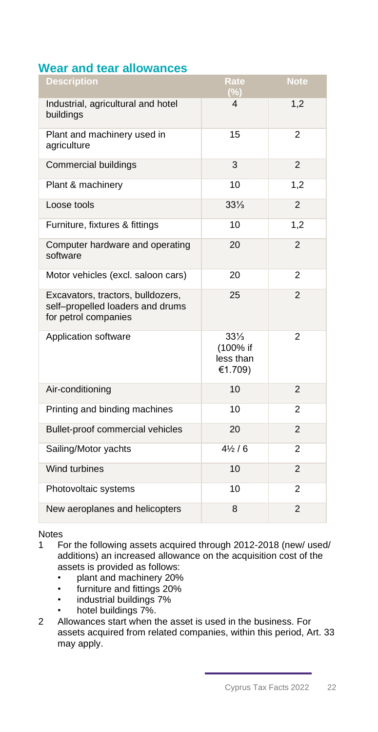## Wear and tear allowances

| Description | Rate (%) | Note |
|---|---|---|
| Industrial, agricultural and hotel buildings | 4 | 1,2 |
| Plant and machinery used in agriculture | 15 | 2 |
| Commercial buildings | 3 | 2 |
| Plant & machinery | 10 | 1,2 |
| Loose tools | 33⅓ | 2 |
| Furniture, fixtures & fittings | 10 | 1,2 |
| Computer hardware and operating software | 20 | 2 |
| Motor vehicles (excl. saloon cars) | 20 | 2 |
| Excavators, tractors, bulldozers, self–propelled loaders and drums for petrol companies | 25 | 2 |
| Application software | 33⅓ (100% if less than €1.709) | 2 |
| Air-conditioning | 10 | 2 |
| Printing and binding machines | 10 | 2 |
| Bullet-proof commercial vehicles | 20 | 2 |
| Sailing/Motor yachts | 4½ / 6 | 2 |
| Wind turbines | 10 | 2 |
| Photovoltaic systems | 10 | 2 |
| New aeroplanes and helicopters | 8 | 2 |

Notes

1. For the following assets acquired through 2012-2018 (new/ used/ additions) an increased allowance on the acquisition cost of the assets is provided as follows:
   - plant and machinery 20%
   - furniture and fittings 20%
   - industrial buildings 7%
   - hotel buildings 7%.
2. Allowances start when the asset is used in the business. For assets acquired from related companies, within this period, Art. 33 may apply.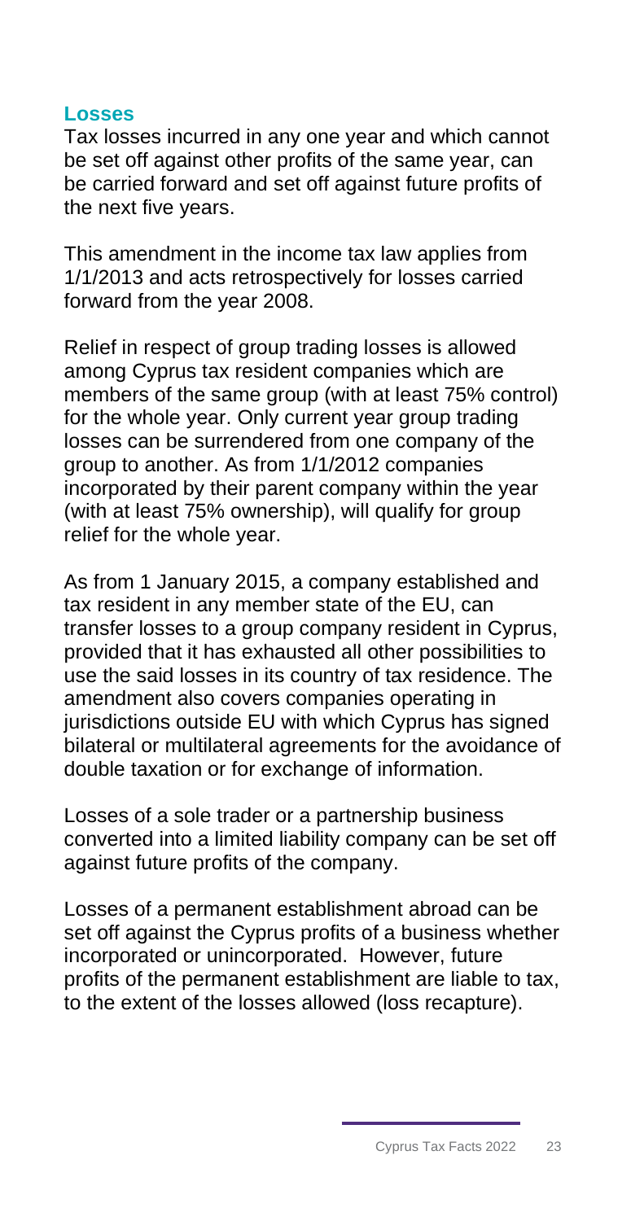## Losses

Tax losses incurred in any one year and which cannot be set off against other profits of the same year, can be carried forward and set off against future profits of the next five years.

This amendment in the income tax law applies from 1/1/2013 and acts retrospectively for losses carried forward from the year 2008.

Relief in respect of group trading losses is allowed among Cyprus tax resident companies which are members of the same group (with at least 75% control) for the whole year. Only current year group trading losses can be surrendered from one company of the group to another. As from 1/1/2012 companies incorporated by their parent company within the year (with at least 75% ownership), will qualify for group relief for the whole year.

As from 1 January 2015, a company established and tax resident in any member state of the EU, can transfer losses to a group company resident in Cyprus, provided that it has exhausted all other possibilities to use the said losses in its country of tax residence. The amendment also covers companies operating in jurisdictions outside EU with which Cyprus has signed bilateral or multilateral agreements for the avoidance of double taxation or for exchange of information.

Losses of a sole trader or a partnership business converted into a limited liability company can be set off against future profits of the company.

Losses of a permanent establishment abroad can be set off against the Cyprus profits of a business whether incorporated or unincorporated. However, future profits of the permanent establishment are liable to tax, to the extent of the losses allowed (loss recapture).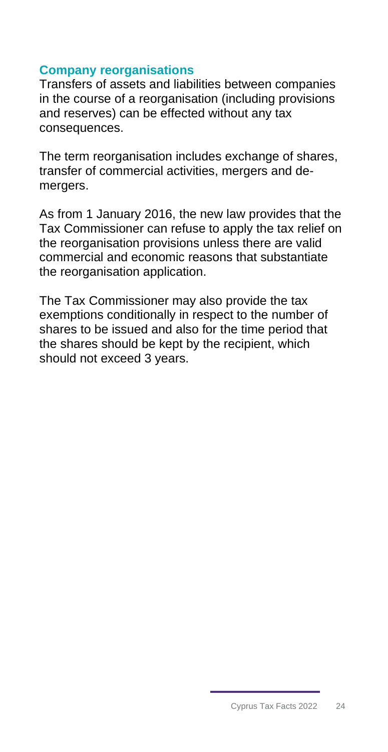## Company reorganisations

Transfers of assets and liabilities between companies in the course of a reorganisation (including provisions and reserves) can be effected without any tax consequences.

The term reorganisation includes exchange of shares, transfer of commercial activities, mergers and de-mergers.

As from 1 January 2016, the new law provides that the Tax Commissioner can refuse to apply the tax relief on the reorganisation provisions unless there are valid commercial and economic reasons that substantiate the reorganisation application.

The Tax Commissioner may also provide the tax exemptions conditionally in respect to the number of shares to be issued and also for the time period that the shares should be kept by the recipient, which should not exceed 3 years.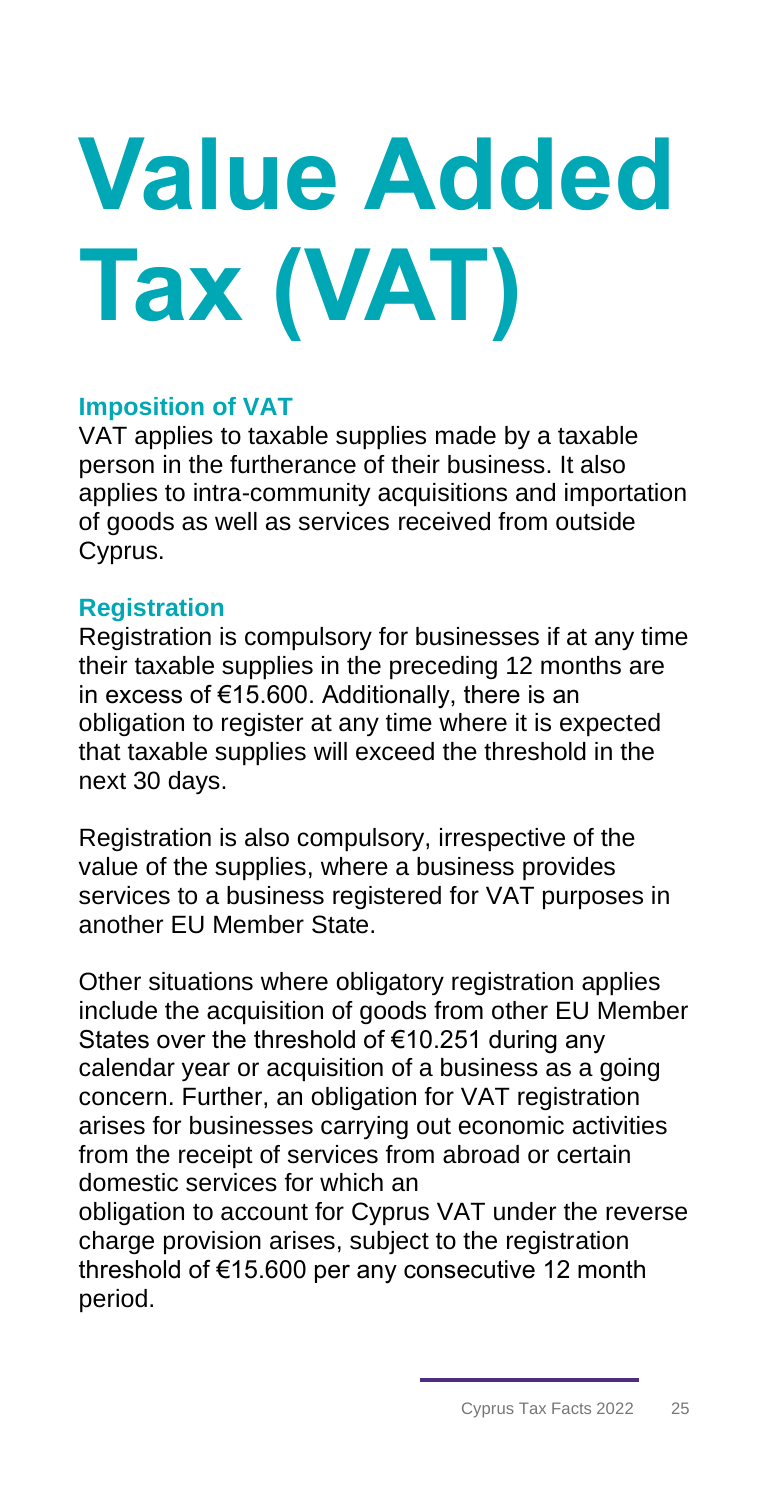# Value Added Tax (VAT)

### Imposition of VAT

VAT applies to taxable supplies made by a taxable person in the furtherance of their business. It also applies to intra-community acquisitions and importation of goods as well as services received from outside Cyprus.

### Registration

Registration is compulsory for businesses if at any time their taxable supplies in the preceding 12 months are in excess of €15.600. Additionally, there is an obligation to register at any time where it is expected that taxable supplies will exceed the threshold in the next 30 days.

Registration is also compulsory, irrespective of the value of the supplies, where a business provides services to a business registered for VAT purposes in another EU Member State.

Other situations where obligatory registration applies include the acquisition of goods from other EU Member States over the threshold of €10.251 during any calendar year or acquisition of a business as a going concern. Further, an obligation for VAT registration arises for businesses carrying out economic activities from the receipt of services from abroad or certain domestic services for which an obligation to account for Cyprus VAT under the reverse charge provision arises, subject to the registration threshold of €15.600 per any consecutive 12 month period.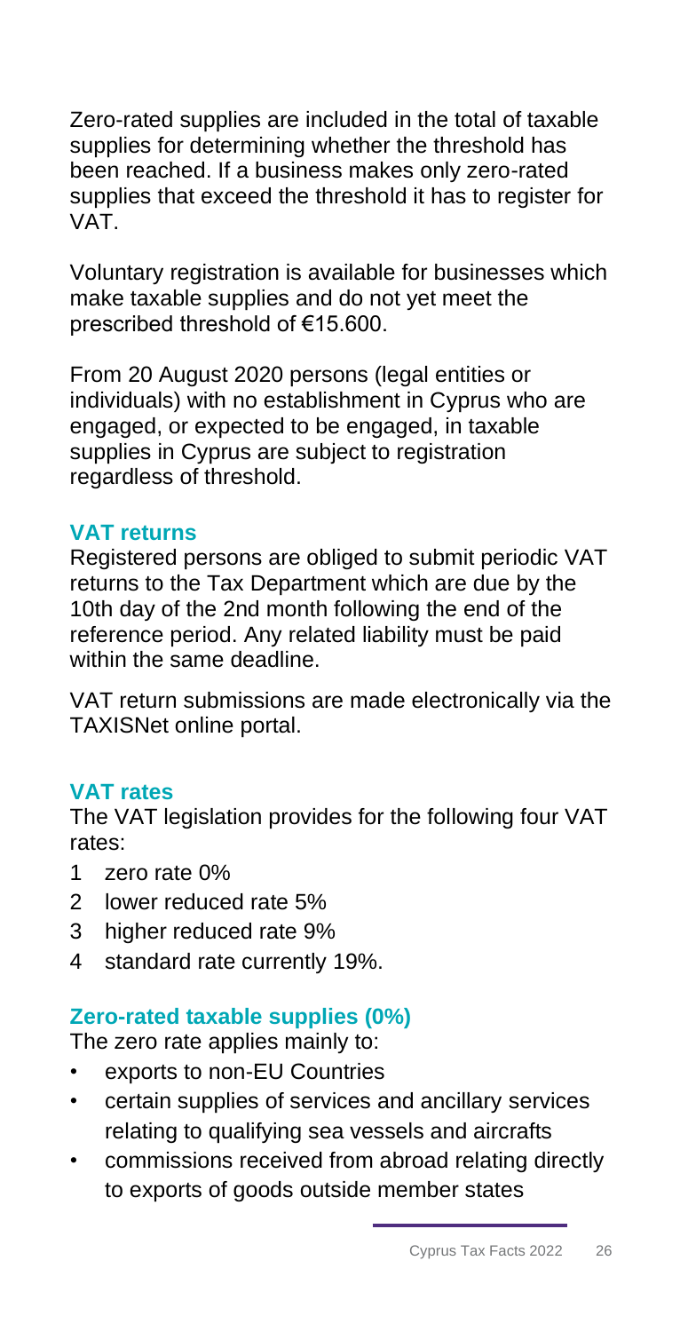Zero-rated supplies are included in the total of taxable supplies for determining whether the threshold has been reached. If a business makes only zero-rated supplies that exceed the threshold it has to register for VAT.

Voluntary registration is available for businesses which make taxable supplies and do not yet meet the prescribed threshold of €15.600.

From 20 August 2020 persons (legal entities or individuals) with no establishment in Cyprus who are engaged, or expected to be engaged, in taxable supplies in Cyprus are subject to registration regardless of threshold.

### VAT returns

Registered persons are obliged to submit periodic VAT returns to the Tax Department which are due by the 10th day of the 2nd month following the end of the reference period. Any related liability must be paid within the same deadline.

VAT return submissions are made electronically via the TAXISNet online portal.

### VAT rates

The VAT legislation provides for the following four VAT rates:

1. zero rate 0%
2. lower reduced rate 5%
3. higher reduced rate 9%
4. standard rate currently 19%.

### Zero-rated taxable supplies (0%)

The zero rate applies mainly to:

- exports to non-EU Countries
- certain supplies of services and ancillary services relating to qualifying sea vessels and aircrafts
- commissions received from abroad relating directly to exports of goods outside member states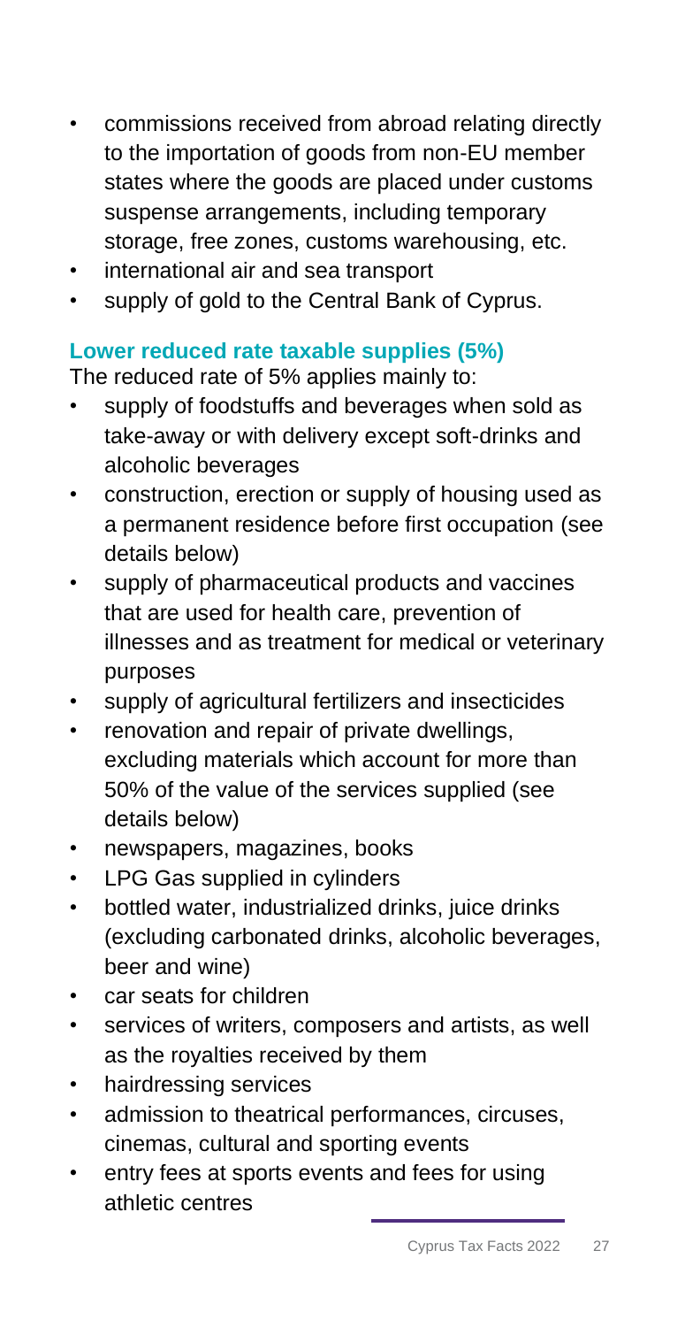- commissions received from abroad relating directly to the importation of goods from non-EU member states where the goods are placed under customs suspense arrangements, including temporary storage, free zones, customs warehousing, etc.
- international air and sea transport
- supply of gold to the Central Bank of Cyprus.

### Lower reduced rate taxable supplies (5%)

The reduced rate of 5% applies mainly to:

- supply of foodstuffs and beverages when sold as take-away or with delivery except soft-drinks and alcoholic beverages
- construction, erection or supply of housing used as a permanent residence before first occupation (see details below)
- supply of pharmaceutical products and vaccines that are used for health care, prevention of illnesses and as treatment for medical or veterinary purposes
- supply of agricultural fertilizers and insecticides
- renovation and repair of private dwellings, excluding materials which account for more than 50% of the value of the services supplied (see details below)
- newspapers, magazines, books
- LPG Gas supplied in cylinders
- bottled water, industrialized drinks, juice drinks (excluding carbonated drinks, alcoholic beverages, beer and wine)
- car seats for children
- services of writers, composers and artists, as well as the royalties received by them
- hairdressing services
- admission to theatrical performances, circuses, cinemas, cultural and sporting events
- entry fees at sports events and fees for using athletic centres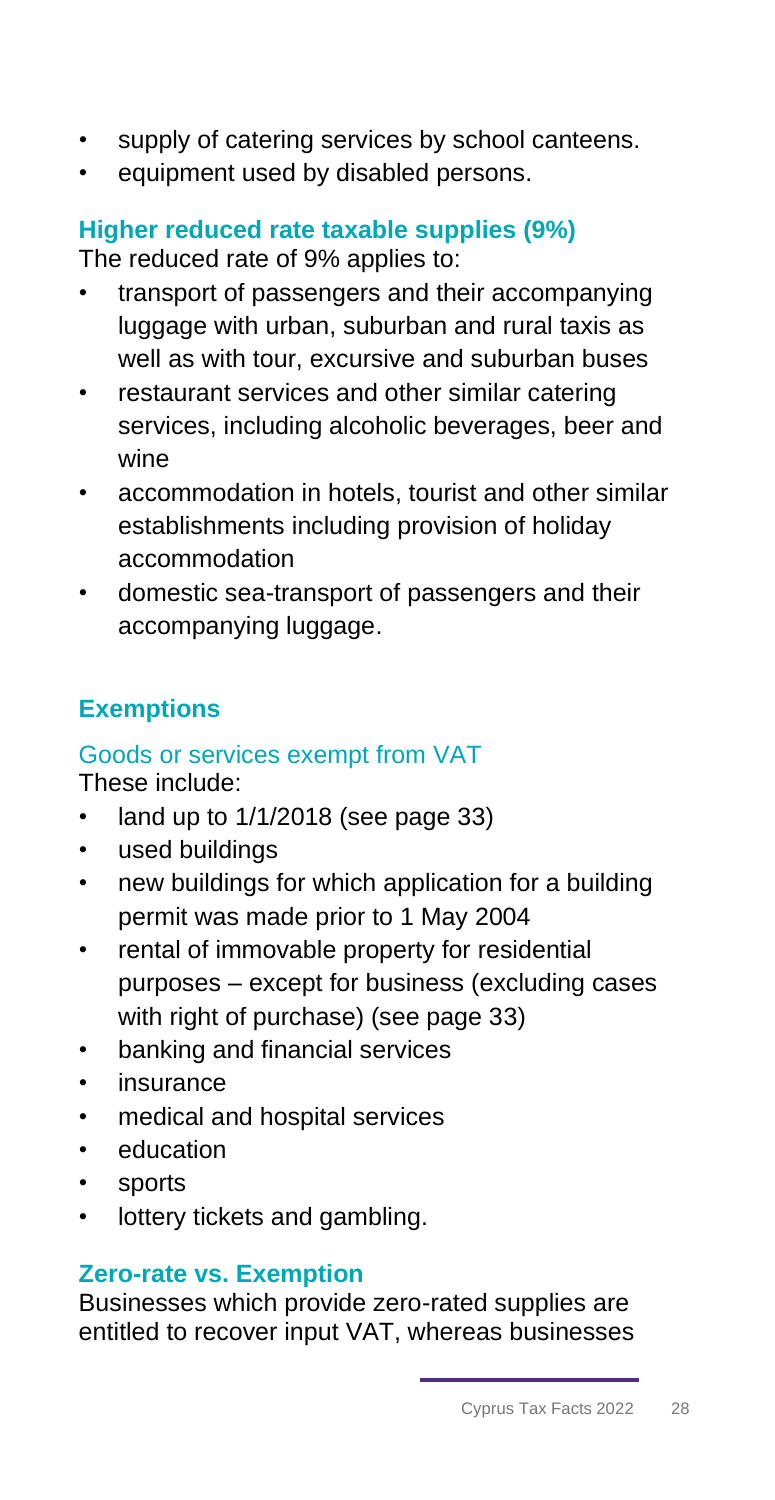- supply of catering services by school canteens.
- equipment used by disabled persons.

### Higher reduced rate taxable supplies (9%)

The reduced rate of 9% applies to:

- transport of passengers and their accompanying luggage with urban, suburban and rural taxis as well as with tour, excursive and suburban buses
- restaurant services and other similar catering services, including alcoholic beverages, beer and wine
- accommodation in hotels, tourist and other similar establishments including provision of holiday accommodation
- domestic sea-transport of passengers and their accompanying luggage.

## Exemptions

### Goods or services exempt from VAT

These include:

- land up to 1/1/2018 (see page 33)
- used buildings
- new buildings for which application for a building permit was made prior to 1 May 2004
- rental of immovable property for residential purposes – except for business (excluding cases with right of purchase) (see page 33)
- banking and financial services
- insurance
- medical and hospital services
- education
- sports
- lottery tickets and gambling.

### Zero-rate vs. Exemption

Businesses which provide zero-rated supplies are entitled to recover input VAT, whereas businesses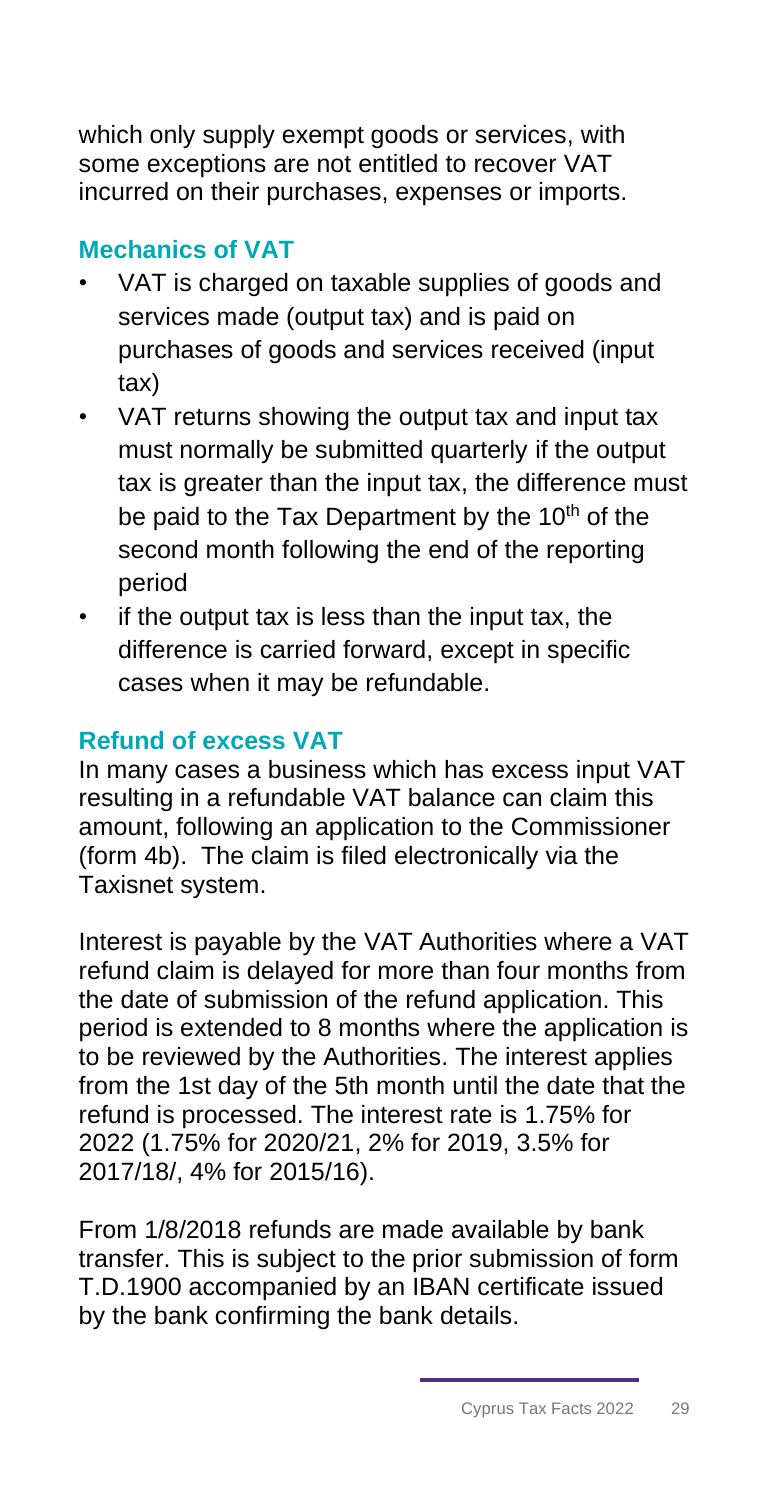which only supply exempt goods or services, with some exceptions are not entitled to recover VAT incurred on their purchases, expenses or imports.

### Mechanics of VAT

- VAT is charged on taxable supplies of goods and services made (output tax) and is paid on purchases of goods and services received (input tax)
- VAT returns showing the output tax and input tax must normally be submitted quarterly if the output tax is greater than the input tax, the difference must be paid to the Tax Department by the 10th of the second month following the end of the reporting period
- if the output tax is less than the input tax, the difference is carried forward, except in specific cases when it may be refundable.

### Refund of excess VAT

In many cases a business which has excess input VAT resulting in a refundable VAT balance can claim this amount, following an application to the Commissioner (form 4b). The claim is filed electronically via the Taxisnet system.

Interest is payable by the VAT Authorities where a VAT refund claim is delayed for more than four months from the date of submission of the refund application. This period is extended to 8 months where the application is to be reviewed by the Authorities. The interest applies from the 1st day of the 5th month until the date that the refund is processed. The interest rate is 1.75% for 2022 (1.75% for 2020/21, 2% for 2019, 3.5% for 2017/18/, 4% for 2015/16).

From 1/8/2018 refunds are made available by bank transfer. This is subject to the prior submission of form T.D.1900 accompanied by an IBAN certificate issued by the bank confirming the bank details.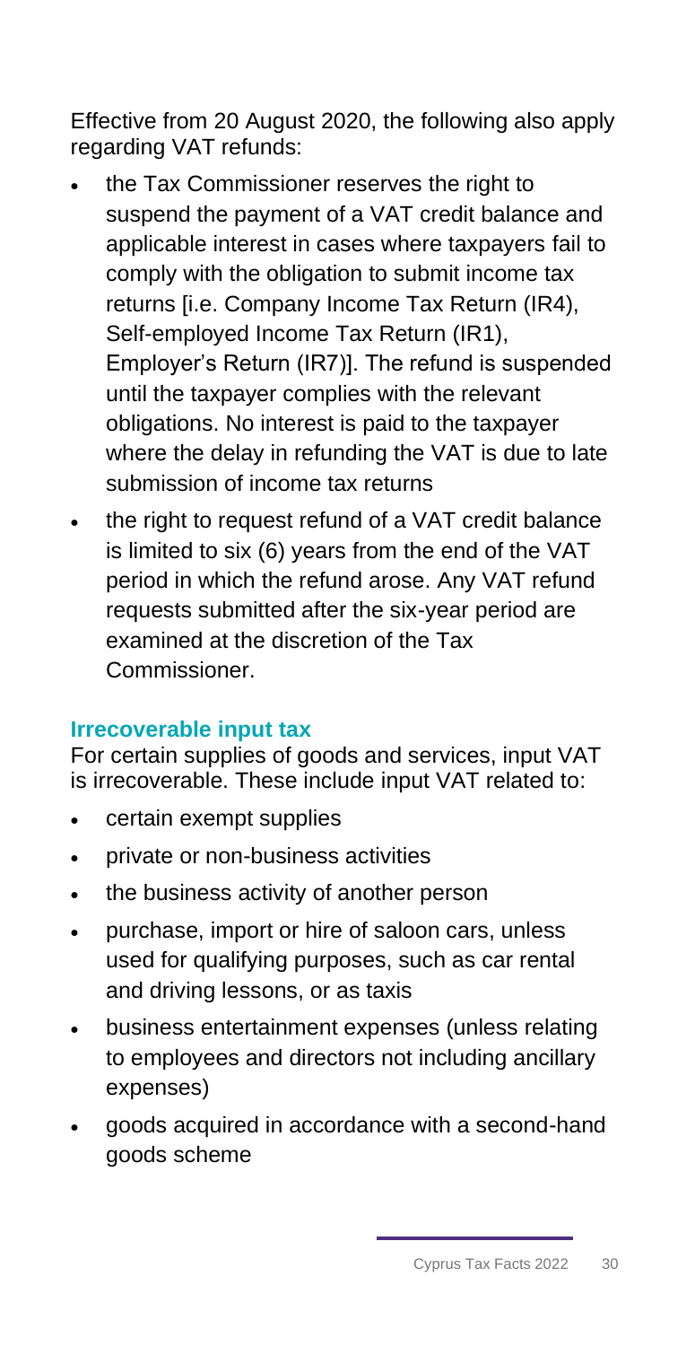Effective from 20 August 2020, the following also apply regarding VAT refunds:

- the Tax Commissioner reserves the right to suspend the payment of a VAT credit balance and applicable interest in cases where taxpayers fail to comply with the obligation to submit income tax returns [i.e. Company Income Tax Return (IR4), Self-employed Income Tax Return (IR1), Employer's Return (IR7)]. The refund is suspended until the taxpayer complies with the relevant obligations. No interest is paid to the taxpayer where the delay in refunding the VAT is due to late submission of income tax returns
- the right to request refund of a VAT credit balance is limited to six (6) years from the end of the VAT period in which the refund arose. Any VAT refund requests submitted after the six-year period are examined at the discretion of the Tax Commissioner.

### Irrecoverable input tax

For certain supplies of goods and services, input VAT is irrecoverable. These include input VAT related to:

- certain exempt supplies
- private or non-business activities
- the business activity of another person
- purchase, import or hire of saloon cars, unless used for qualifying purposes, such as car rental and driving lessons, or as taxis
- business entertainment expenses (unless relating to employees and directors not including ancillary expenses)
- goods acquired in accordance with a second-hand goods scheme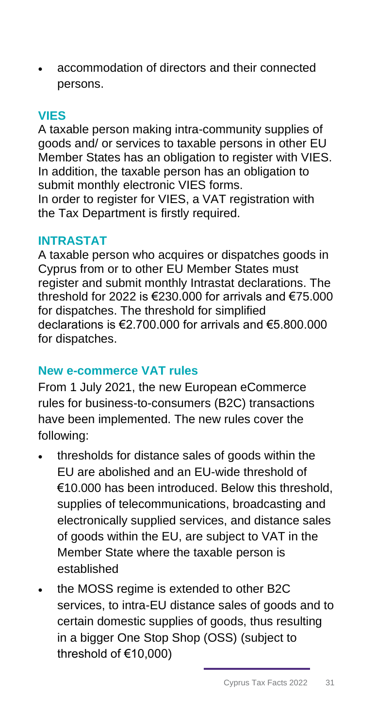- accommodation of directors and their connected persons.

## VIES

A taxable person making intra-community supplies of goods and/ or services to taxable persons in other EU Member States has an obligation to register with VIES. In addition, the taxable person has an obligation to submit monthly electronic VIES forms.
In order to register for VIES, a VAT registration with the Tax Department is firstly required.

## INTRASTAT

A taxable person who acquires or dispatches goods in Cyprus from or to other EU Member States must register and submit monthly Intrastat declarations. The threshold for 2022 is €230.000 for arrivals and €75.000 for dispatches. The threshold for simplified declarations is €2.700.000 for arrivals and €5.800.000 for dispatches.

## New e-commerce VAT rules

From 1 July 2021, the new European eCommerce rules for business-to-consumers (B2C) transactions have been implemented. The new rules cover the following:

- thresholds for distance sales of goods within the EU are abolished and an EU-wide threshold of €10.000 has been introduced. Below this threshold, supplies of telecommunications, broadcasting and electronically supplied services, and distance sales of goods within the EU, are subject to VAT in the Member State where the taxable person is established
- the MOSS regime is extended to other B2C services, to intra-EU distance sales of goods and to certain domestic supplies of goods, thus resulting in a bigger One Stop Shop (OSS) (subject to threshold of €10,000)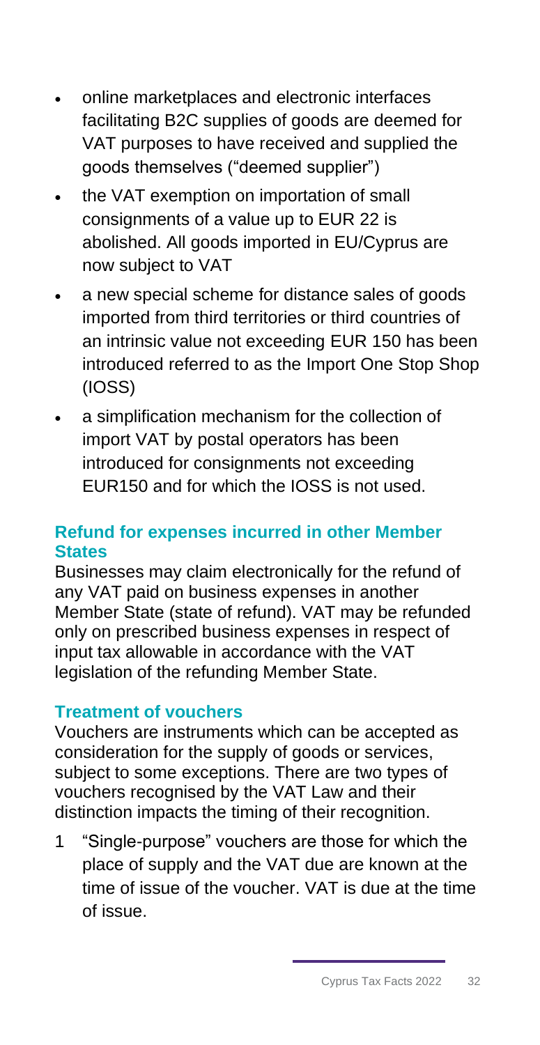- online marketplaces and electronic interfaces facilitating B2C supplies of goods are deemed for VAT purposes to have received and supplied the goods themselves ("deemed supplier")
- the VAT exemption on importation of small consignments of a value up to EUR 22 is abolished. All goods imported in EU/Cyprus are now subject to VAT
- a new special scheme for distance sales of goods imported from third territories or third countries of an intrinsic value not exceeding EUR 150 has been introduced referred to as the Import One Stop Shop (IOSS)
- a simplification mechanism for the collection of import VAT by postal operators has been introduced for consignments not exceeding EUR150 and for which the IOSS is not used.

### Refund for expenses incurred in other Member States

Businesses may claim electronically for the refund of any VAT paid on business expenses in another Member State (state of refund). VAT may be refunded only on prescribed business expenses in respect of input tax allowable in accordance with the VAT legislation of the refunding Member State.

### Treatment of vouchers

Vouchers are instruments which can be accepted as consideration for the supply of goods or services, subject to some exceptions. There are two types of vouchers recognised by the VAT Law and their distinction impacts the timing of their recognition.

1. "Single-purpose" vouchers are those for which the place of supply and the VAT due are known at the time of issue of the voucher. VAT is due at the time of issue.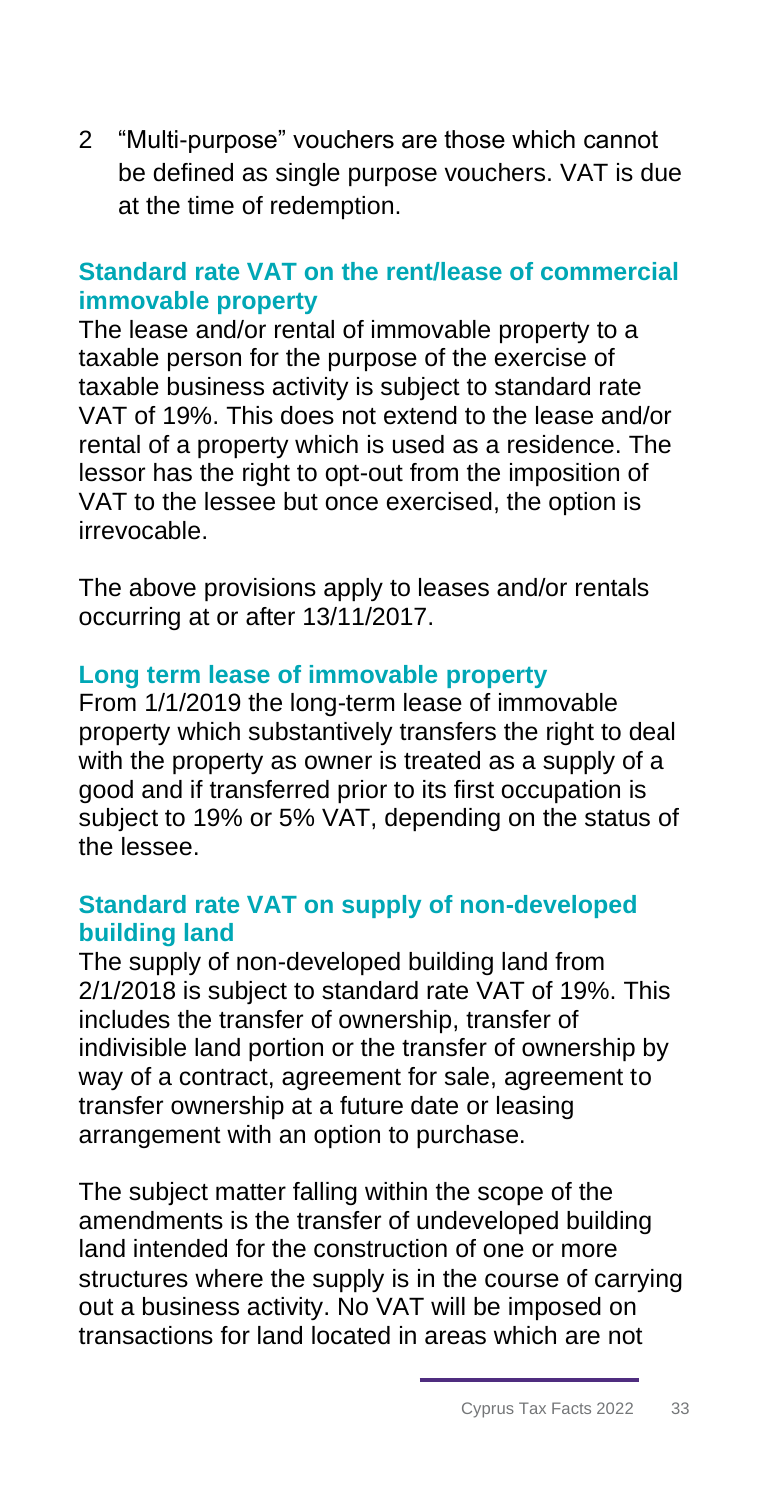2 "Multi-purpose" vouchers are those which cannot be defined as single purpose vouchers. VAT is due at the time of redemption.

### Standard rate VAT on the rent/lease of commercial immovable property

The lease and/or rental of immovable property to a taxable person for the purpose of the exercise of taxable business activity is subject to standard rate VAT of 19%. This does not extend to the lease and/or rental of a property which is used as a residence. The lessor has the right to opt-out from the imposition of VAT to the lessee but once exercised, the option is irrevocable.

The above provisions apply to leases and/or rentals occurring at or after 13/11/2017.

### Long term lease of immovable property

From 1/1/2019 the long-term lease of immovable property which substantively transfers the right to deal with the property as owner is treated as a supply of a good and if transferred prior to its first occupation is subject to 19% or 5% VAT, depending on the status of the lessee.

### Standard rate VAT on supply of non-developed building land

The supply of non-developed building land from 2/1/2018 is subject to standard rate VAT of 19%. This includes the transfer of ownership, transfer of indivisible land portion or the transfer of ownership by way of a contract, agreement for sale, agreement to transfer ownership at a future date or leasing arrangement with an option to purchase.

The subject matter falling within the scope of the amendments is the transfer of undeveloped building land intended for the construction of one or more structures where the supply is in the course of carrying out a business activity. No VAT will be imposed on transactions for land located in areas which are not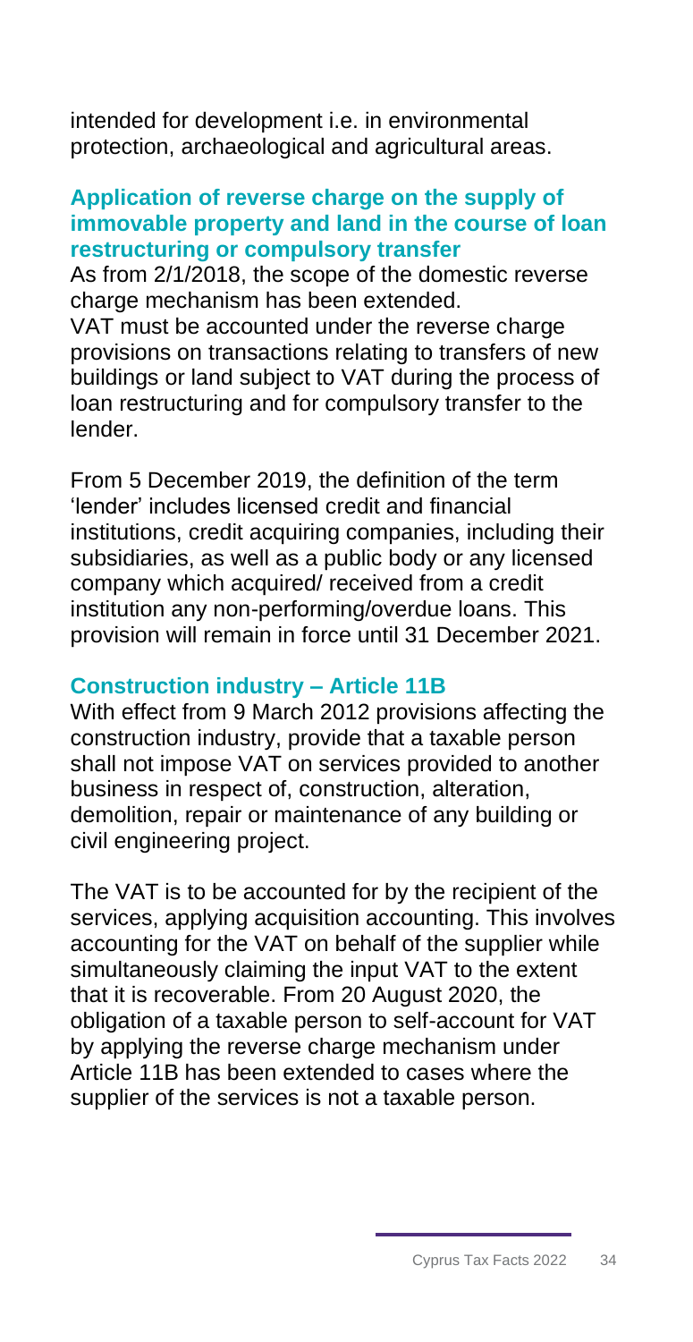intended for development i.e. in environmental protection, archaeological and agricultural areas.

### Application of reverse charge on the supply of immovable property and land in the course of loan restructuring or compulsory transfer

As from 2/1/2018, the scope of the domestic reverse charge mechanism has been extended.

VAT must be accounted under the reverse charge provisions on transactions relating to transfers of new buildings or land subject to VAT during the process of loan restructuring and for compulsory transfer to the lender.

From 5 December 2019, the definition of the term 'lender' includes licensed credit and financial institutions, credit acquiring companies, including their subsidiaries, as well as a public body or any licensed company which acquired/ received from a credit institution any non-performing/overdue loans. This provision will remain in force until 31 December 2021.

### Construction industry – Article 11B

With effect from 9 March 2012 provisions affecting the construction industry, provide that a taxable person shall not impose VAT on services provided to another business in respect of, construction, alteration, demolition, repair or maintenance of any building or civil engineering project.

The VAT is to be accounted for by the recipient of the services, applying acquisition accounting. This involves accounting for the VAT on behalf of the supplier while simultaneously claiming the input VAT to the extent that it is recoverable. From 20 August 2020, the obligation of a taxable person to self-account for VAT by applying the reverse charge mechanism under Article 11B has been extended to cases where the supplier of the services is not a taxable person.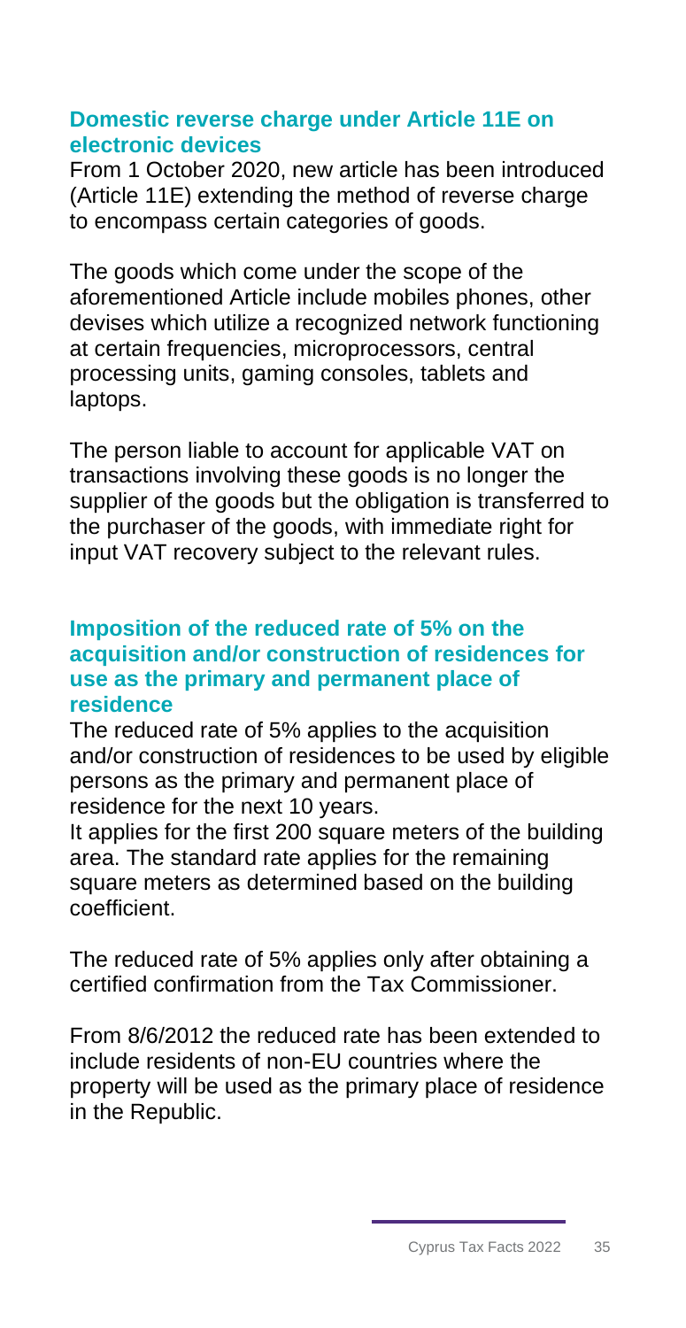### Domestic reverse charge under Article 11E on electronic devices

From 1 October 2020, new article has been introduced (Article 11E) extending the method of reverse charge to encompass certain categories of goods.

The goods which come under the scope of the aforementioned Article include mobiles phones, other devises which utilize a recognized network functioning at certain frequencies, microprocessors, central processing units, gaming consoles, tablets and laptops.

The person liable to account for applicable VAT on transactions involving these goods is no longer the supplier of the goods but the obligation is transferred to the purchaser of the goods, with immediate right for input VAT recovery subject to the relevant rules.

### Imposition of the reduced rate of 5% on the acquisition and/or construction of residences for use as the primary and permanent place of residence

The reduced rate of 5% applies to the acquisition and/or construction of residences to be used by eligible persons as the primary and permanent place of residence for the next 10 years.

It applies for the first 200 square meters of the building area. The standard rate applies for the remaining square meters as determined based on the building coefficient.

The reduced rate of 5% applies only after obtaining a certified confirmation from the Tax Commissioner.

From 8/6/2012 the reduced rate has been extended to include residents of non-EU countries where the property will be used as the primary place of residence in the Republic.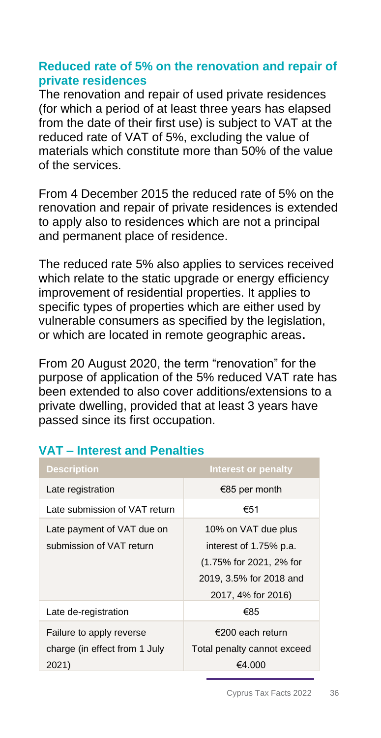### Reduced rate of 5% on the renovation and repair of private residences

The renovation and repair of used private residences (for which a period of at least three years has elapsed from the date of their first use) is subject to VAT at the reduced rate of VAT of 5%, excluding the value of materials which constitute more than 50% of the value of the services.

From 4 December 2015 the reduced rate of 5% on the renovation and repair of private residences is extended to apply also to residences which are not a principal and permanent place of residence.

The reduced rate 5% also applies to services received which relate to the static upgrade or energy efficiency improvement of residential properties. It applies to specific types of properties which are either used by vulnerable consumers as specified by the legislation, or which are located in remote geographic areas**.**

From 20 August 2020, the term "renovation" for the purpose of application of the 5% reduced VAT rate has been extended to also cover additions/extensions to a private dwelling, provided that at least 3 years have passed since its first occupation.

## VAT – Interest and Penalties

| Description | Interest or penalty |
|---|---|
| Late registration | €85 per month |
| Late submission of VAT return | €51 |
| Late payment of VAT due on submission of VAT return | 10% on VAT due plus interest of 1.75% p.a. (1.75% for 2021, 2% for 2019, 3.5% for 2018 and 2017, 4% for 2016) |
| Late de-registration | €85 |
| Failure to apply reverse charge (in effect from 1 July 2021) | €200 each return Total penalty cannot exceed €4.000 |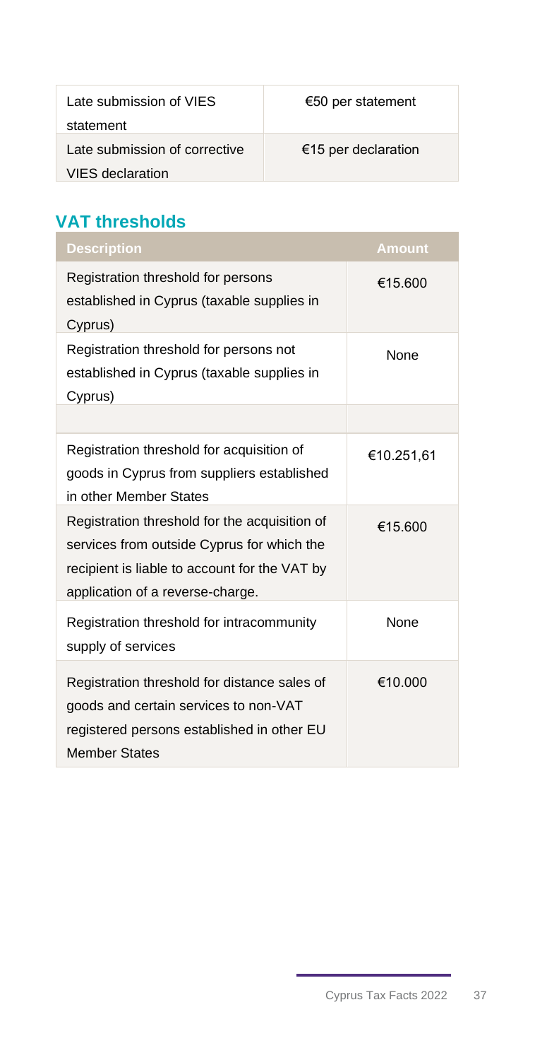| | |
|---|---|
| Late submission of VIES statement | €50 per statement |
| Late submission of corrective VIES declaration | €15 per declaration |

## VAT thresholds

| Description | Amount |
|---|---|
| Registration threshold for persons established in Cyprus (taxable supplies in Cyprus) | €15.600 |
| Registration threshold for persons not established in Cyprus (taxable supplies in Cyprus) | None |
| | |
| Registration threshold for acquisition of goods in Cyprus from suppliers established in other Member States | €10.251,61 |
| Registration threshold for the acquisition of services from outside Cyprus for which the recipient is liable to account for the VAT by application of a reverse-charge. | €15.600 |
| Registration threshold for intracommunity supply of services | None |
| Registration threshold for distance sales of goods and certain services to non-VAT registered persons established in other EU Member States | €10.000 |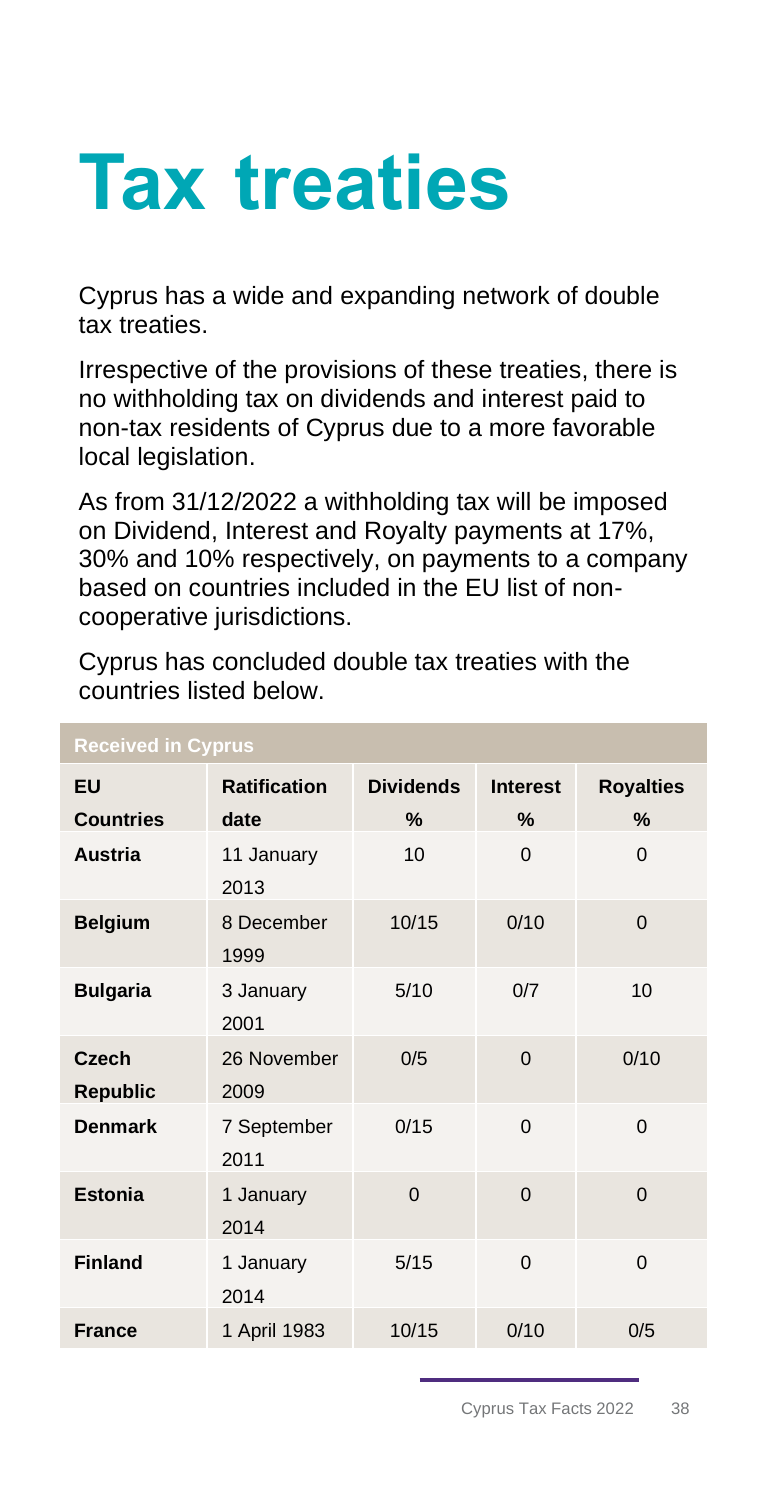# Tax treaties

Cyprus has a wide and expanding network of double tax treaties.

Irrespective of the provisions of these treaties, there is no withholding tax on dividends and interest paid to non-tax residents of Cyprus due to a more favorable local legislation.

As from 31/12/2022 a withholding tax will be imposed on Dividend, Interest and Royalty payments at 17%, 30% and 10% respectively, on payments to a company based on countries included in the EU list of non-cooperative jurisdictions.

Cyprus has concluded double tax treaties with the countries listed below.

| Received in Cyprus | | | | |
|---|---|---|---|---|
| **EU Countries** | **Ratification date** | **Dividends %** | **Interest %** | **Royalties %** |
| **Austria** | 11 January 2013 | 10 | 0 | 0 |
| **Belgium** | 8 December 1999 | 10/15 | 0/10 | 0 |
| **Bulgaria** | 3 January 2001 | 5/10 | 0/7 | 10 |
| **Czech Republic** | 26 November 2009 | 0/5 | 0 | 0/10 |
| **Denmark** | 7 September 2011 | 0/15 | 0 | 0 |
| **Estonia** | 1 January 2014 | 0 | 0 | 0 |
| **Finland** | 1 January 2014 | 5/15 | 0 | 0 |
| **France** | 1 April 1983 | 10/15 | 0/10 | 0/5 |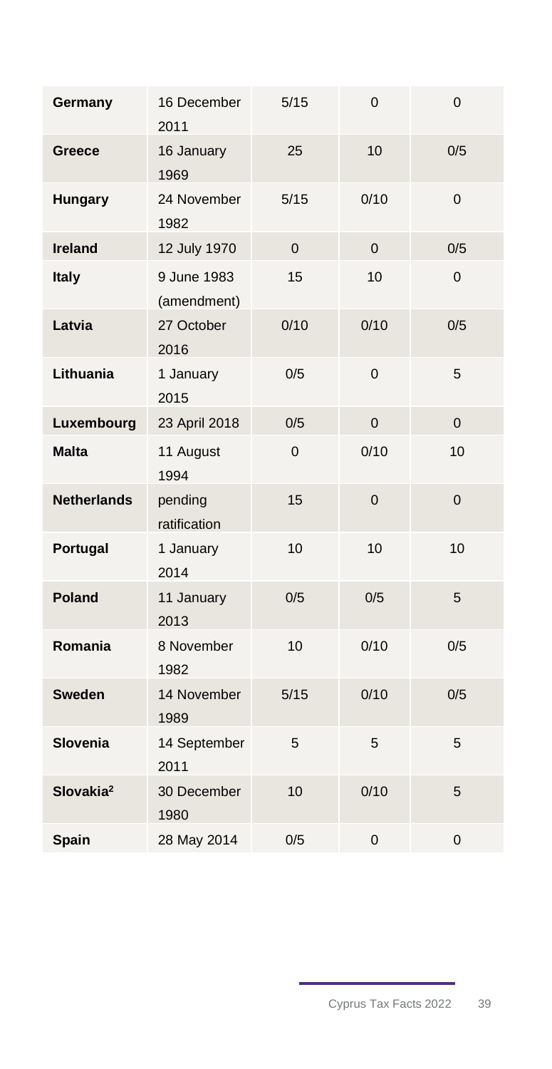| | | | | |
|---|---|---|---|---|
| **Germany** | 16 December 2011 | 5/15 | 0 | 0 |
| **Greece** | 16 January 1969 | 25 | 10 | 0/5 |
| **Hungary** | 24 November 1982 | 5/15 | 0/10 | 0 |
| **Ireland** | 12 July 1970 | 0 | 0 | 0/5 |
| **Italy** | 9 June 1983 (amendment) | 15 | 10 | 0 |
| **Latvia** | 27 October 2016 | 0/10 | 0/10 | 0/5 |
| **Lithuania** | 1 January 2015 | 0/5 | 0 | 5 |
| **Luxembourg** | 23 April 2018 | 0/5 | 0 | 0 |
| **Malta** | 11 August 1994 | 0 | 0/10 | 10 |
| **Netherlands** | pending ratification | 15 | 0 | 0 |
| **Portugal** | 1 January 2014 | 10 | 10 | 10 |
| **Poland** | 11 January 2013 | 0/5 | 0/5 | 5 |
| **Romania** | 8 November 1982 | 10 | 0/10 | 0/5 |
| **Sweden** | 14 November 1989 | 5/15 | 0/10 | 0/5 |
| **Slovenia** | 14 September 2011 | 5 | 5 | 5 |
| **Slovakia[2]** | 30 December 1980 | 10 | 0/10 | 5 |
| **Spain** | 28 May 2014 | 0/5 | 0 | 0 |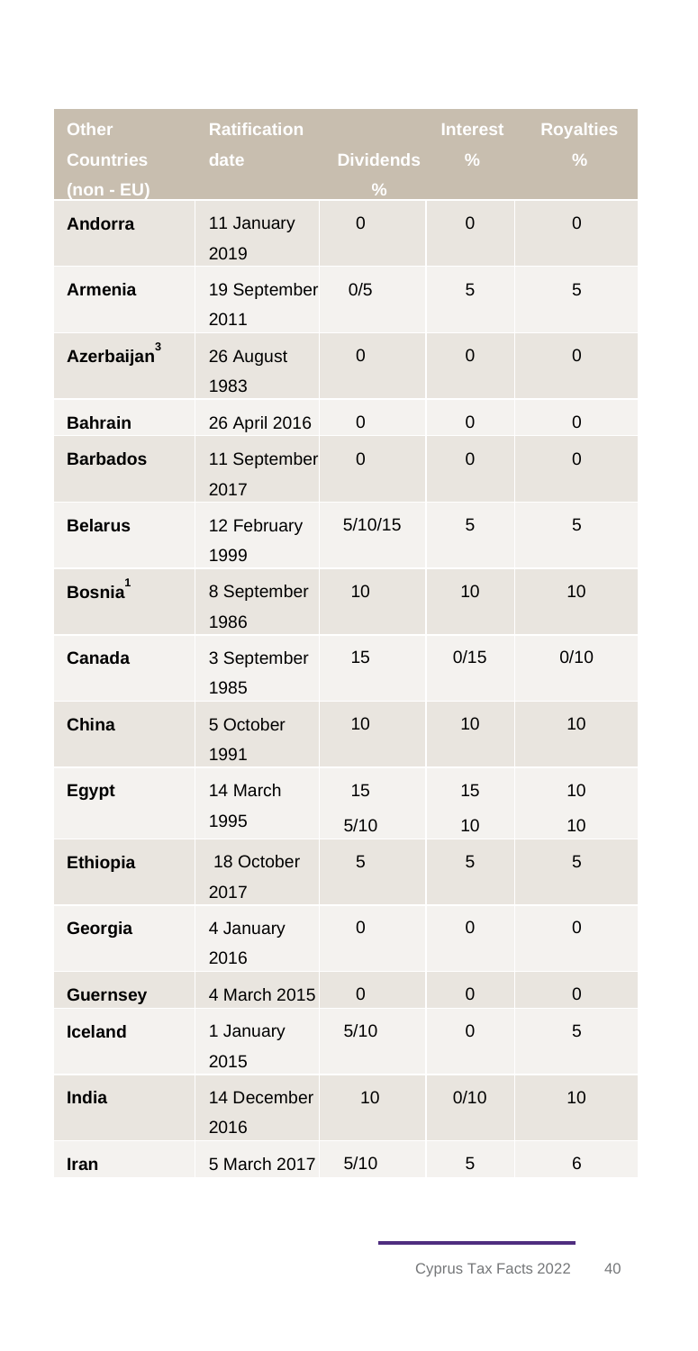| Other Countries (non - EU) | Ratification date | Dividends % | Interest % | Royalties % |
|---|---|---|---|---|
| **Andorra** | 11 January 2019 | 0 | 0 | 0 |
| **Armenia** | 19 September 2011 | 0/5 | 5 | 5 |
| **Azerbaijan**[3] | 26 August 1983 | 0 | 0 | 0 |
| **Bahrain** | 26 April 2016 | 0 | 0 | 0 |
| **Barbados** | 11 September 2017 | 0 | 0 | 0 |
| **Belarus** | 12 February 1999 | 5/10/15 | 5 | 5 |
| **Bosnia**[1] | 8 September 1986 | 10 | 10 | 10 |
| **Canada** | 3 September 1985 | 15 | 0/15 | 0/10 |
| **China** | 5 October 1991 | 10 | 10 | 10 |
| **Egypt** | 14 March 1995 | 15 5/10 | 15 10 | 10 10 |
| **Ethiopia** | 18 October 2017 | 5 | 5 | 5 |
| **Georgia** | 4 January 2016 | 0 | 0 | 0 |
| **Guernsey** | 4 March 2015 | 0 | 0 | 0 |
| **Iceland** | 1 January 2015 | 5/10 | 0 | 5 |
| **India** | 14 December 2016 | 10 | 0/10 | 10 |
| **Iran** | 5 March 2017 | 5/10 | 5 | 6 |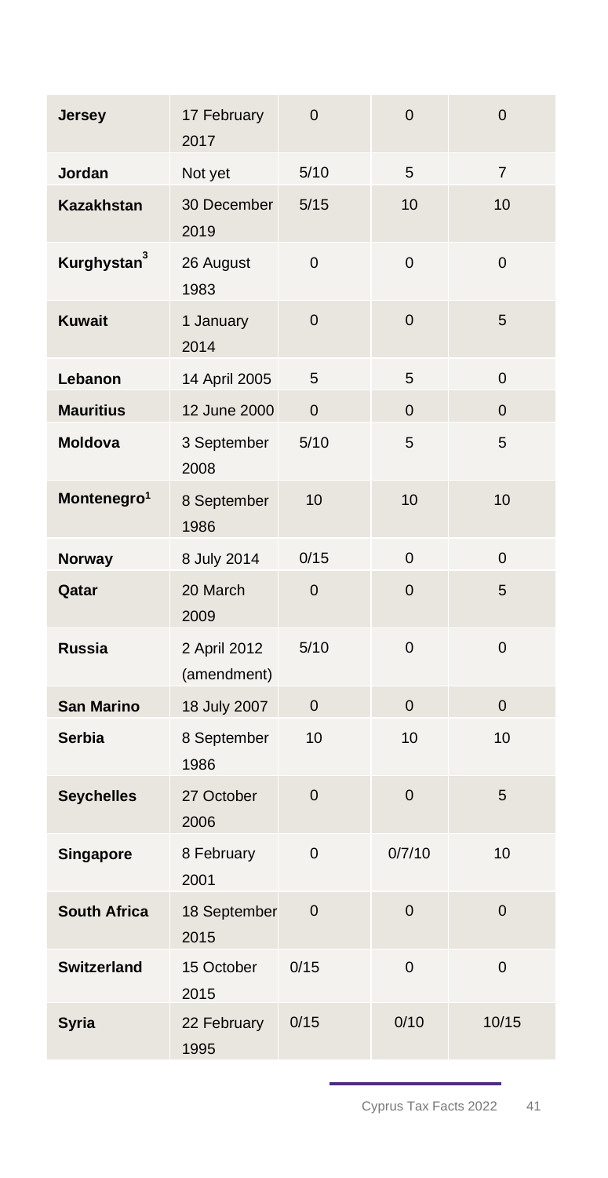| | | | | |
|---|---|---|---|---|
| **Jersey** | 17 February 2017 | 0 | 0 | 0 |
| **Jordan** | Not yet | 5/10 | 5 | 7 |
| **Kazakhstan** | 30 December 2019 | 5/15 | 10 | 10 |
| **Kurghystan**[3] | 26 August 1983 | 0 | 0 | 0 |
| **Kuwait** | 1 January 2014 | 0 | 0 | 5 |
| **Lebanon** | 14 April 2005 | 5 | 5 | 0 |
| **Mauritius** | 12 June 2000 | 0 | 0 | 0 |
| **Moldova** | 3 September 2008 | 5/10 | 5 | 5 |
| **Montenegro**[1] | 8 September 1986 | 10 | 10 | 10 |
| **Norway** | 8 July 2014 | 0/15 | 0 | 0 |
| **Qatar** | 20 March 2009 | 0 | 0 | 5 |
| **Russia** | 2 April 2012 (amendment) | 5/10 | 0 | 0 |
| **San Marino** | 18 July 2007 | 0 | 0 | 0 |
| **Serbia** | 8 September 1986 | 10 | 10 | 10 |
| **Seychelles** | 27 October 2006 | 0 | 0 | 5 |
| **Singapore** | 8 February 2001 | 0 | 0/7/10 | 10 |
| **South Africa** | 18 September 2015 | 0 | 0 | 0 |
| **Switzerland** | 15 October 2015 | 0/15 | 0 | 0 |
| **Syria** | 22 February 1995 | 0/15 | 0/10 | 10/15 |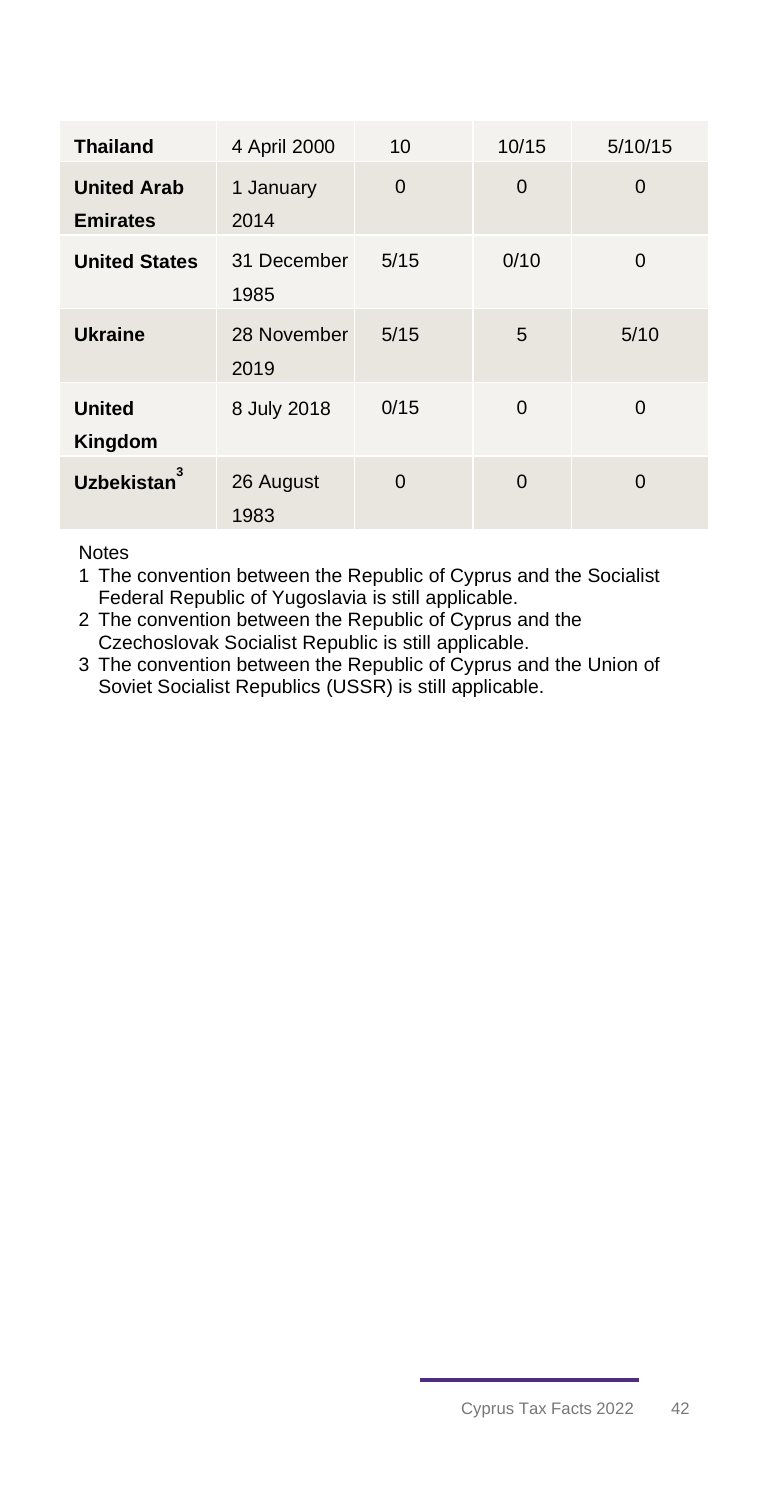| | | | | |
|---|---|---|---|---|
| **Thailand** | 4 April 2000 | 10 | 10/15 | 5/10/15 |
| **United Arab Emirates** | 1 January 2014 | 0 | 0 | 0 |
| **United States** | 31 December 1985 | 5/15 | 0/10 | 0 |
| **Ukraine** | 28 November 2019 | 5/15 | 5 | 5/10 |
| **United Kingdom** | 8 July 2018 | 0/15 | 0 | 0 |
| **Uzbekistan**[3] | 26 August 1983 | 0 | 0 | 0 |

Notes

1. The convention between the Republic of Cyprus and the Socialist Federal Republic of Yugoslavia is still applicable.
2. The convention between the Republic of Cyprus and the Czechoslovak Socialist Republic is still applicable.
3. The convention between the Republic of Cyprus and the Union of Soviet Socialist Republics (USSR) is still applicable.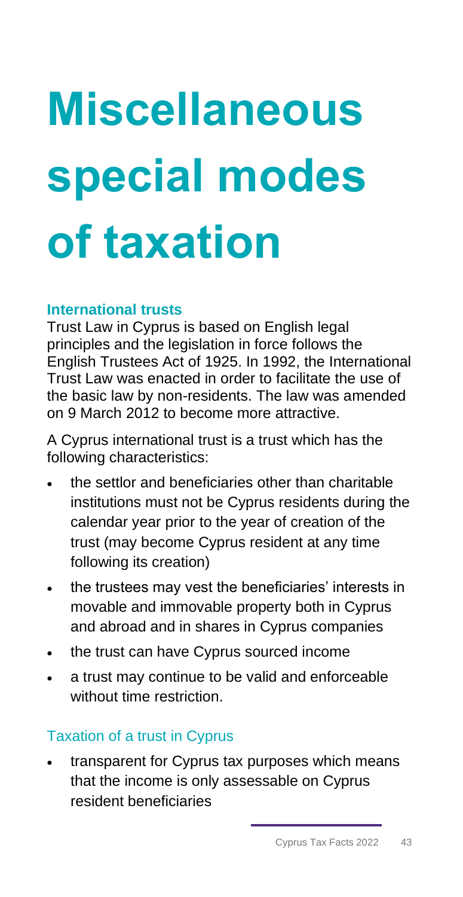# Miscellaneous special modes of taxation

### International trusts

Trust Law in Cyprus is based on English legal principles and the legislation in force follows the English Trustees Act of 1925. In 1992, the International Trust Law was enacted in order to facilitate the use of the basic law by non-residents. The law was amended on 9 March 2012 to become more attractive.

A Cyprus international trust is a trust which has the following characteristics:

- the settlor and beneficiaries other than charitable institutions must not be Cyprus residents during the calendar year prior to the year of creation of the trust (may become Cyprus resident at any time following its creation)
- the trustees may vest the beneficiaries' interests in movable and immovable property both in Cyprus and abroad and in shares in Cyprus companies
- the trust can have Cyprus sourced income
- a trust may continue to be valid and enforceable without time restriction.

### Taxation of a trust in Cyprus

- transparent for Cyprus tax purposes which means that the income is only assessable on Cyprus resident beneficiaries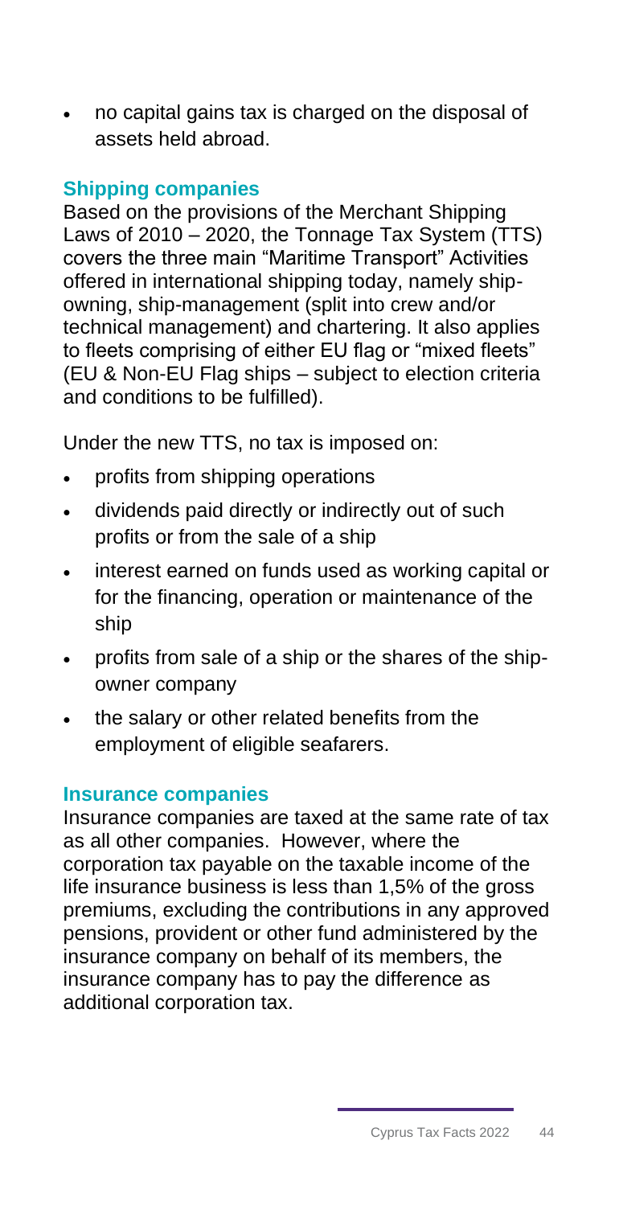- no capital gains tax is charged on the disposal of assets held abroad.

### Shipping companies

Based on the provisions of the Merchant Shipping Laws of 2010 – 2020, the Tonnage Tax System (TTS) covers the three main "Maritime Transport" Activities offered in international shipping today, namely ship-owning, ship-management (split into crew and/or technical management) and chartering. It also applies to fleets comprising of either EU flag or "mixed fleets" (EU & Non-EU Flag ships – subject to election criteria and conditions to be fulfilled).

Under the new TTS, no tax is imposed on:

- profits from shipping operations
- dividends paid directly or indirectly out of such profits or from the sale of a ship
- interest earned on funds used as working capital or for the financing, operation or maintenance of the ship
- profits from sale of a ship or the shares of the ship-owner company
- the salary or other related benefits from the employment of eligible seafarers.

### Insurance companies

Insurance companies are taxed at the same rate of tax as all other companies. However, where the corporation tax payable on the taxable income of the life insurance business is less than 1,5% of the gross premiums, excluding the contributions in any approved pensions, provident or other fund administered by the insurance company on behalf of its members, the insurance company has to pay the difference as additional corporation tax.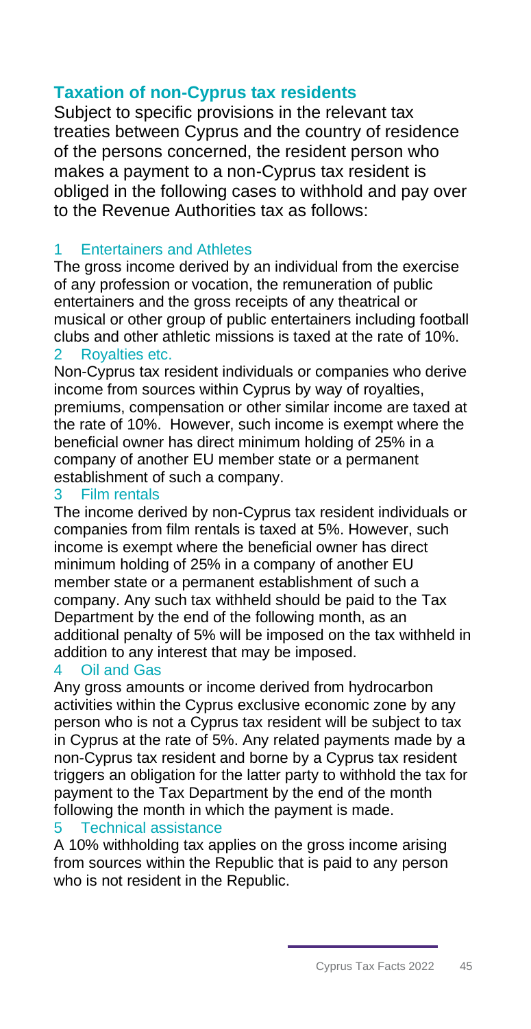## Taxation of non-Cyprus tax residents

Subject to specific provisions in the relevant tax treaties between Cyprus and the country of residence of the persons concerned, the resident person who makes a payment to a non-Cyprus tax resident is obliged in the following cases to withhold and pay over to the Revenue Authorities tax as follows:

### 1 Entertainers and Athletes

The gross income derived by an individual from the exercise of any profession or vocation, the remuneration of public entertainers and the gross receipts of any theatrical or musical or other group of public entertainers including football clubs and other athletic missions is taxed at the rate of 10%.

### 2 Royalties etc.

Non-Cyprus tax resident individuals or companies who derive income from sources within Cyprus by way of royalties, premiums, compensation or other similar income are taxed at the rate of 10%. However, such income is exempt where the beneficial owner has direct minimum holding of 25% in a company of another EU member state or a permanent establishment of such a company.

### 3 Film rentals

The income derived by non-Cyprus tax resident individuals or companies from film rentals is taxed at 5%. However, such income is exempt where the beneficial owner has direct minimum holding of 25% in a company of another EU member state or a permanent establishment of such a company. Any such tax withheld should be paid to the Tax Department by the end of the following month, as an additional penalty of 5% will be imposed on the tax withheld in addition to any interest that may be imposed.

### 4 Oil and Gas

Any gross amounts or income derived from hydrocarbon activities within the Cyprus exclusive economic zone by any person who is not a Cyprus tax resident will be subject to tax in Cyprus at the rate of 5%. Any related payments made by a non-Cyprus tax resident and borne by a Cyprus tax resident triggers an obligation for the latter party to withhold the tax for payment to the Tax Department by the end of the month following the month in which the payment is made.

### 5 Technical assistance

A 10% withholding tax applies on the gross income arising from sources within the Republic that is paid to any person who is not resident in the Republic.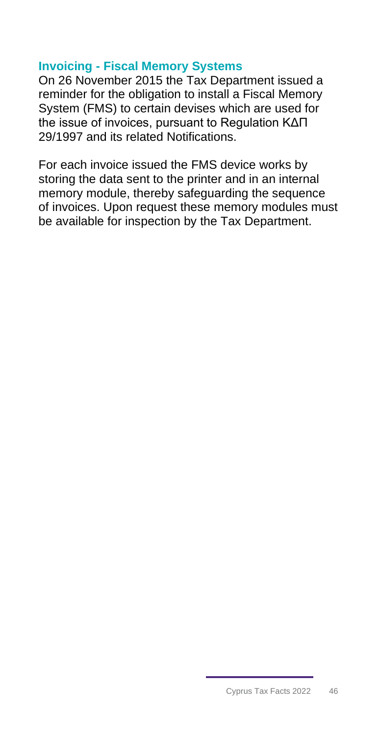## Invoicing - Fiscal Memory Systems

On 26 November 2015 the Tax Department issued a reminder for the obligation to install a Fiscal Memory System (FMS) to certain devises which are used for the issue of invoices, pursuant to Regulation ΚΔΠ 29/1997 and its related Notifications.

For each invoice issued the FMS device works by storing the data sent to the printer and in an internal memory module, thereby safeguarding the sequence of invoices. Upon request these memory modules must be available for inspection by the Tax Department.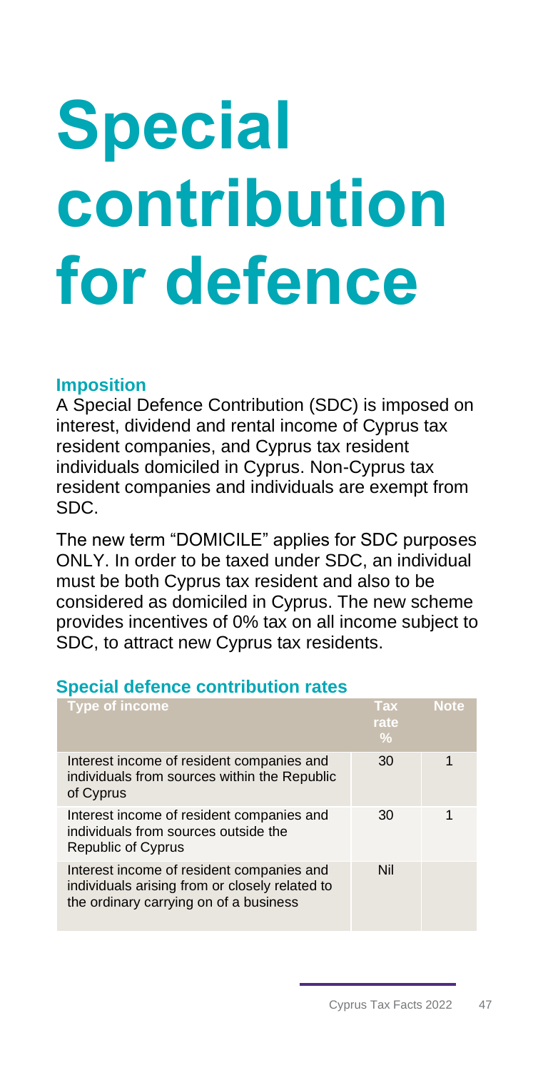# Special contribution for defence

### Imposition

A Special Defence Contribution (SDC) is imposed on interest, dividend and rental income of Cyprus tax resident companies, and Cyprus tax resident individuals domiciled in Cyprus. Non-Cyprus tax resident companies and individuals are exempt from SDC.

The new term "DOMICILE" applies for SDC purposes ONLY. In order to be taxed under SDC, an individual must be both Cyprus tax resident and also to be considered as domiciled in Cyprus. The new scheme provides incentives of 0% tax on all income subject to SDC, to attract new Cyprus tax residents.

### Special defence contribution rates

| Type of income | Tax rate % | Note |
|---|---|---|
| Interest income of resident companies and individuals from sources within the Republic of Cyprus | 30 | 1 |
| Interest income of resident companies and individuals from sources outside the Republic of Cyprus | 30 | 1 |
| Interest income of resident companies and individuals arising from or closely related to the ordinary carrying on of a business | Nil | |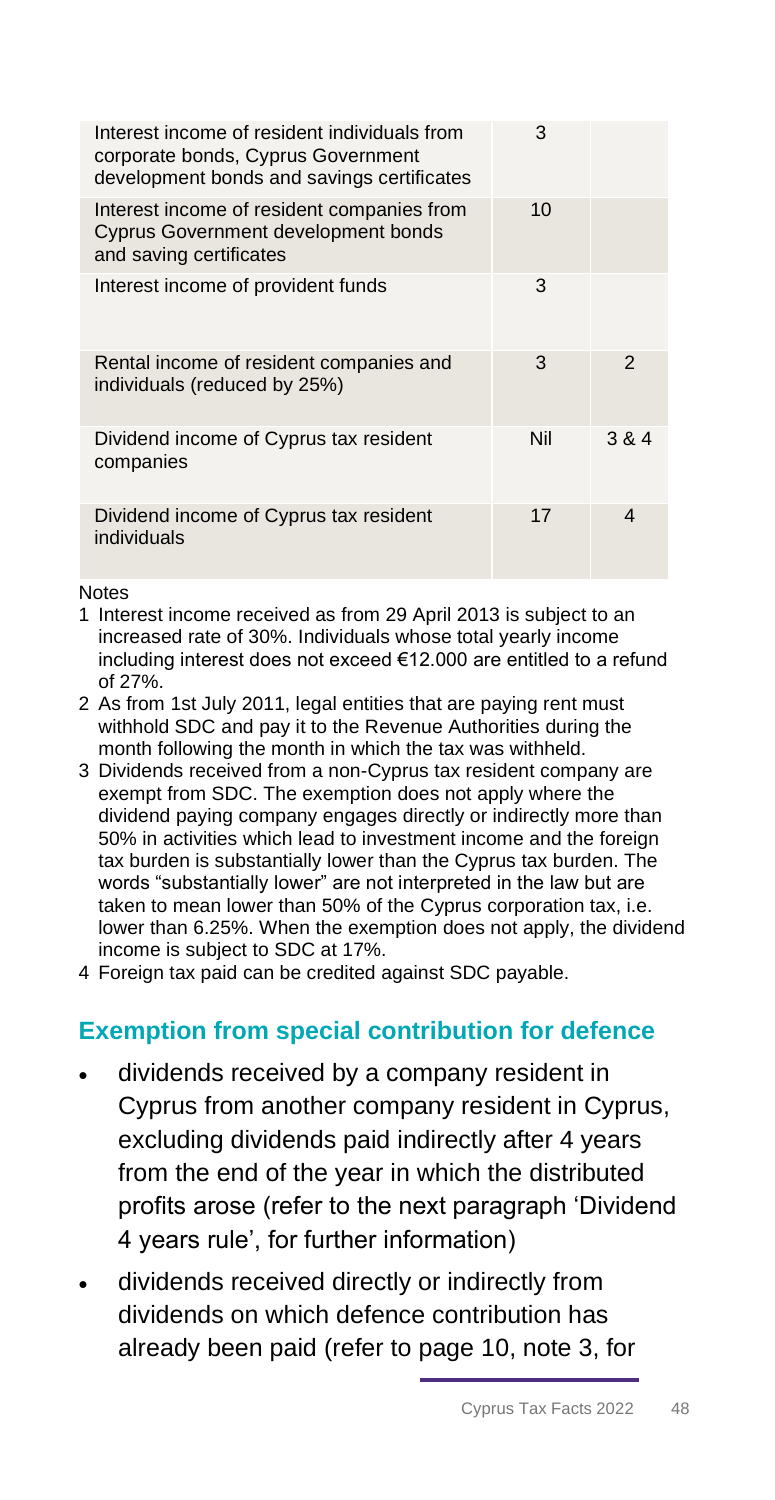| | | |
|---|---|---|
| Interest income of resident individuals from corporate bonds, Cyprus Government development bonds and savings certificates | 3 | |
| Interest income of resident companies from Cyprus Government development bonds and saving certificates | 10 | |
| Interest income of provident funds | 3 | |
| Rental income of resident companies and individuals (reduced by 25%) | 3 | 2 |
| Dividend income of Cyprus tax resident companies | Nil | 3 & 4 |
| Dividend income of Cyprus tax resident individuals | 17 | 4 |

Notes

1. Interest income received as from 29 April 2013 is subject to an increased rate of 30%. Individuals whose total yearly income including interest does not exceed €12.000 are entitled to a refund of 27%.
2. As from 1st July 2011, legal entities that are paying rent must withhold SDC and pay it to the Revenue Authorities during the month following the month in which the tax was withheld.
3. Dividends received from a non-Cyprus tax resident company are exempt from SDC. The exemption does not apply where the dividend paying company engages directly or indirectly more than 50% in activities which lead to investment income and the foreign tax burden is substantially lower than the Cyprus tax burden. The words "substantially lower" are not interpreted in the law but are taken to mean lower than 50% of the Cyprus corporation tax, i.e. lower than 6.25%. When the exemption does not apply, the dividend income is subject to SDC at 17%.
4. Foreign tax paid can be credited against SDC payable.

## Exemption from special contribution for defence

- dividends received by a company resident in Cyprus from another company resident in Cyprus, excluding dividends paid indirectly after 4 years from the end of the year in which the distributed profits arose (refer to the next paragraph 'Dividend 4 years rule', for further information)
- dividends received directly or indirectly from dividends on which defence contribution has already been paid (refer to page 10, note 3, for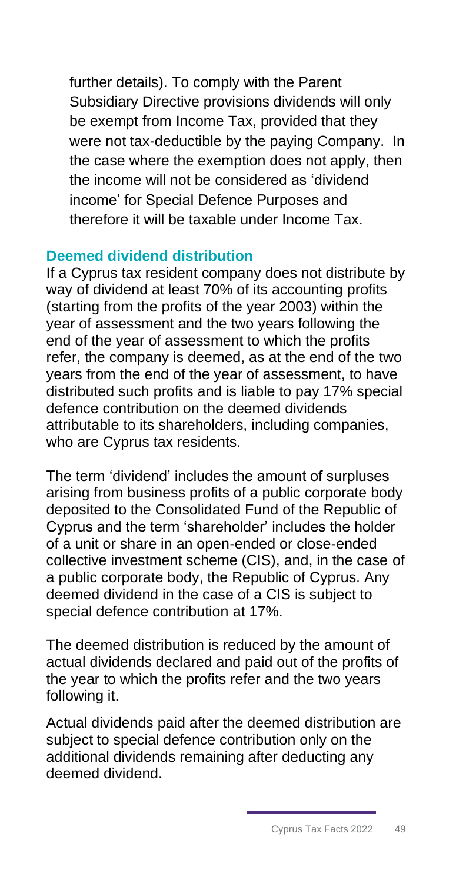further details). To comply with the Parent Subsidiary Directive provisions dividends will only be exempt from Income Tax, provided that they were not tax-deductible by the paying Company. In the case where the exemption does not apply, then the income will not be considered as 'dividend income' for Special Defence Purposes and therefore it will be taxable under Income Tax.

### Deemed dividend distribution

If a Cyprus tax resident company does not distribute by way of dividend at least 70% of its accounting profits (starting from the profits of the year 2003) within the year of assessment and the two years following the end of the year of assessment to which the profits refer, the company is deemed, as at the end of the two years from the end of the year of assessment, to have distributed such profits and is liable to pay 17% special defence contribution on the deemed dividends attributable to its shareholders, including companies, who are Cyprus tax residents.

The term 'dividend' includes the amount of surpluses arising from business profits of a public corporate body deposited to the Consolidated Fund of the Republic of Cyprus and the term 'shareholder' includes the holder of a unit or share in an open-ended or close-ended collective investment scheme (CIS), and, in the case of a public corporate body, the Republic of Cyprus. Any deemed dividend in the case of a CIS is subject to special defence contribution at 17%.

The deemed distribution is reduced by the amount of actual dividends declared and paid out of the profits of the year to which the profits refer and the two years following it.

Actual dividends paid after the deemed distribution are subject to special defence contribution only on the additional dividends remaining after deducting any deemed dividend.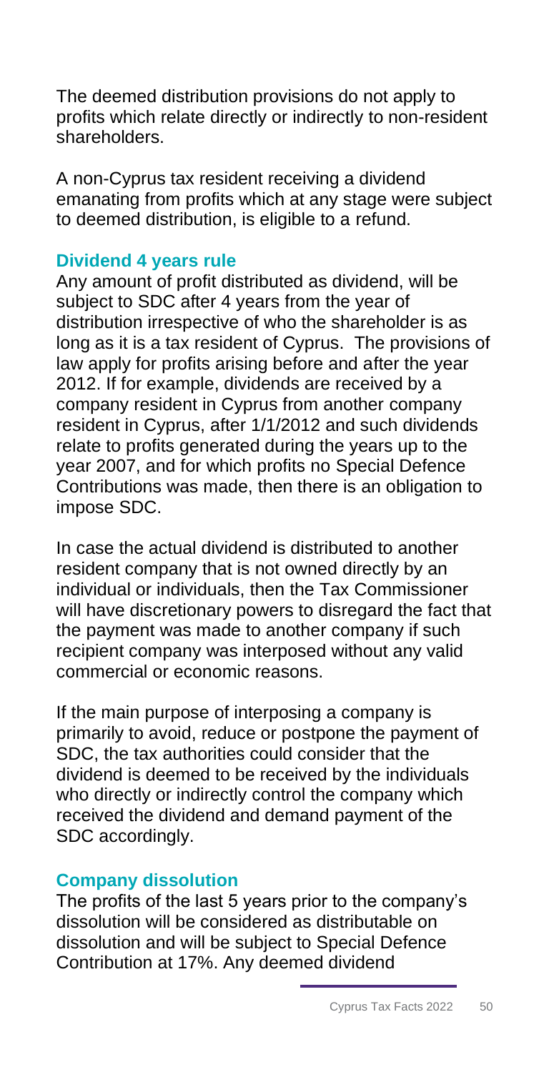The deemed distribution provisions do not apply to profits which relate directly or indirectly to non-resident shareholders.

A non-Cyprus tax resident receiving a dividend emanating from profits which at any stage were subject to deemed distribution, is eligible to a refund.

### Dividend 4 years rule

Any amount of profit distributed as dividend, will be subject to SDC after 4 years from the year of distribution irrespective of who the shareholder is as long as it is a tax resident of Cyprus. The provisions of law apply for profits arising before and after the year 2012. If for example, dividends are received by a company resident in Cyprus from another company resident in Cyprus, after 1/1/2012 and such dividends relate to profits generated during the years up to the year 2007, and for which profits no Special Defence Contributions was made, then there is an obligation to impose SDC.

In case the actual dividend is distributed to another resident company that is not owned directly by an individual or individuals, then the Tax Commissioner will have discretionary powers to disregard the fact that the payment was made to another company if such recipient company was interposed without any valid commercial or economic reasons.

If the main purpose of interposing a company is primarily to avoid, reduce or postpone the payment of SDC, the tax authorities could consider that the dividend is deemed to be received by the individuals who directly or indirectly control the company which received the dividend and demand payment of the SDC accordingly.

### Company dissolution

The profits of the last 5 years prior to the company's dissolution will be considered as distributable on dissolution and will be subject to Special Defence Contribution at 17%. Any deemed dividend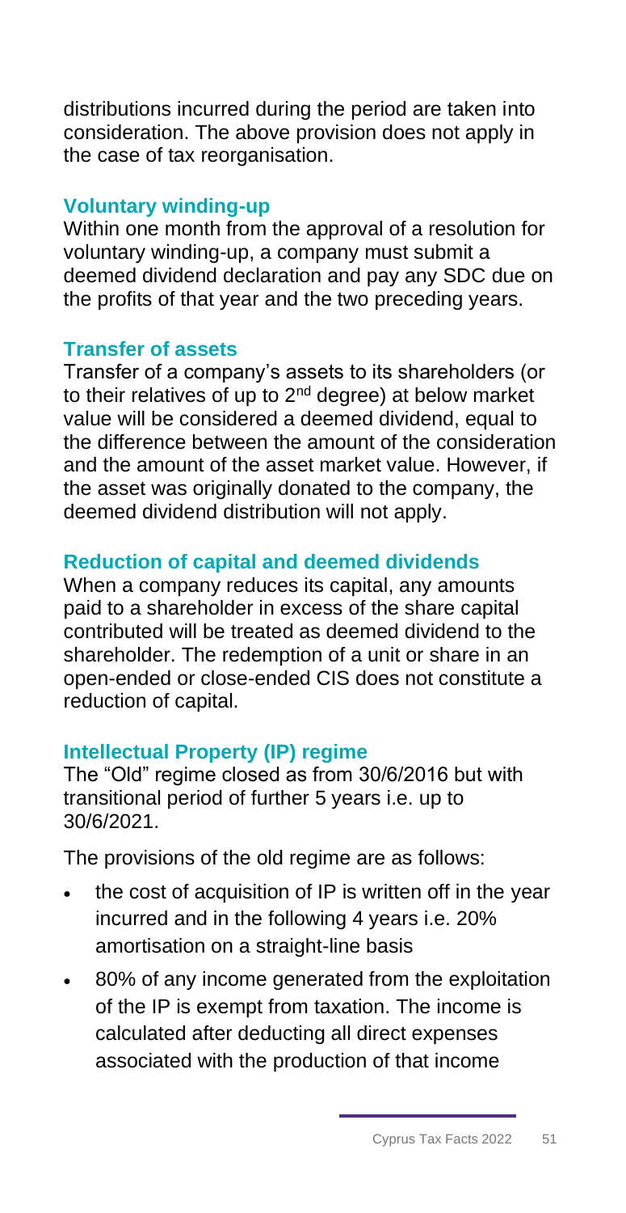distributions incurred during the period are taken into consideration. The above provision does not apply in the case of tax reorganisation.

### Voluntary winding-up

Within one month from the approval of a resolution for voluntary winding-up, a company must submit a deemed dividend declaration and pay any SDC due on the profits of that year and the two preceding years.

### Transfer of assets

Transfer of a company's assets to its shareholders (or to their relatives of up to 2nd degree) at below market value will be considered a deemed dividend, equal to the difference between the amount of the consideration and the amount of the asset market value. However, if the asset was originally donated to the company, the deemed dividend distribution will not apply.

### Reduction of capital and deemed dividends

When a company reduces its capital, any amounts paid to a shareholder in excess of the share capital contributed will be treated as deemed dividend to the shareholder. The redemption of a unit or share in an open-ended or close-ended CIS does not constitute a reduction of capital.

### Intellectual Property (IP) regime

The "Old" regime closed as from 30/6/2016 but with transitional period of further 5 years i.e. up to 30/6/2021.

The provisions of the old regime are as follows:

- the cost of acquisition of IP is written off in the year incurred and in the following 4 years i.e. 20% amortisation on a straight-line basis
- 80% of any income generated from the exploitation of the IP is exempt from taxation. The income is calculated after deducting all direct expenses associated with the production of that income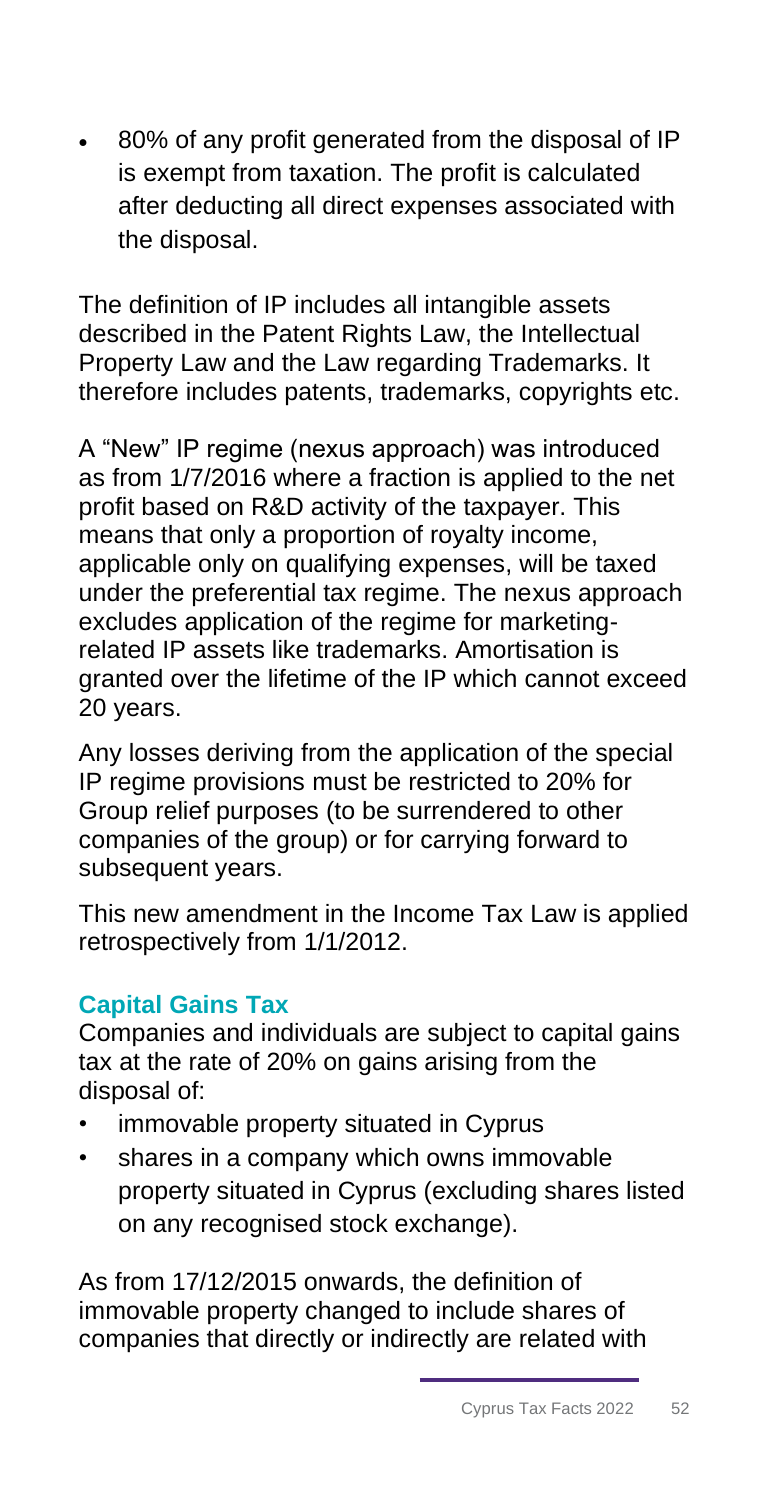- 80% of any profit generated from the disposal of IP is exempt from taxation. The profit is calculated after deducting all direct expenses associated with the disposal.

The definition of IP includes all intangible assets described in the Patent Rights Law, the Intellectual Property Law and the Law regarding Trademarks. It therefore includes patents, trademarks, copyrights etc.

A "New" IP regime (nexus approach) was introduced as from 1/7/2016 where a fraction is applied to the net profit based on R&D activity of the taxpayer. This means that only a proportion of royalty income, applicable only on qualifying expenses, will be taxed under the preferential tax regime. The nexus approach excludes application of the regime for marketing-related IP assets like trademarks. Amortisation is granted over the lifetime of the IP which cannot exceed 20 years.

Any losses deriving from the application of the special IP regime provisions must be restricted to 20% for Group relief purposes (to be surrendered to other companies of the group) or for carrying forward to subsequent years.

This new amendment in the Income Tax Law is applied retrospectively from 1/1/2012.

### Capital Gains Tax

Companies and individuals are subject to capital gains tax at the rate of 20% on gains arising from the disposal of:

- immovable property situated in Cyprus
- shares in a company which owns immovable property situated in Cyprus (excluding shares listed on any recognised stock exchange).

As from 17/12/2015 onwards, the definition of immovable property changed to include shares of companies that directly or indirectly are related with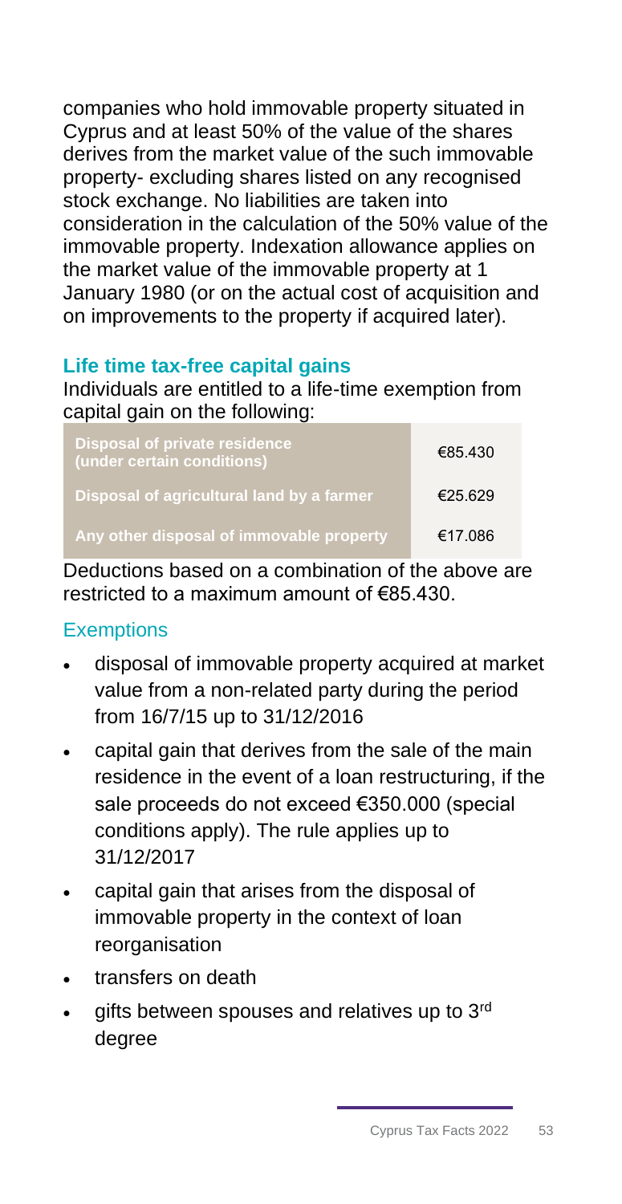companies who hold immovable property situated in Cyprus and at least 50% of the value of the shares derives from the market value of the such immovable property- excluding shares listed on any recognised stock exchange. No liabilities are taken into consideration in the calculation of the 50% value of the immovable property. Indexation allowance applies on the market value of the immovable property at 1 January 1980 (or on the actual cost of acquisition and on improvements to the property if acquired later).

### Life time tax-free capital gains

Individuals are entitled to a life-time exemption from capital gain on the following:

| | |
|---|---|
| Disposal of private residence (under certain conditions) | €85.430 |
| Disposal of agricultural land by a farmer | €25.629 |
| Any other disposal of immovable property | €17.086 |

Deductions based on a combination of the above are restricted to a maximum amount of €85.430.

## Exemptions

- disposal of immovable property acquired at market value from a non-related party during the period from 16/7/15 up to 31/12/2016
- capital gain that derives from the sale of the main residence in the event of a loan restructuring, if the sale proceeds do not exceed €350.000 (special conditions apply). The rule applies up to 31/12/2017
- capital gain that arises from the disposal of immovable property in the context of loan reorganisation
- transfers on death
- gifts between spouses and relatives up to 3rd degree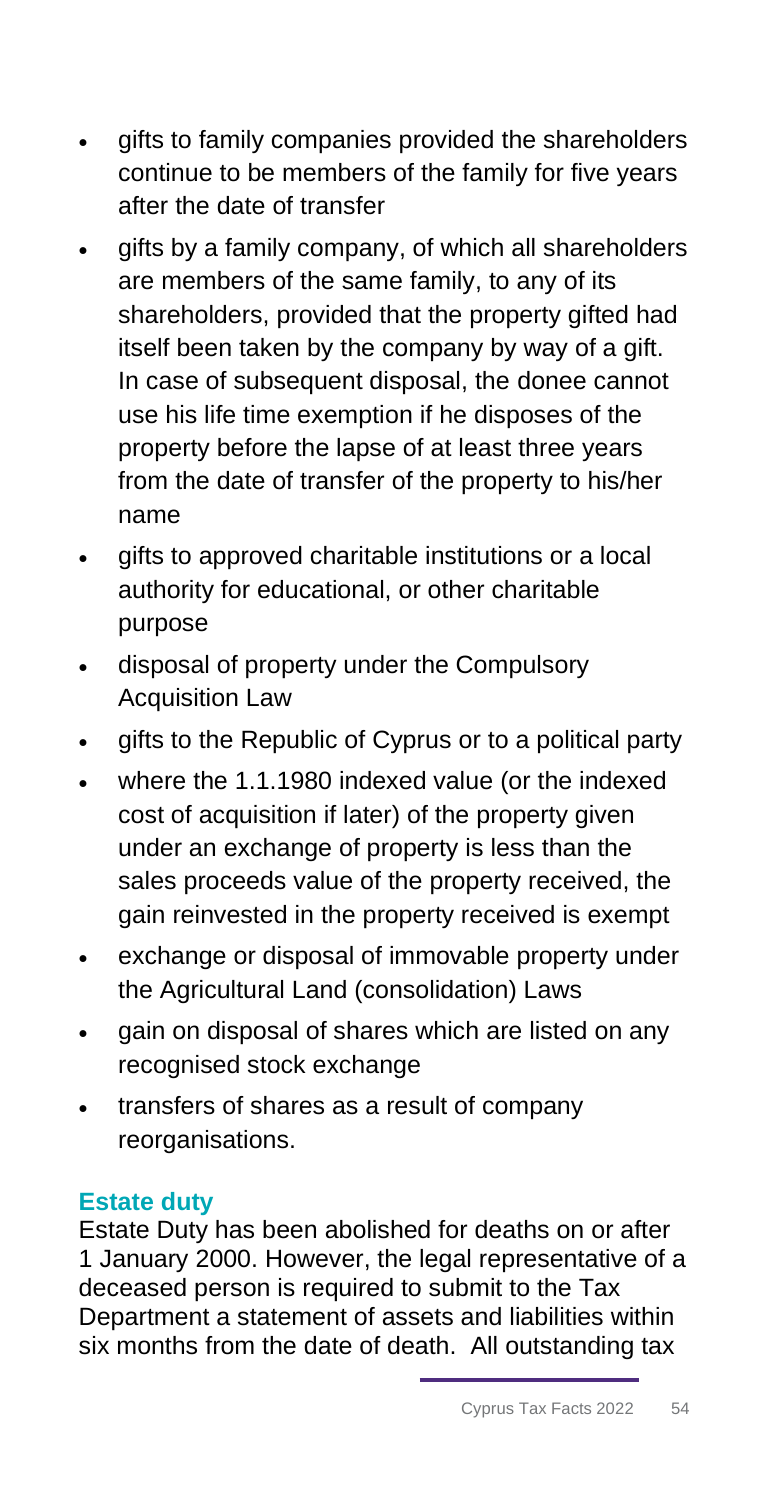- gifts to family companies provided the shareholders continue to be members of the family for five years after the date of transfer
- gifts by a family company, of which all shareholders are members of the same family, to any of its shareholders, provided that the property gifted had itself been taken by the company by way of a gift. In case of subsequent disposal, the donee cannot use his life time exemption if he disposes of the property before the lapse of at least three years from the date of transfer of the property to his/her name
- gifts to approved charitable institutions or a local authority for educational, or other charitable purpose
- disposal of property under the Compulsory Acquisition Law
- gifts to the Republic of Cyprus or to a political party
- where the 1.1.1980 indexed value (or the indexed cost of acquisition if later) of the property given under an exchange of property is less than the sales proceeds value of the property received, the gain reinvested in the property received is exempt
- exchange or disposal of immovable property under the Agricultural Land (consolidation) Laws
- gain on disposal of shares which are listed on any recognised stock exchange
- transfers of shares as a result of company reorganisations.

## Estate duty

Estate Duty has been abolished for deaths on or after 1 January 2000. However, the legal representative of a deceased person is required to submit to the Tax Department a statement of assets and liabilities within six months from the date of death. All outstanding tax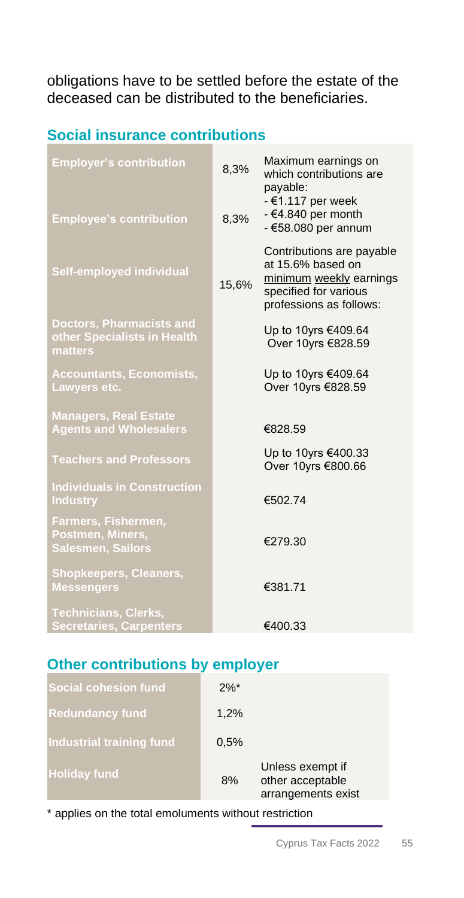obligations have to be settled before the estate of the deceased can be distributed to the beneficiaries.

## Social insurance contributions

| | | |
|---|---|---|
| **Employer's contribution** | 8,3% | Maximum earnings on which contributions are payable:<br>- €1.117 per week<br>- €4.840 per month<br>- €58.080 per annum |
| **Employee's contribution** | 8,3% | |
| **Self-employed individual** | 15,6% | Contributions are payable at 15.6% based on minimum weekly earnings specified for various professions as follows: |
| **Doctors, Pharmacists and other Specialists in Health matters** | | Up to 10yrs €409.64<br>Over 10yrs €828.59 |
| **Accountants, Economists, Lawyers etc.** | | Up to 10yrs €409.64<br>Over 10yrs €828.59 |
| **Managers, Real Estate Agents and Wholesalers** | | €828.59 |
| **Teachers and Professors** | | Up to 10yrs €400.33<br>Over 10yrs €800.66 |
| **Individuals in Construction Industry** | | €502.74 |
| **Farmers, Fishermen, Postmen, Miners, Salesmen, Sailors** | | €279.30 |
| **Shopkeepers, Cleaners, Messengers** | | €381.71 |
| **Technicians, Clerks, Secretaries, Carpenters** | | €400.33 |

## Other contributions by employer

| | | |
|---|---|---|
| **Social cohesion fund** | 2%* | |
| **Redundancy fund** | 1,2% | |
| **Industrial training fund** | 0,5% | |
| **Holiday fund** | 8% | Unless exempt if other acceptable arrangements exist |

* applies on the total emoluments without restriction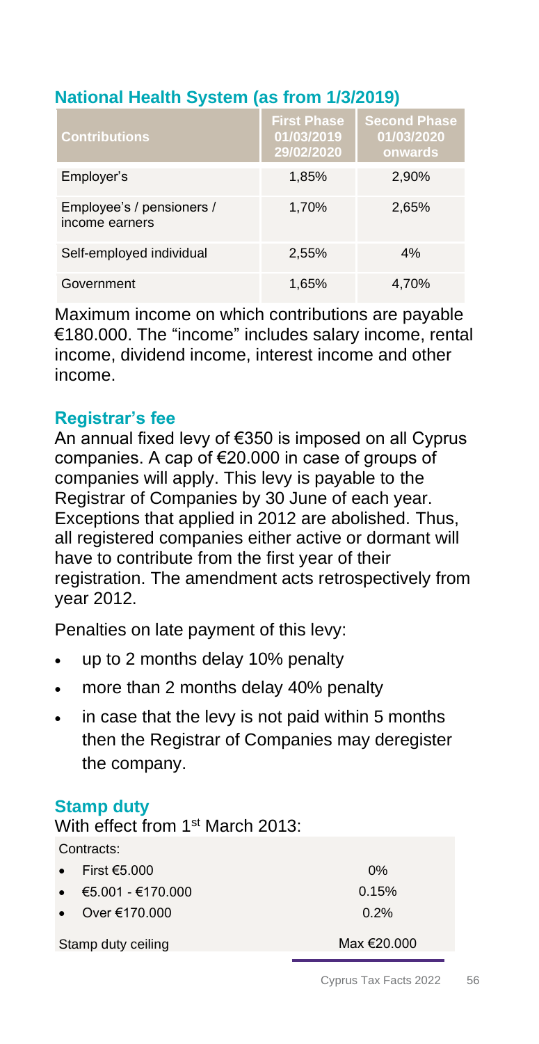## National Health System (as from 1/3/2019)

| Contributions | First Phase 01/03/2019 29/02/2020 | Second Phase 01/03/2020 onwards |
|---|---|---|
| Employer's | 1,85% | 2,90% |
| Employee's / pensioners / income earners | 1,70% | 2,65% |
| Self-employed individual | 2,55% | 4% |
| Government | 1,65% | 4,70% |

Maximum income on which contributions are payable €180.000. The "income" includes salary income, rental income, dividend income, interest income and other income.

## Registrar's fee

An annual fixed levy of €350 is imposed on all Cyprus companies. A cap of €20.000 in case of groups of companies will apply. This levy is payable to the Registrar of Companies by 30 June of each year. Exceptions that applied in 2012 are abolished. Thus, all registered companies either active or dormant will have to contribute from the first year of their registration. The amendment acts retrospectively from year 2012.

Penalties on late payment of this levy:

- up to 2 months delay 10% penalty
- more than 2 months delay 40% penalty
- in case that the levy is not paid within 5 months then the Registrar of Companies may deregister the company.

## Stamp duty

With effect from 1st March 2013:

| Contracts: | |
|---|---|
| • First €5.000 | 0% |
| • €5.001 - €170.000 | 0.15% |
| • Over €170.000 | 0.2% |
| Stamp duty ceiling | Max €20.000 |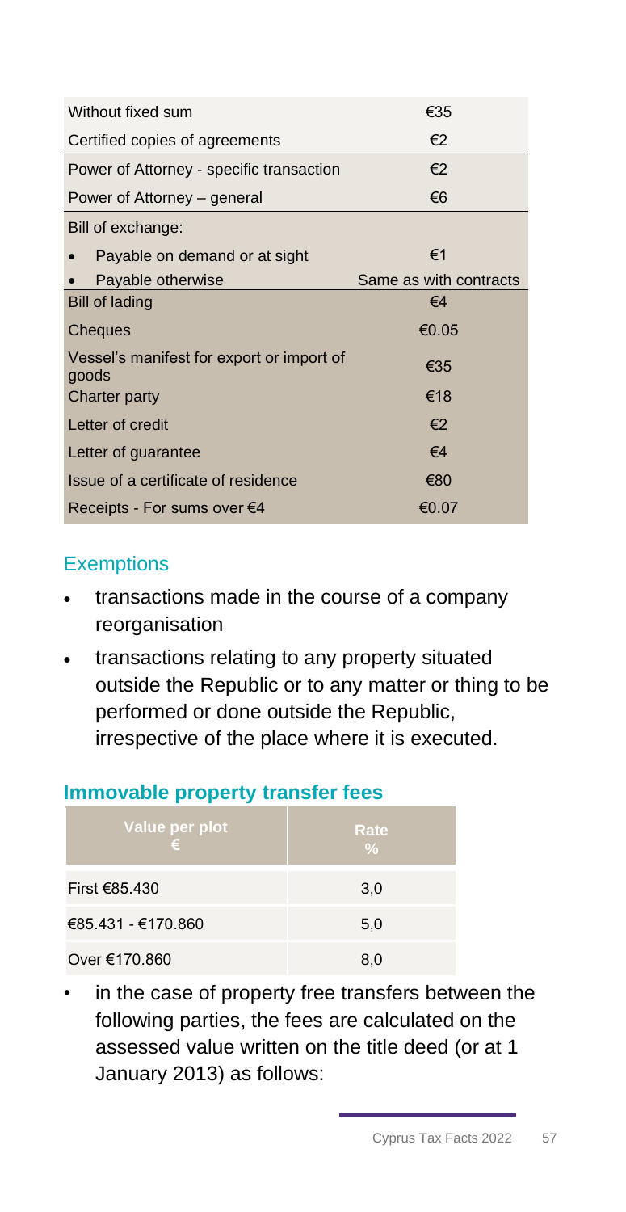| | |
|---|---|
| Without fixed sum | €35 |
| Certified copies of agreements | €2 |
| Power of Attorney - specific transaction | €2 |
| Power of Attorney – general | €6 |
| Bill of exchange: | |
| • Payable on demand or at sight | €1 |
| • Payable otherwise | Same as with contracts |
| Bill of lading | €4 |
| Cheques | €0.05 |
| Vessel's manifest for export or import of goods | €35 |
| Charter party | €18 |
| Letter of credit | €2 |
| Letter of guarantee | €4 |
| Issue of a certificate of residence | €80 |
| Receipts - For sums over €4 | €0.07 |

### Exemptions

- transactions made in the course of a company reorganisation
- transactions relating to any property situated outside the Republic or to any matter or thing to be performed or done outside the Republic, irrespective of the place where it is executed.

## Immovable property transfer fees

| Value per plot € | Rate % |
|---|---|
| First €85.430 | 3,0 |
| €85.431 - €170.860 | 5,0 |
| Over €170.860 | 8,0 |

- in the case of property free transfers between the following parties, the fees are calculated on the assessed value written on the title deed (or at 1 January 2013) as follows: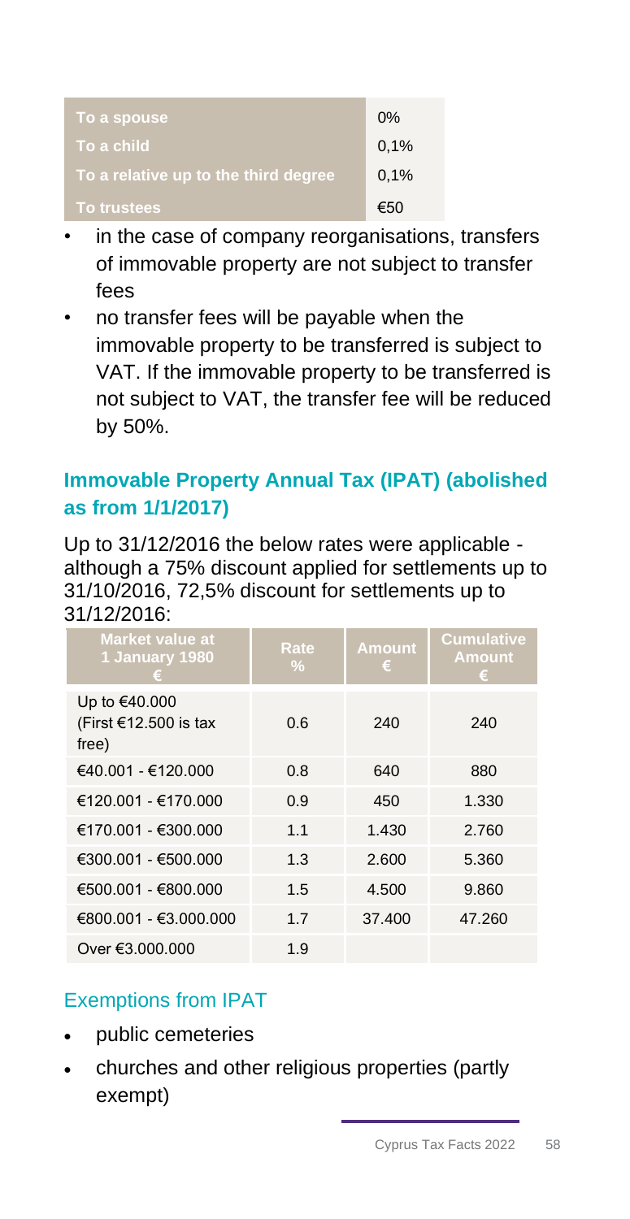| | |
|---|---|
| To a spouse | 0% |
| To a child | 0,1% |
| To a relative up to the third degree | 0,1% |
| To trustees | €50 |

- in the case of company reorganisations, transfers of immovable property are not subject to transfer fees
- no transfer fees will be payable when the immovable property to be transferred is subject to VAT. If the immovable property to be transferred is not subject to VAT, the transfer fee will be reduced by 50%.

## Immovable Property Annual Tax (IPAT) (abolished as from 1/1/2017)

Up to 31/12/2016 the below rates were applicable - although a 75% discount applied for settlements up to 31/10/2016, 72,5% discount for settlements up to 31/12/2016:

| Market value at 1 January 1980 € | Rate % | Amount € | Cumulative Amount € |
|---|---|---|---|
| Up to €40.000 (First €12.500 is tax free) | 0.6 | 240 | 240 |
| €40.001 - €120.000 | 0.8 | 640 | 880 |
| €120.001 - €170.000 | 0.9 | 450 | 1.330 |
| €170.001 - €300.000 | 1.1 | 1.430 | 2.760 |
| €300.001 - €500.000 | 1.3 | 2.600 | 5.360 |
| €500.001 - €800.000 | 1.5 | 4.500 | 9.860 |
| €800.001 - €3.000.000 | 1.7 | 37.400 | 47.260 |
| Over €3.000.000 | 1.9 | | |

### Exemptions from IPAT

- public cemeteries
- churches and other religious properties (partly exempt)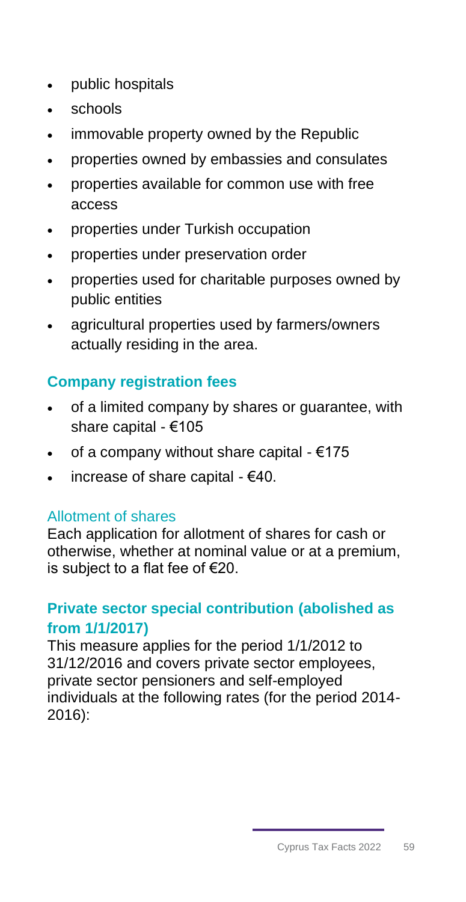- public hospitals
- schools
- immovable property owned by the Republic
- properties owned by embassies and consulates
- properties available for common use with free access
- properties under Turkish occupation
- properties under preservation order
- properties used for charitable purposes owned by public entities
- agricultural properties used by farmers/owners actually residing in the area.

## Company registration fees

- of a limited company by shares or guarantee, with share capital - €105
- of a company without share capital - €175
- increase of share capital - €40.

### Allotment of shares

Each application for allotment of shares for cash or otherwise, whether at nominal value or at a premium, is subject to a flat fee of €20.

## Private sector special contribution (abolished as from 1/1/2017)

This measure applies for the period 1/1/2012 to 31/12/2016 and covers private sector employees, private sector pensioners and self-employed individuals at the following rates (for the period 2014-2016):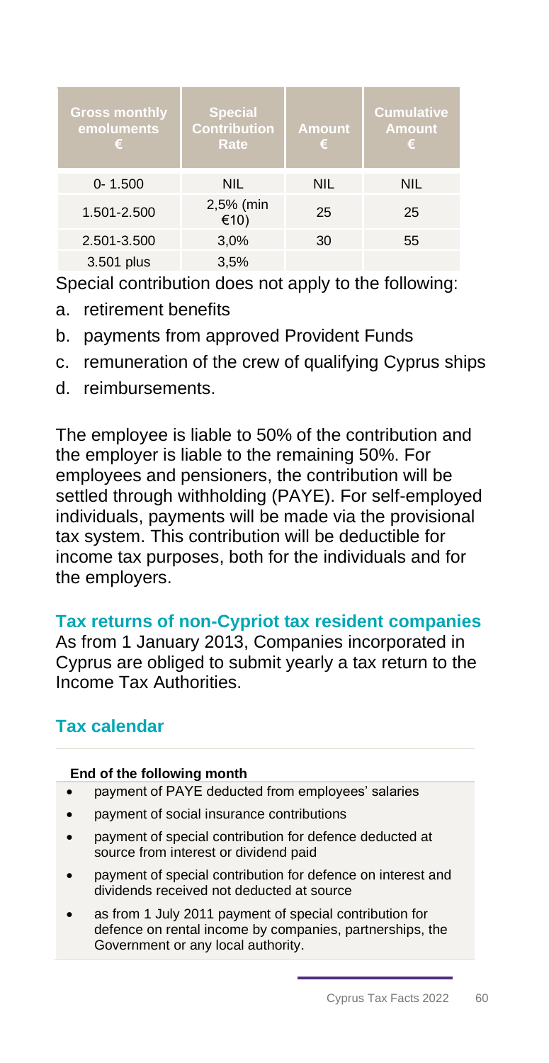| Gross monthly emoluments € | Special Contribution Rate | Amount € | Cumulative Amount € |
| --- | --- | --- | --- |
| 0- 1.500 | NIL | NIL | NIL |
| 1.501-2.500 | 2,5% (min €10) | 25 | 25 |
| 2.501-3.500 | 3,0% | 30 | 55 |
| 3.501 plus | 3,5% | | |

Special contribution does not apply to the following:

a. retirement benefits
b. payments from approved Provident Funds
c. remuneration of the crew of qualifying Cyprus ships
d. reimbursements.

The employee is liable to 50% of the contribution and the employer is liable to the remaining 50%. For employees and pensioners, the contribution will be settled through withholding (PAYE). For self-employed individuals, payments will be made via the provisional tax system. This contribution will be deductible for income tax purposes, both for the individuals and for the employers.

## Tax returns of non-Cypriot tax resident companies

As from 1 January 2013, Companies incorporated in Cyprus are obliged to submit yearly a tax return to the Income Tax Authorities.

## Tax calendar

**End of the following month**

- payment of PAYE deducted from employees' salaries
- payment of social insurance contributions
- payment of special contribution for defence deducted at source from interest or dividend paid
- payment of special contribution for defence on interest and dividends received not deducted at source
- as from 1 July 2011 payment of special contribution for defence on rental income by companies, partnerships, the Government or any local authority.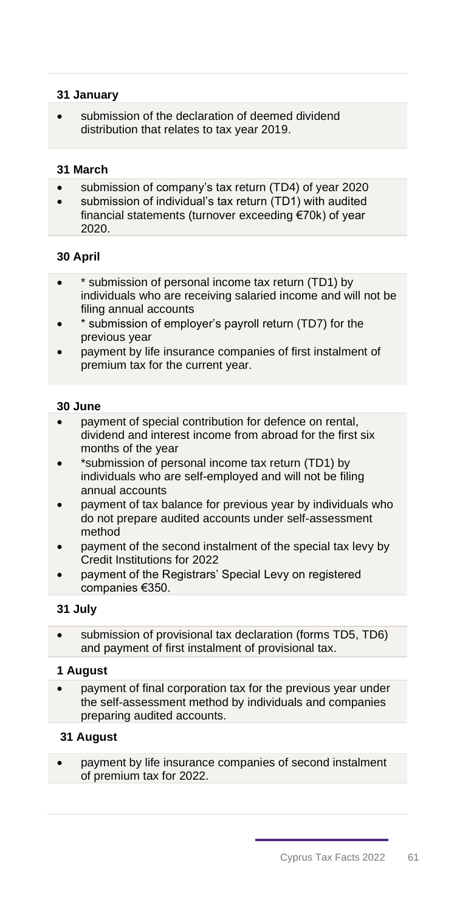**31 January**

- submission of the declaration of deemed dividend distribution that relates to tax year 2019.

**31 March**

- submission of company's tax return (TD4) of year 2020
- submission of individual's tax return (TD1) with audited financial statements (turnover exceeding €70k) of year 2020.

**30 April**

- * submission of personal income tax return (TD1) by individuals who are receiving salaried income and will not be filing annual accounts
- * submission of employer's payroll return (TD7) for the previous year
- payment by life insurance companies of first instalment of premium tax for the current year.

**30 June**

- payment of special contribution for defence on rental, dividend and interest income from abroad for the first six months of the year
- *submission of personal income tax return (TD1) by individuals who are self-employed and will not be filing annual accounts
- payment of tax balance for previous year by individuals who do not prepare audited accounts under self-assessment method
- payment of the second instalment of the special tax levy by Credit Institutions for 2022
- payment of the Registrars' Special Levy on registered companies €350.

**31 July**

- submission of provisional tax declaration (forms TD5, TD6) and payment of first instalment of provisional tax.

**1 August**

- payment of final corporation tax for the previous year under the self-assessment method by individuals and companies preparing audited accounts.

**31 August**

- payment by life insurance companies of second instalment of premium tax for 2022.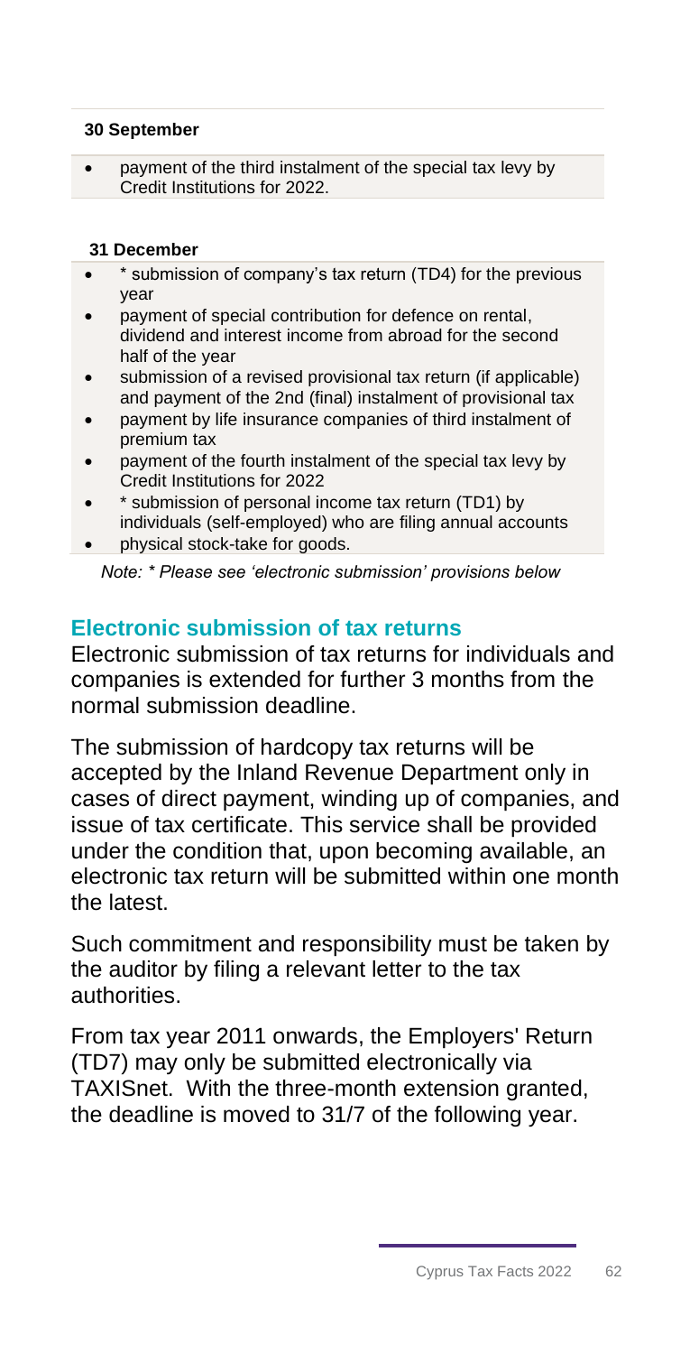**30 September**

- payment of the third instalment of the special tax levy by Credit Institutions for 2022.

**31 December**

- * submission of company's tax return (TD4) for the previous year
- payment of special contribution for defence on rental, dividend and interest income from abroad for the second half of the year
- submission of a revised provisional tax return (if applicable) and payment of the 2nd (final) instalment of provisional tax
- payment by life insurance companies of third instalment of premium tax
- payment of the fourth instalment of the special tax levy by Credit Institutions for 2022
- * submission of personal income tax return (TD1) by individuals (self-employed) who are filing annual accounts
- physical stock-take for goods.

*Note: * Please see 'electronic submission' provisions below*

## Electronic submission of tax returns

Electronic submission of tax returns for individuals and companies is extended for further 3 months from the normal submission deadline.

The submission of hardcopy tax returns will be accepted by the Inland Revenue Department only in cases of direct payment, winding up of companies, and issue of tax certificate. This service shall be provided under the condition that, upon becoming available, an electronic tax return will be submitted within one month the latest.

Such commitment and responsibility must be taken by the auditor by filing a relevant letter to the tax authorities.

From tax year 2011 onwards, the Employers' Return (TD7) may only be submitted electronically via TAXISnet. With the three-month extension granted, the deadline is moved to 31/7 of the following year.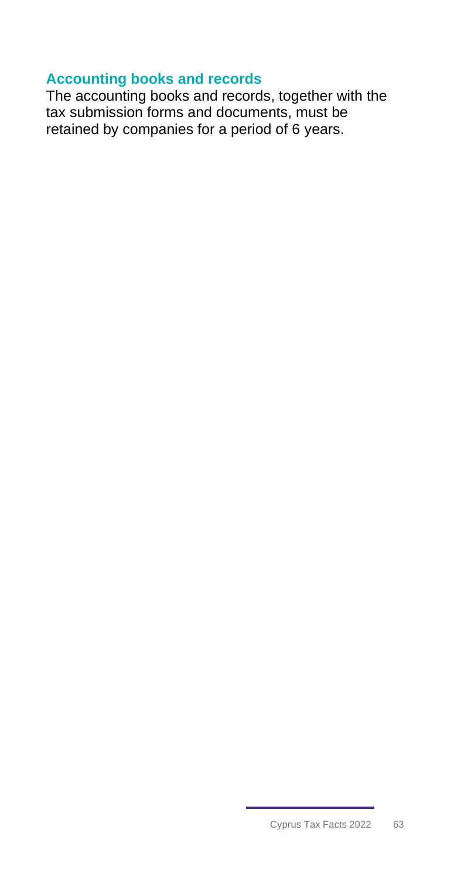## Accounting books and records

The accounting books and records, together with the tax submission forms and documents, must be retained by companies for a period of 6 years.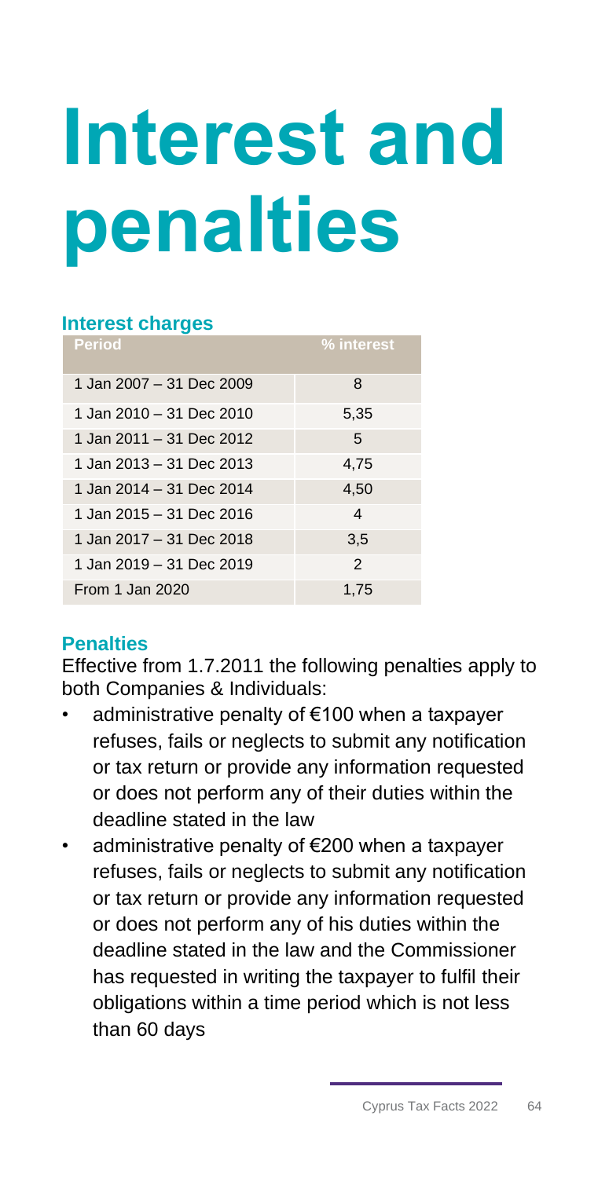# Interest and penalties

### Interest charges

| Period | % interest |
|---|---|
| 1 Jan 2007 – 31 Dec 2009 | 8 |
| 1 Jan 2010 – 31 Dec 2010 | 5,35 |
| 1 Jan 2011 – 31 Dec 2012 | 5 |
| 1 Jan 2013 – 31 Dec 2013 | 4,75 |
| 1 Jan 2014 – 31 Dec 2014 | 4,50 |
| 1 Jan 2015 – 31 Dec 2016 | 4 |
| 1 Jan 2017 – 31 Dec 2018 | 3,5 |
| 1 Jan 2019 – 31 Dec 2019 | 2 |
| From 1 Jan 2020 | 1,75 |

### Penalties

Effective from 1.7.2011 the following penalties apply to both Companies & Individuals:

- administrative penalty of €100 when a taxpayer refuses, fails or neglects to submit any notification or tax return or provide any information requested or does not perform any of their duties within the deadline stated in the law
- administrative penalty of €200 when a taxpayer refuses, fails or neglects to submit any notification or tax return or provide any information requested or does not perform any of his duties within the deadline stated in the law and the Commissioner has requested in writing the taxpayer to fulfil their obligations within a time period which is not less than 60 days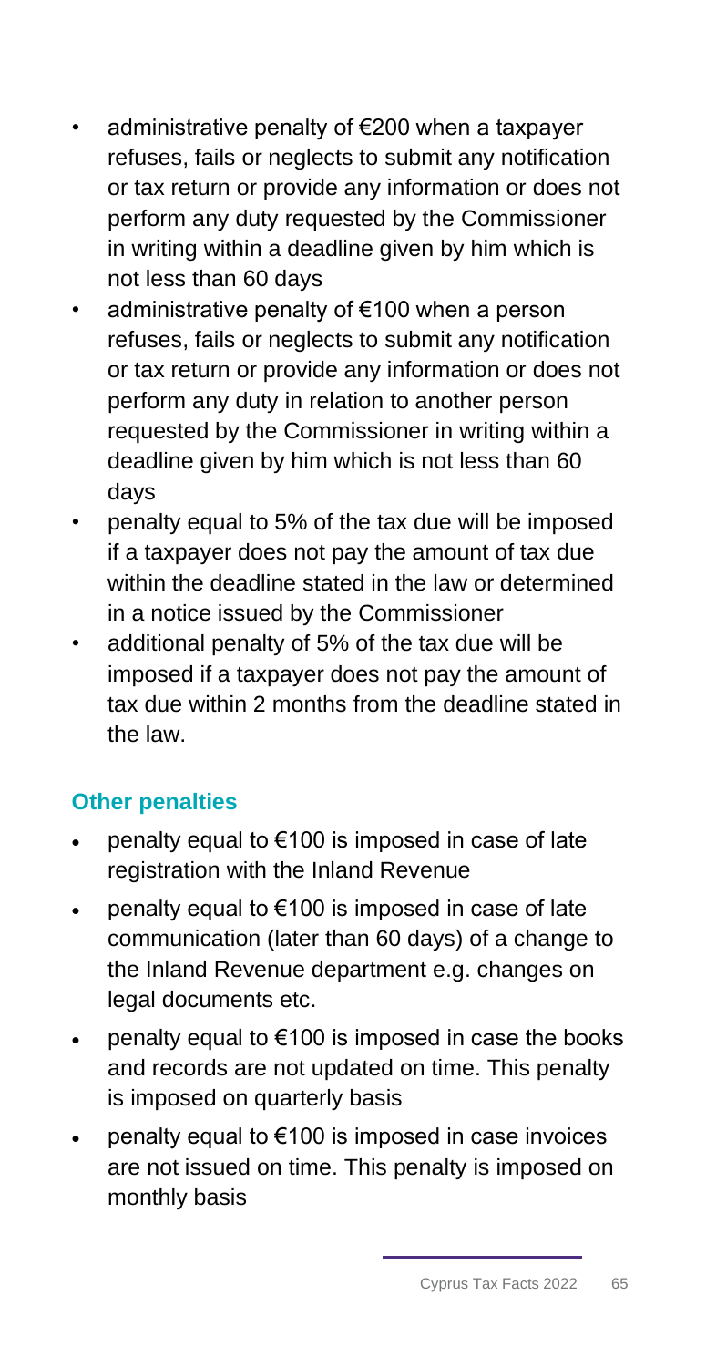- administrative penalty of €200 when a taxpayer refuses, fails or neglects to submit any notification or tax return or provide any information or does not perform any duty requested by the Commissioner in writing within a deadline given by him which is not less than 60 days
- administrative penalty of €100 when a person refuses, fails or neglects to submit any notification or tax return or provide any information or does not perform any duty in relation to another person requested by the Commissioner in writing within a deadline given by him which is not less than 60 days
- penalty equal to 5% of the tax due will be imposed if a taxpayer does not pay the amount of tax due within the deadline stated in the law or determined in a notice issued by the Commissioner
- additional penalty of 5% of the tax due will be imposed if a taxpayer does not pay the amount of tax due within 2 months from the deadline stated in the law.

### Other penalties

- penalty equal to €100 is imposed in case of late registration with the Inland Revenue
- penalty equal to €100 is imposed in case of late communication (later than 60 days) of a change to the Inland Revenue department e.g. changes on legal documents etc.
- penalty equal to €100 is imposed in case the books and records are not updated on time. This penalty is imposed on quarterly basis
- penalty equal to €100 is imposed in case invoices are not issued on time. This penalty is imposed on monthly basis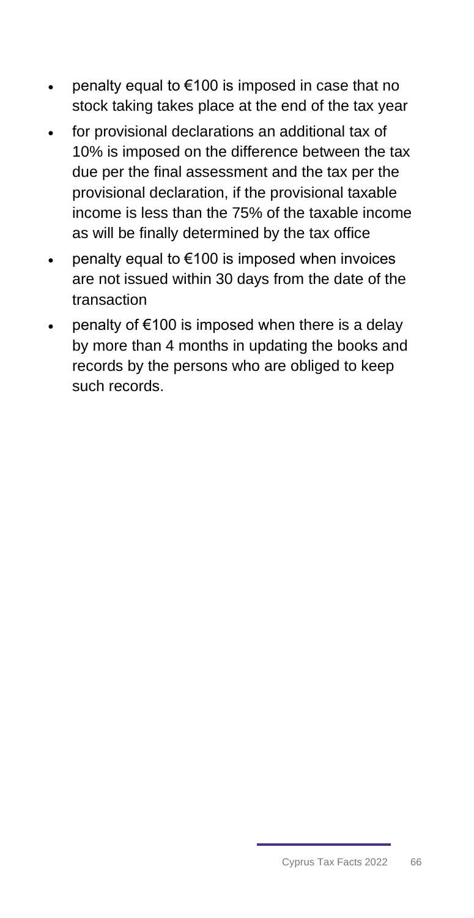- penalty equal to €100 is imposed in case that no stock taking takes place at the end of the tax year
- for provisional declarations an additional tax of 10% is imposed on the difference between the tax due per the final assessment and the tax per the provisional declaration, if the provisional taxable income is less than the 75% of the taxable income as will be finally determined by the tax office
- penalty equal to €100 is imposed when invoices are not issued within 30 days from the date of the transaction
- penalty of €100 is imposed when there is a delay by more than 4 months in updating the books and records by the persons who are obliged to keep such records.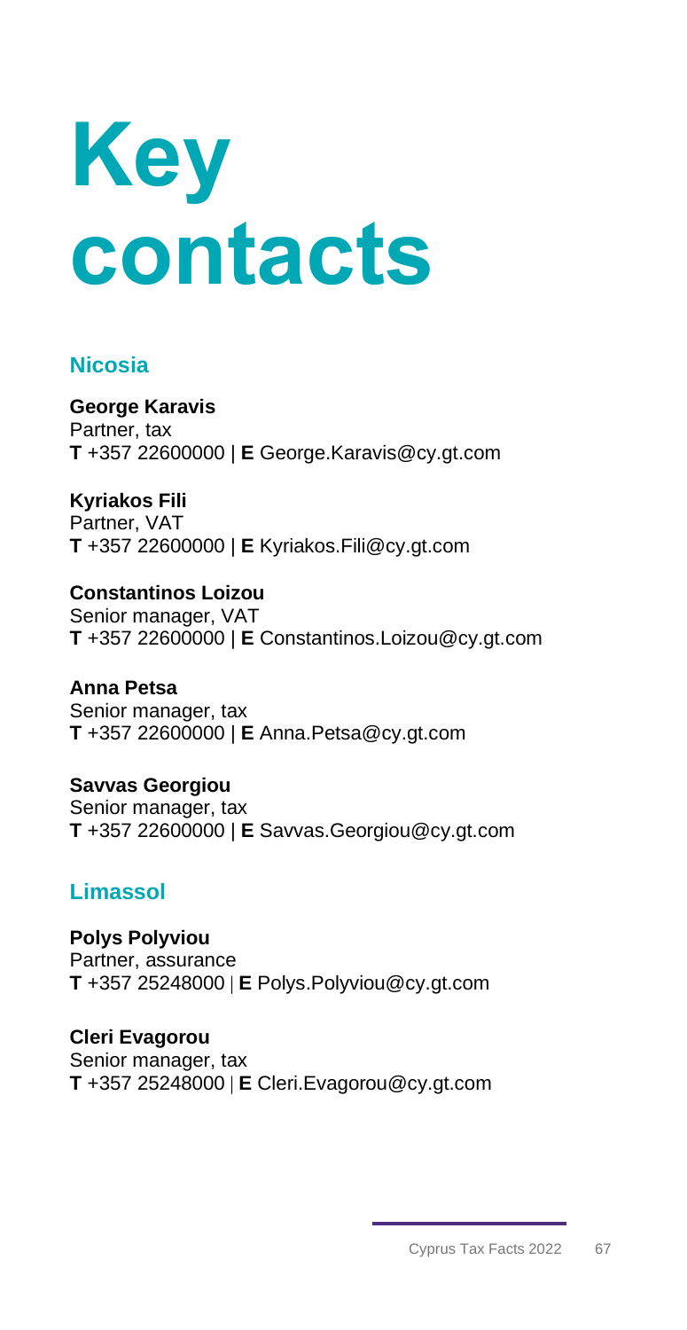# Key contacts

## Nicosia

**George Karavis**
Partner, tax
**T** +357 22600000 | **E** George.Karavis@cy.gt.com

**Kyriakos Fili**
Partner, VAT
**T** +357 22600000 | **E** Kyriakos.Fili@cy.gt.com

**Constantinos Loizou**
Senior manager, VAT
**T** +357 22600000 | **E** Constantinos.Loizou@cy.gt.com

**Anna Petsa**
Senior manager, tax
**T** +357 22600000 | **E** Anna.Petsa@cy.gt.com

**Savvas Georgiou**
Senior manager, tax
**T** +357 22600000 | **E** Savvas.Georgiou@cy.gt.com

## Limassol

**Polys Polyviou**
Partner, assurance
**T** +357 25248000 | **E** Polys.Polyviou@cy.gt.com

**Cleri Evagorou**
Senior manager, tax
**T** +357 25248000 | **E** Cleri.Evagorou@cy.gt.com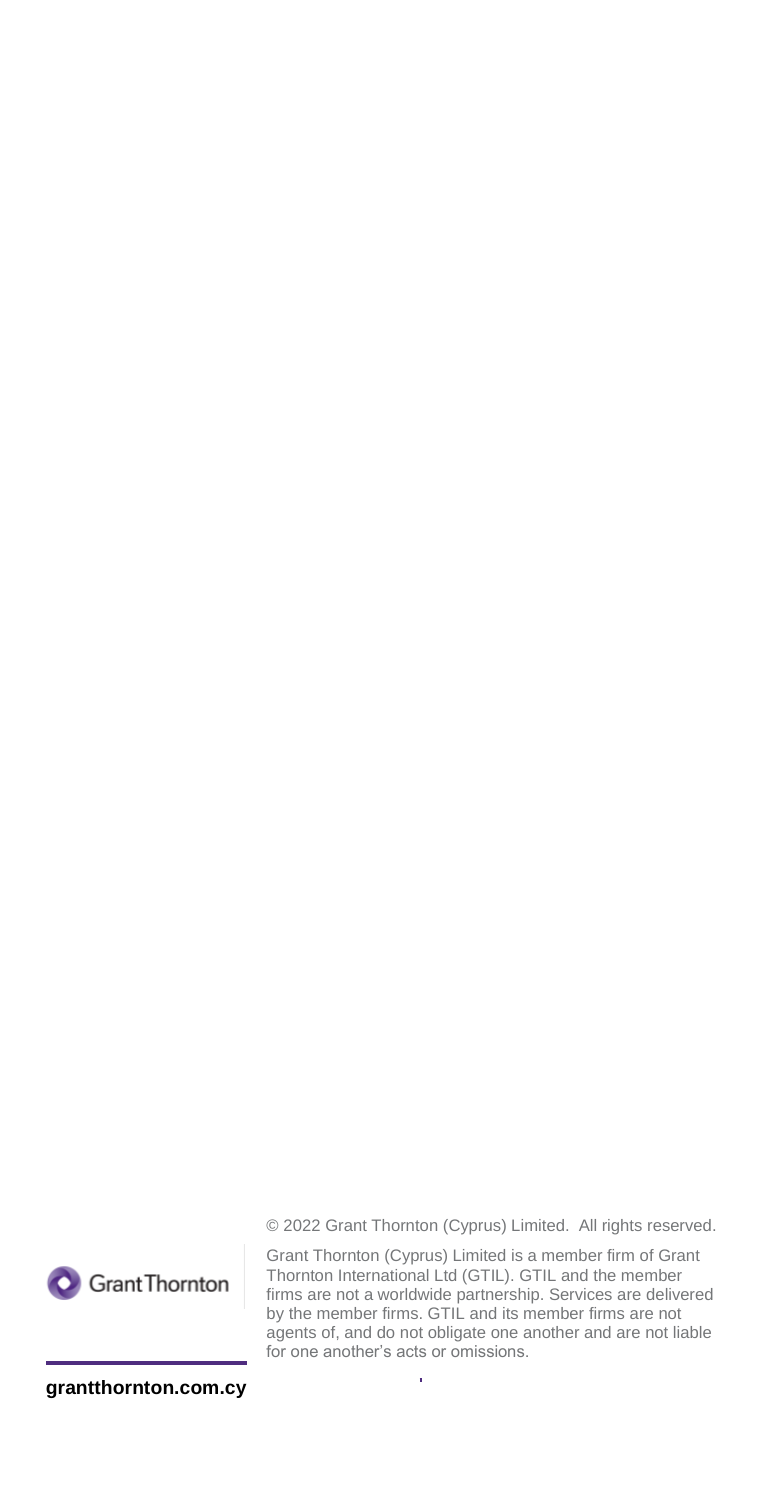© 2022 Grant Thornton (Cyprus) Limited. All rights reserved.

Grant Thornton

Grant Thornton (Cyprus) Limited is a member firm of Grant Thornton International Ltd (GTIL). GTIL and the member firms are not a worldwide partnership. Services are delivered by the member firms. GTIL and its member firms are not agents of, and do not obligate one another and are not liable for one another's acts or omissions.

**grantthornton.com.cy**